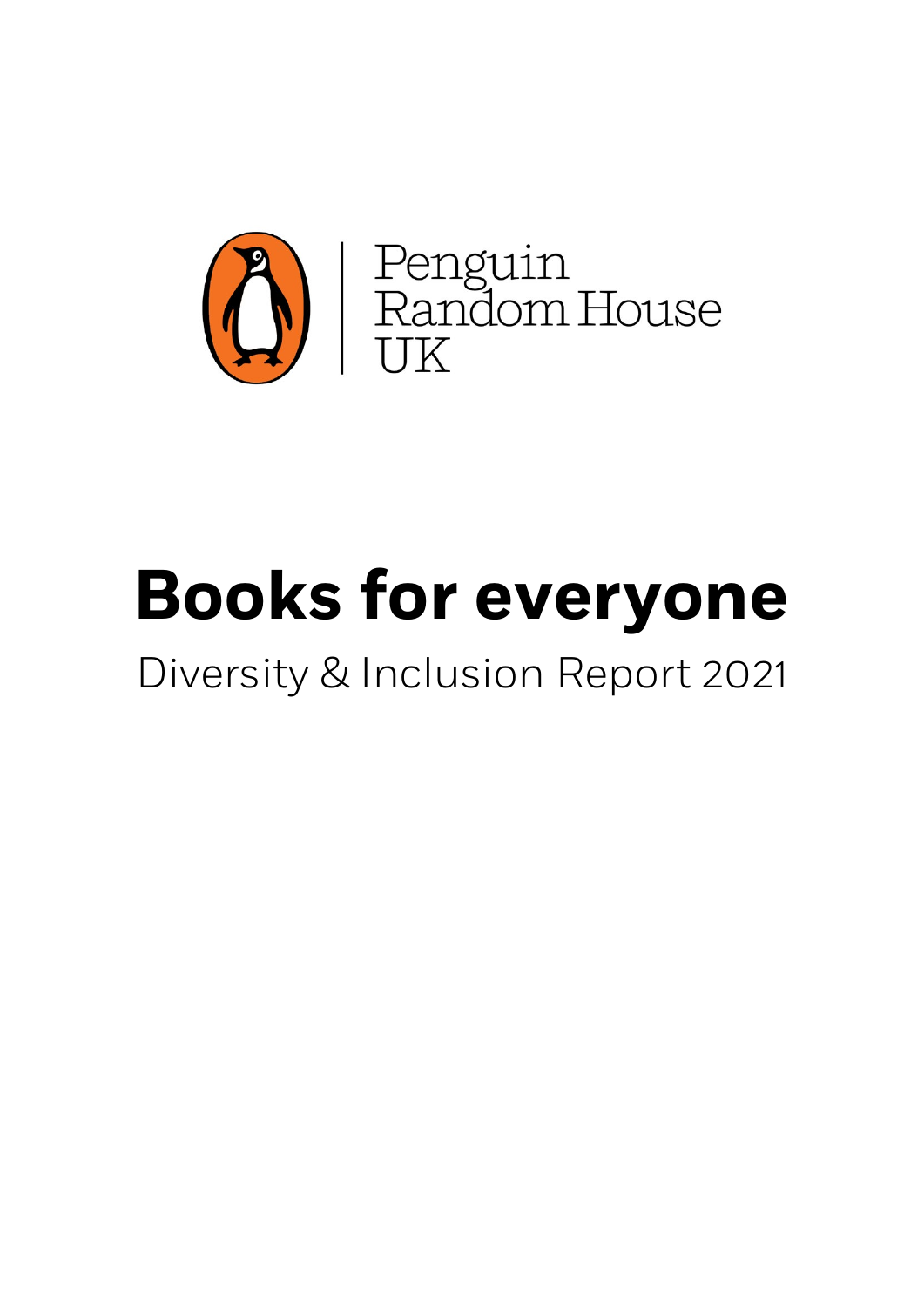Penguin Random House UK

# Books for everyone

## Diversity & Inclusion Report 2021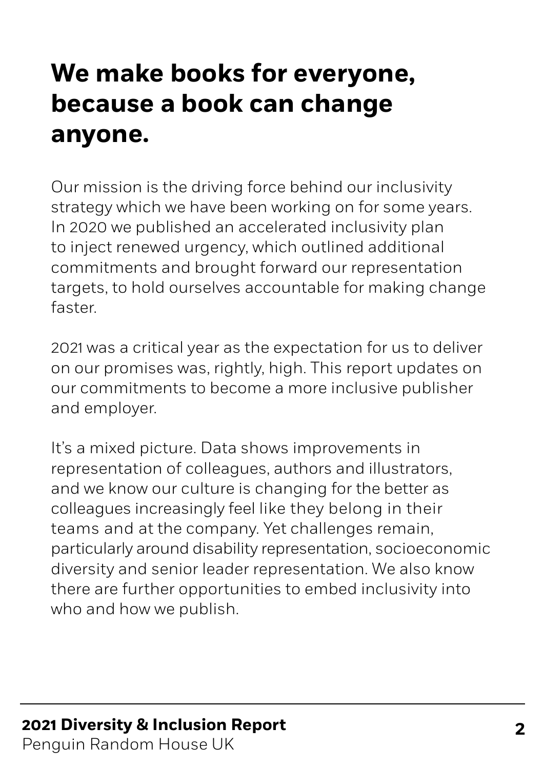# We make books for everyone, because a book can change anyone.

Our mission is the driving force behind our inclusivity strategy which we have been working on for some years. In 2020 we published an accelerated inclusivity plan to inject renewed urgency, which outlined additional commitments and brought forward our representation targets, to hold ourselves accountable for making change faster.

2021 was a critical year as the expectation for us to deliver on our promises was, rightly, high. This report updates on our commitments to become a more inclusive publisher and employer.

It's a mixed picture. Data shows improvements in representation of colleagues, authors and illustrators, and we know our culture is changing for the better as colleagues increasingly feel like they belong in their teams and at the company. Yet challenges remain, particularly around disability representation, socioeconomic diversity and senior leader representation. We also know there are further opportunities to embed inclusivity into who and how we publish.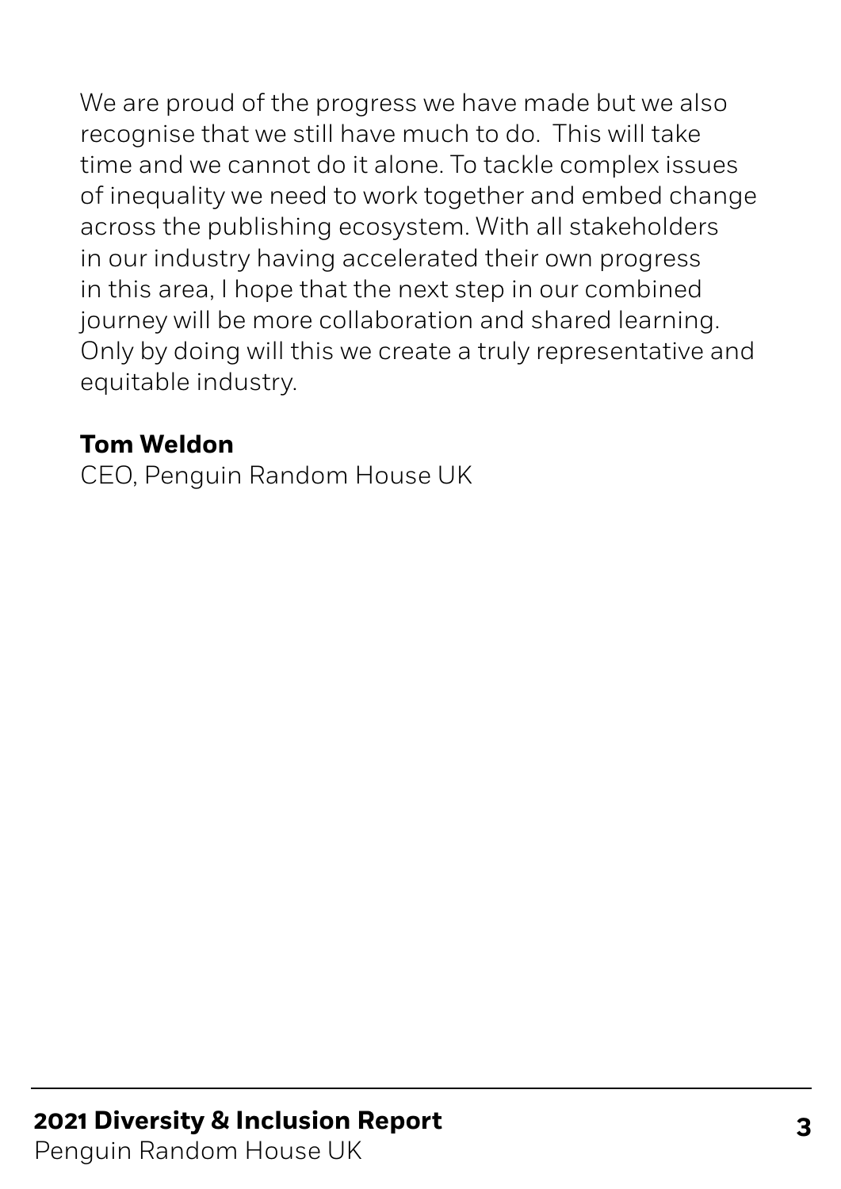We are proud of the progress we have made but we also recognise that we still have much to do. This will take time and we cannot do it alone. To tackle complex issues of inequality we need to work together and embed change across the publishing ecosystem. With all stakeholders in our industry having accelerated their own progress in this area, I hope that the next step in our combined journey will be more collaboration and shared learning. Only by doing will this we create a truly representative and equitable industry.

**Tom Weldon**
CEO, Penguin Random House UK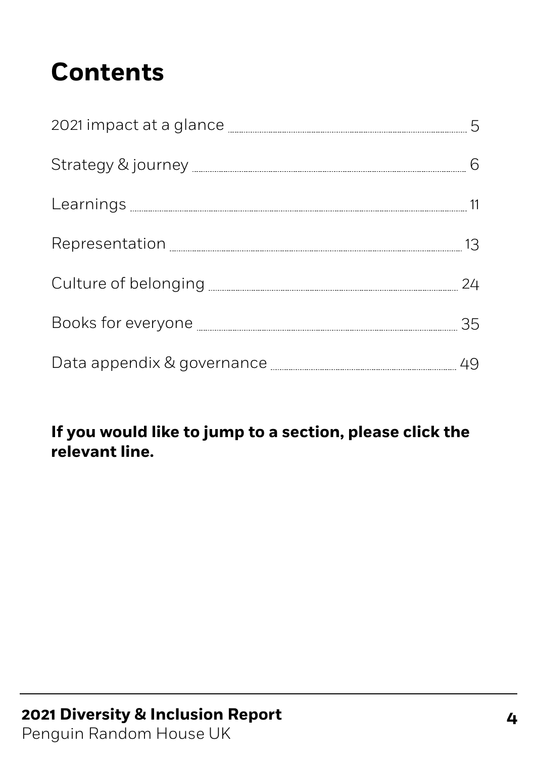# Contents

| | |
|---|---|
| 2021 impact at a glance | 5 |
| Strategy & journey | 6 |
| Learnings | 11 |
| Representation | 13 |
| Culture of belonging | 24 |
| Books for everyone | 35 |
| Data appendix & governance | 49 |

**If you would like to jump to a section, please click the relevant line.**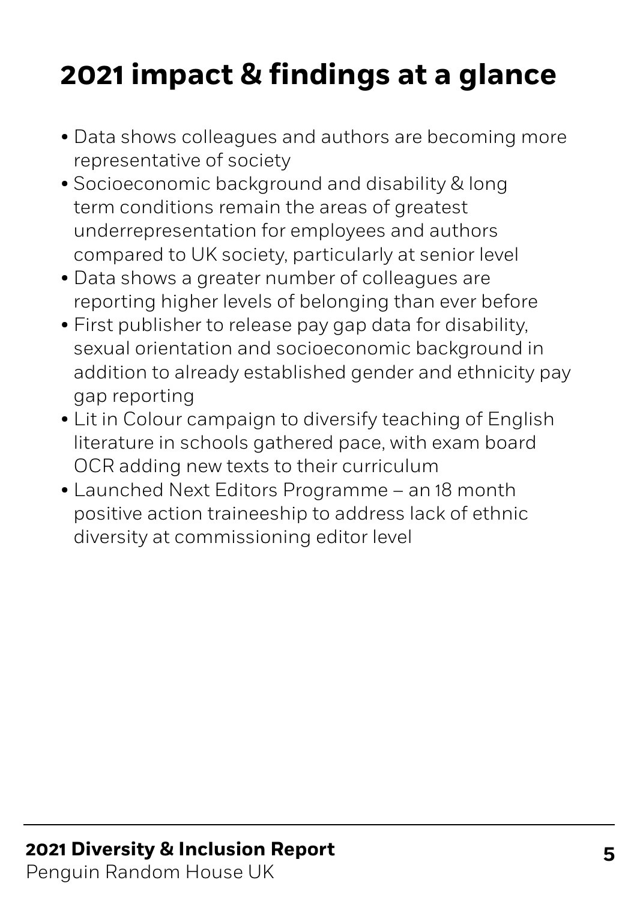# 2021 impact & findings at a glance

- Data shows colleagues and authors are becoming more representative of society
- Socioeconomic background and disability & long term conditions remain the areas of greatest underrepresentation for employees and authors compared to UK society, particularly at senior level
- Data shows a greater number of colleagues are reporting higher levels of belonging than ever before
- First publisher to release pay gap data for disability, sexual orientation and socioeconomic background in addition to already established gender and ethnicity pay gap reporting
- Lit in Colour campaign to diversify teaching of English literature in schools gathered pace, with exam board OCR adding new texts to their curriculum
- Launched Next Editors Programme – an 18 month positive action traineeship to address lack of ethnic diversity at commissioning editor level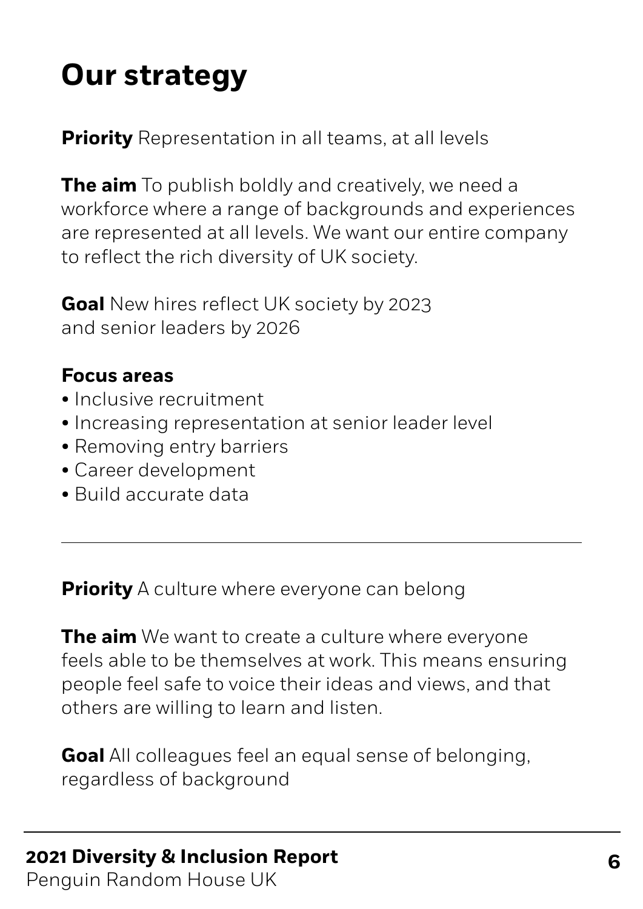# Our strategy

**Priority** Representation in all teams, at all levels

**The aim** To publish boldly and creatively, we need a workforce where a range of backgrounds and experiences are represented at all levels. We want our entire company to reflect the rich diversity of UK society.

**Goal** New hires reflect UK society by 2023 and senior leaders by 2026

**Focus areas**

- Inclusive recruitment
- Increasing representation at senior leader level
- Removing entry barriers
- Career development
- Build accurate data

---

**Priority** A culture where everyone can belong

**The aim** We want to create a culture where everyone feels able to be themselves at work. This means ensuring people feel safe to voice their ideas and views, and that others are willing to learn and listen.

**Goal** All colleagues feel an equal sense of belonging, regardless of background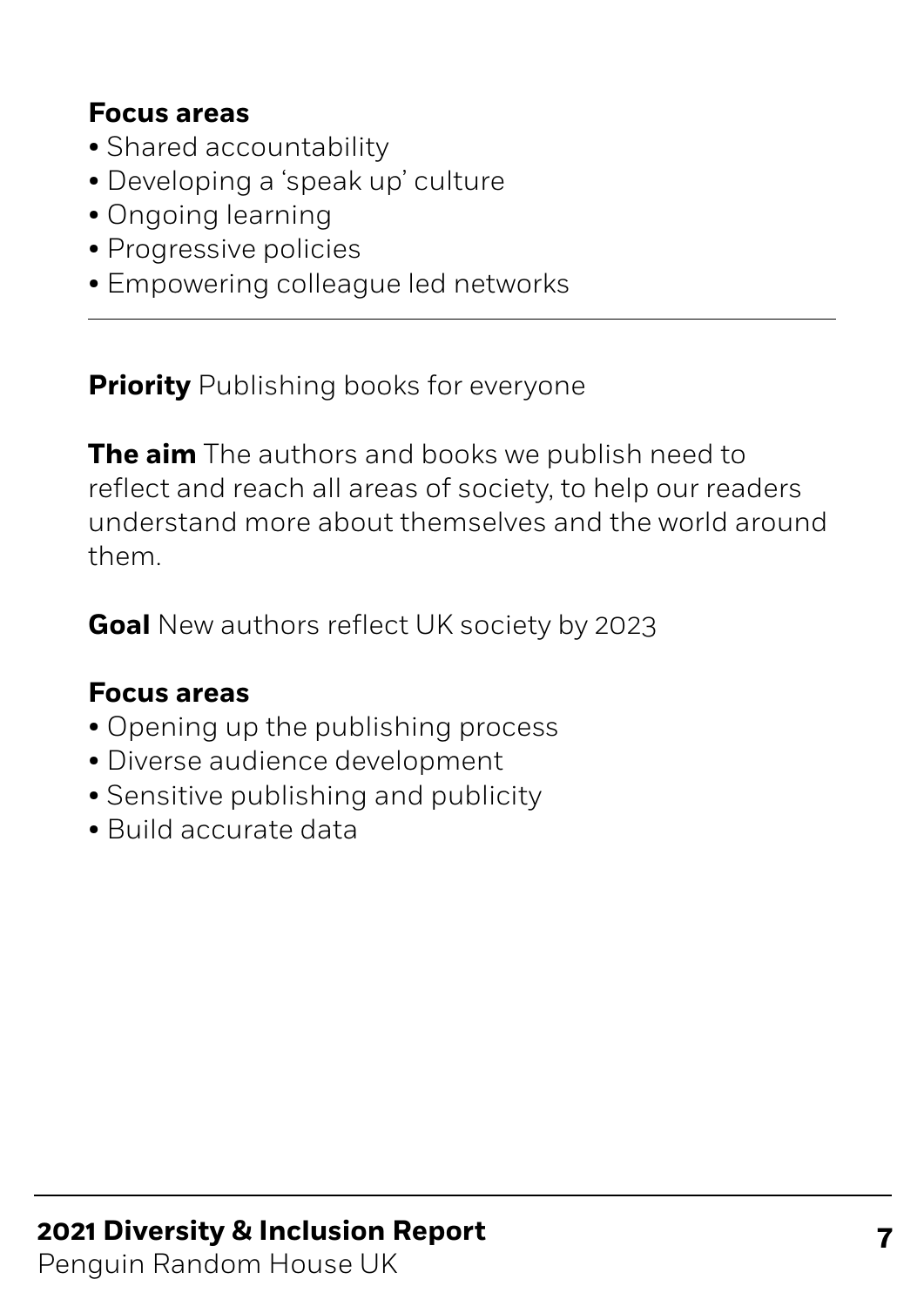**Focus areas**

- Shared accountability
- Developing a 'speak up' culture
- Ongoing learning
- Progressive policies
- Empowering colleague led networks

---

**Priority** Publishing books for everyone

**The aim** The authors and books we publish need to reflect and reach all areas of society, to help our readers understand more about themselves and the world around them.

**Goal** New authors reflect UK society by 2023

**Focus areas**

- Opening up the publishing process
- Diverse audience development
- Sensitive publishing and publicity
- Build accurate data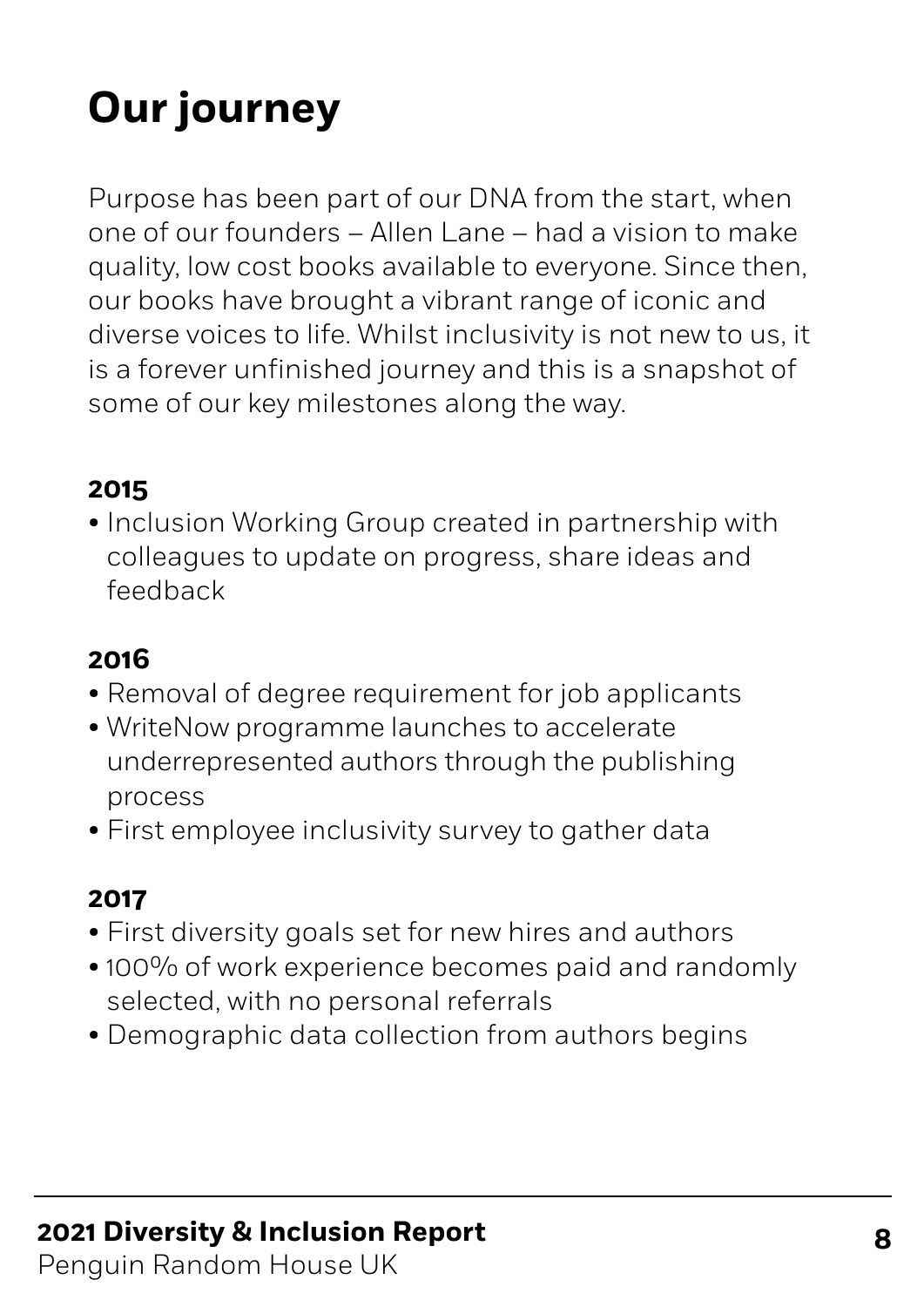# Our journey

Purpose has been part of our DNA from the start, when one of our founders – Allen Lane – had a vision to make quality, low cost books available to everyone. Since then, our books have brought a vibrant range of iconic and diverse voices to life. Whilst inclusivity is not new to us, it is a forever unfinished journey and this is a snapshot of some of our key milestones along the way.

**2015**

- Inclusion Working Group created in partnership with colleagues to update on progress, share ideas and feedback

**2016**

- Removal of degree requirement for job applicants
- WriteNow programme launches to accelerate underrepresented authors through the publishing process
- First employee inclusivity survey to gather data

**2017**

- First diversity goals set for new hires and authors
- 100% of work experience becomes paid and randomly selected, with no personal referrals
- Demographic data collection from authors begins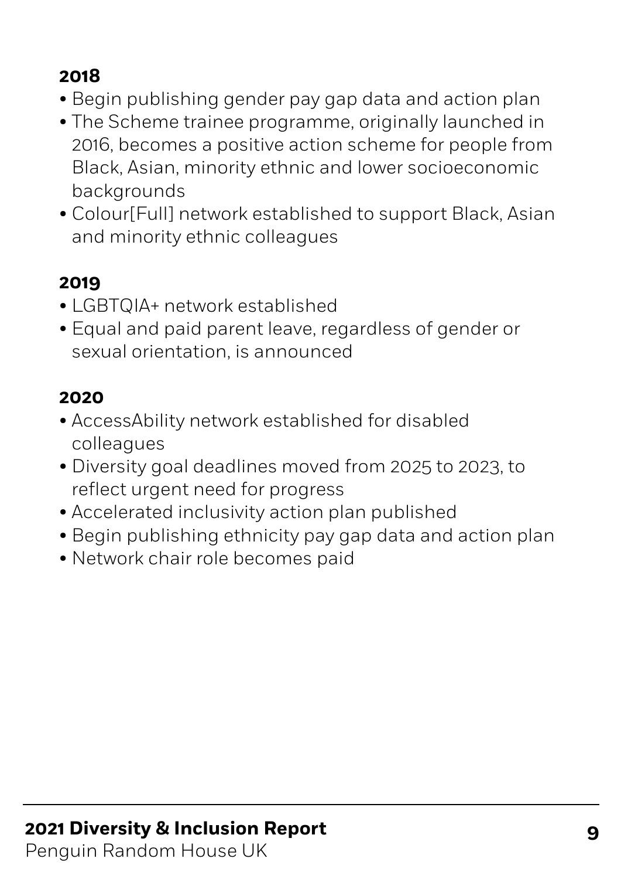**2018**

- Begin publishing gender pay gap data and action plan
- The Scheme trainee programme, originally launched in 2016, becomes a positive action scheme for people from Black, Asian, minority ethnic and lower socioeconomic backgrounds
- Colour[Full] network established to support Black, Asian and minority ethnic colleagues

**2019**

- LGBTQIA+ network established
- Equal and paid parent leave, regardless of gender or sexual orientation, is announced

**2020**

- AccessAbility network established for disabled colleagues
- Diversity goal deadlines moved from 2025 to 2023, to reflect urgent need for progress
- Accelerated inclusivity action plan published
- Begin publishing ethnicity pay gap data and action plan
- Network chair role becomes paid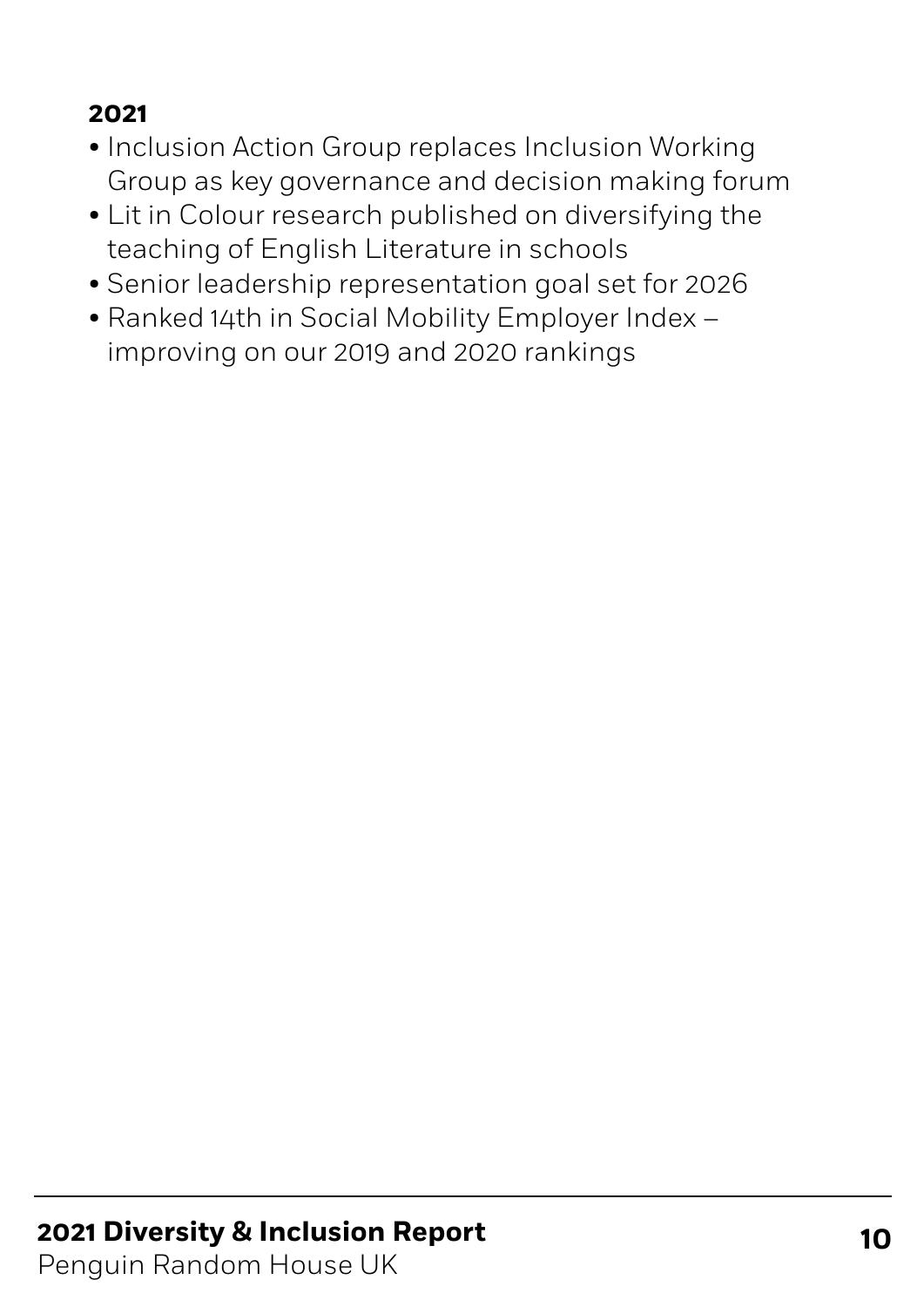**2021**

- Inclusion Action Group replaces Inclusion Working Group as key governance and decision making forum
- Lit in Colour research published on diversifying the teaching of English Literature in schools
- Senior leadership representation goal set for 2026
- Ranked 14th in Social Mobility Employer Index – improving on our 2019 and 2020 rankings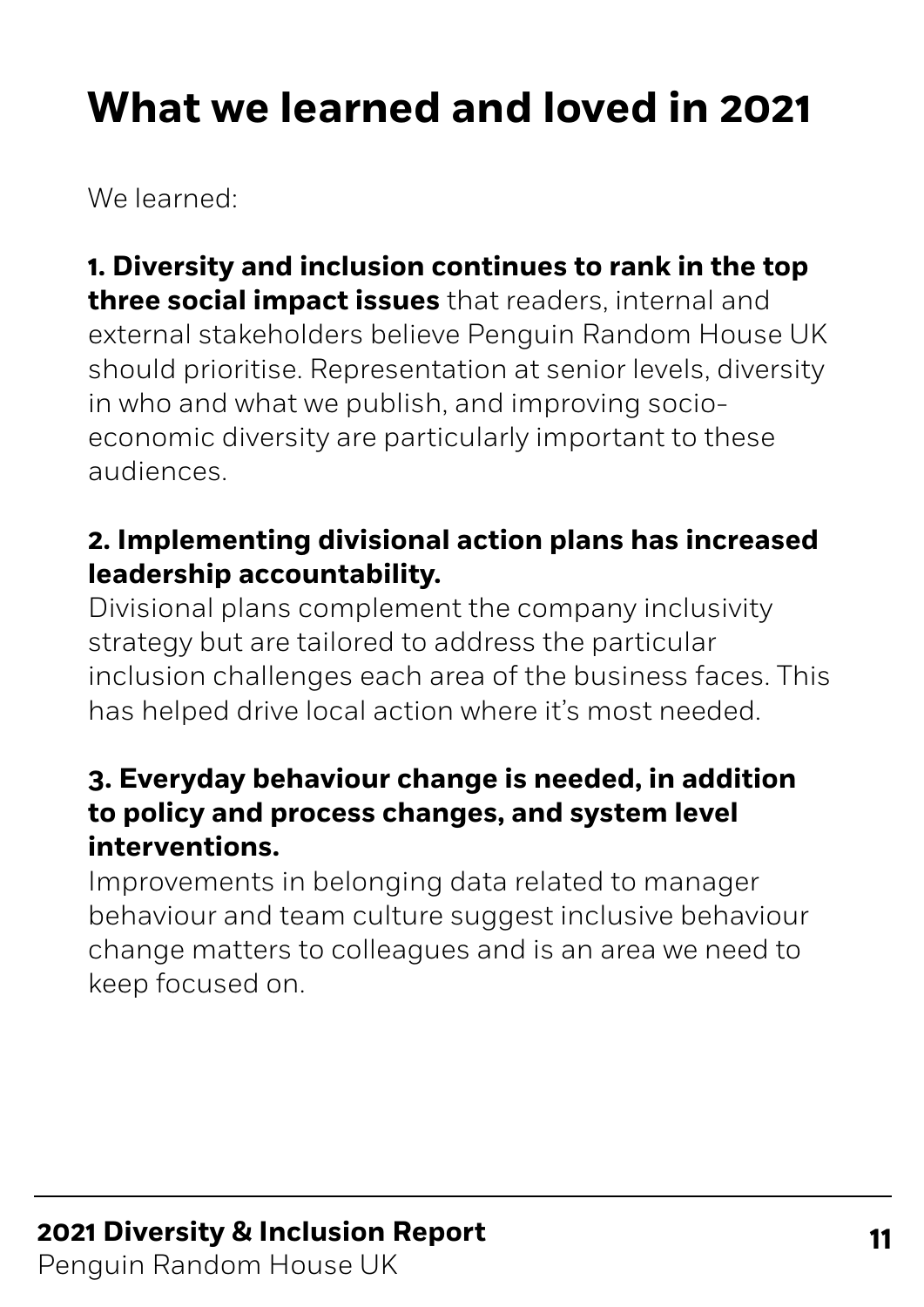# What we learned and loved in 2021

We learned:

**1. Diversity and inclusion continues to rank in the top three social impact issues** that readers, internal and external stakeholders believe Penguin Random House UK should prioritise. Representation at senior levels, diversity in who and what we publish, and improving socio-economic diversity are particularly important to these audiences.

**2. Implementing divisional action plans has increased leadership accountability.**
Divisional plans complement the company inclusivity strategy but are tailored to address the particular inclusion challenges each area of the business faces. This has helped drive local action where it's most needed.

**3. Everyday behaviour change is needed, in addition to policy and process changes, and system level interventions.**
Improvements in belonging data related to manager behaviour and team culture suggest inclusive behaviour change matters to colleagues and is an area we need to keep focused on.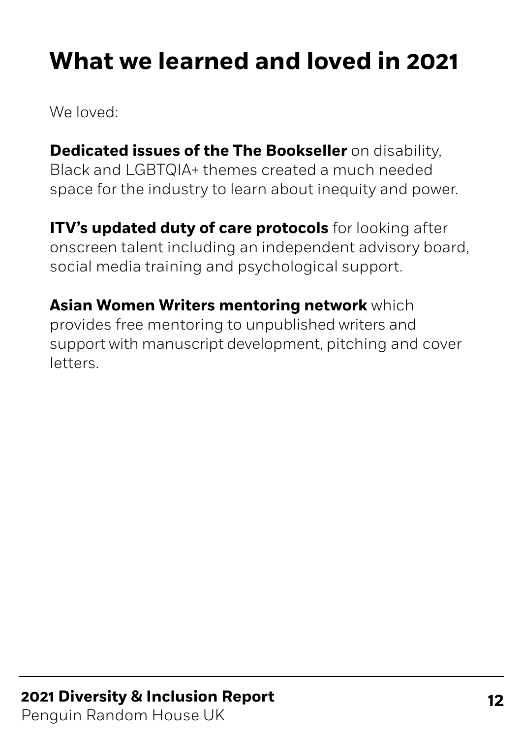# What we learned and loved in 2021

We loved:

**Dedicated issues of the The Bookseller** on disability, Black and LGBTQIA+ themes created a much needed space for the industry to learn about inequity and power.

**ITV's updated duty of care protocols** for looking after onscreen talent including an independent advisory board, social media training and psychological support.

**Asian Women Writers mentoring network** which provides free mentoring to unpublished writers and support with manuscript development, pitching and cover letters.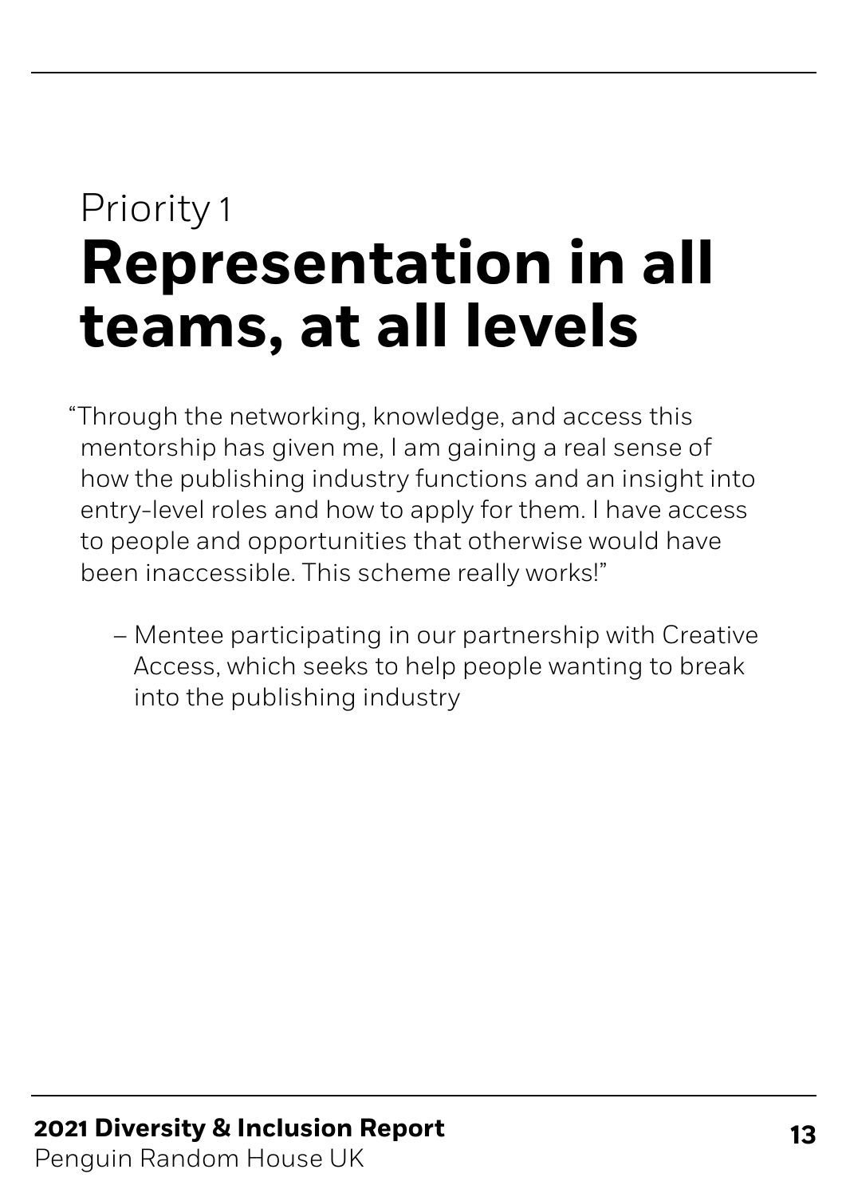Priority 1

# Representation in all teams, at all levels

"Through the networking, knowledge, and access this mentorship has given me, I am gaining a real sense of how the publishing industry functions and an insight into entry-level roles and how to apply for them. I have access to people and opportunities that otherwise would have been inaccessible. This scheme really works!"

– Mentee participating in our partnership with Creative Access, which seeks to help people wanting to break into the publishing industry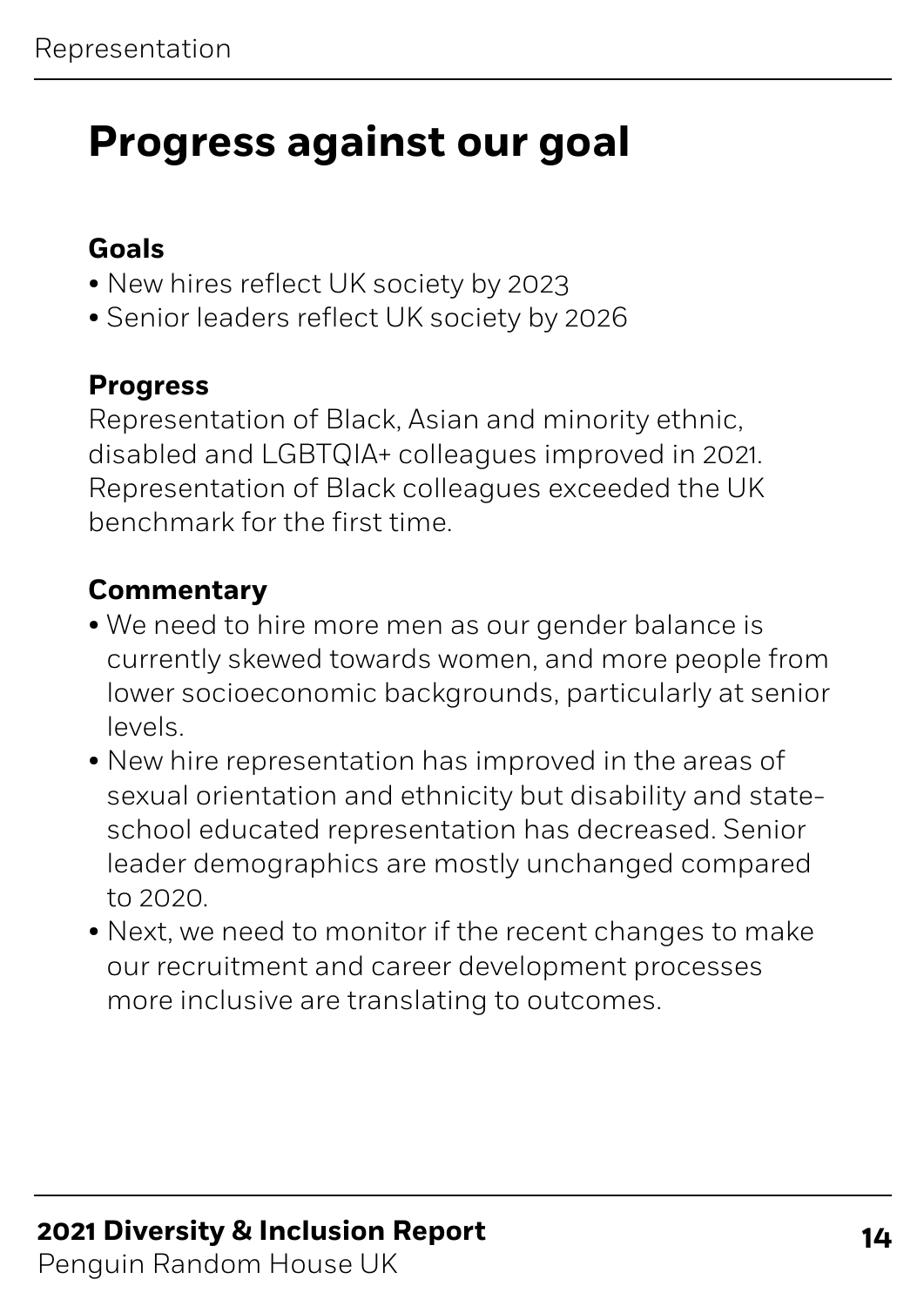# Progress against our goal

**Goals**

- New hires reflect UK society by 2023
- Senior leaders reflect UK society by 2026

**Progress**

Representation of Black, Asian and minority ethnic, disabled and LGBTQIA+ colleagues improved in 2021. Representation of Black colleagues exceeded the UK benchmark for the first time.

**Commentary**

- We need to hire more men as our gender balance is currently skewed towards women, and more people from lower socioeconomic backgrounds, particularly at senior levels.
- New hire representation has improved in the areas of sexual orientation and ethnicity but disability and state-school educated representation has decreased. Senior leader demographics are mostly unchanged compared to 2020.
- Next, we need to monitor if the recent changes to make our recruitment and career development processes more inclusive are translating to outcomes.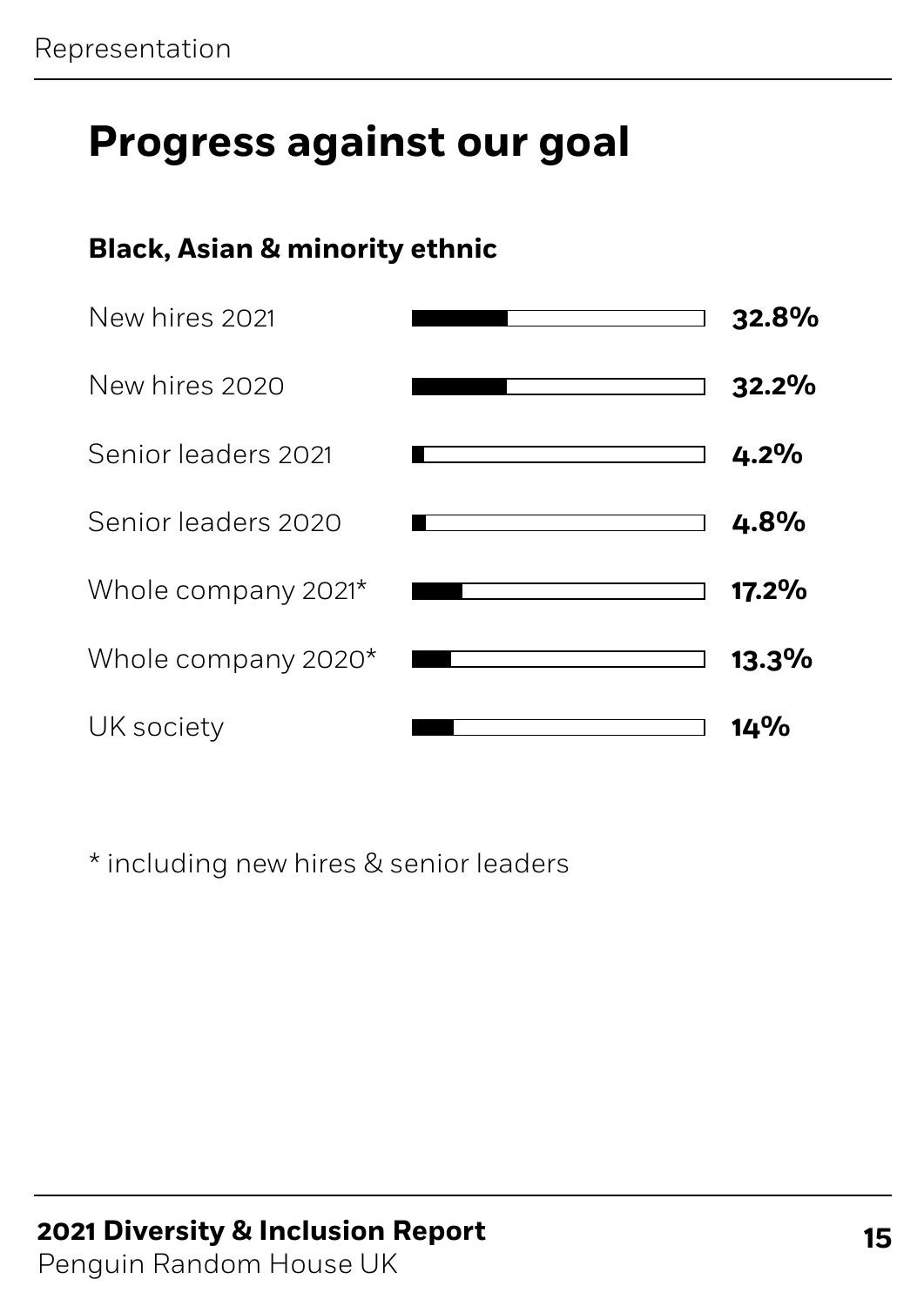# Progress against our goal

### Black, Asian & minority ethnic

| | |
|---|---|
| New hires 2021 | **32.8%** |
| New hires 2020 | **32.2%** |
| Senior leaders 2021 | **4.2%** |
| Senior leaders 2020 | **4.8%** |
| Whole company 2021* | **17.2%** |
| Whole company 2020* | **13.3%** |
| UK society | **14%** |

* including new hires & senior leaders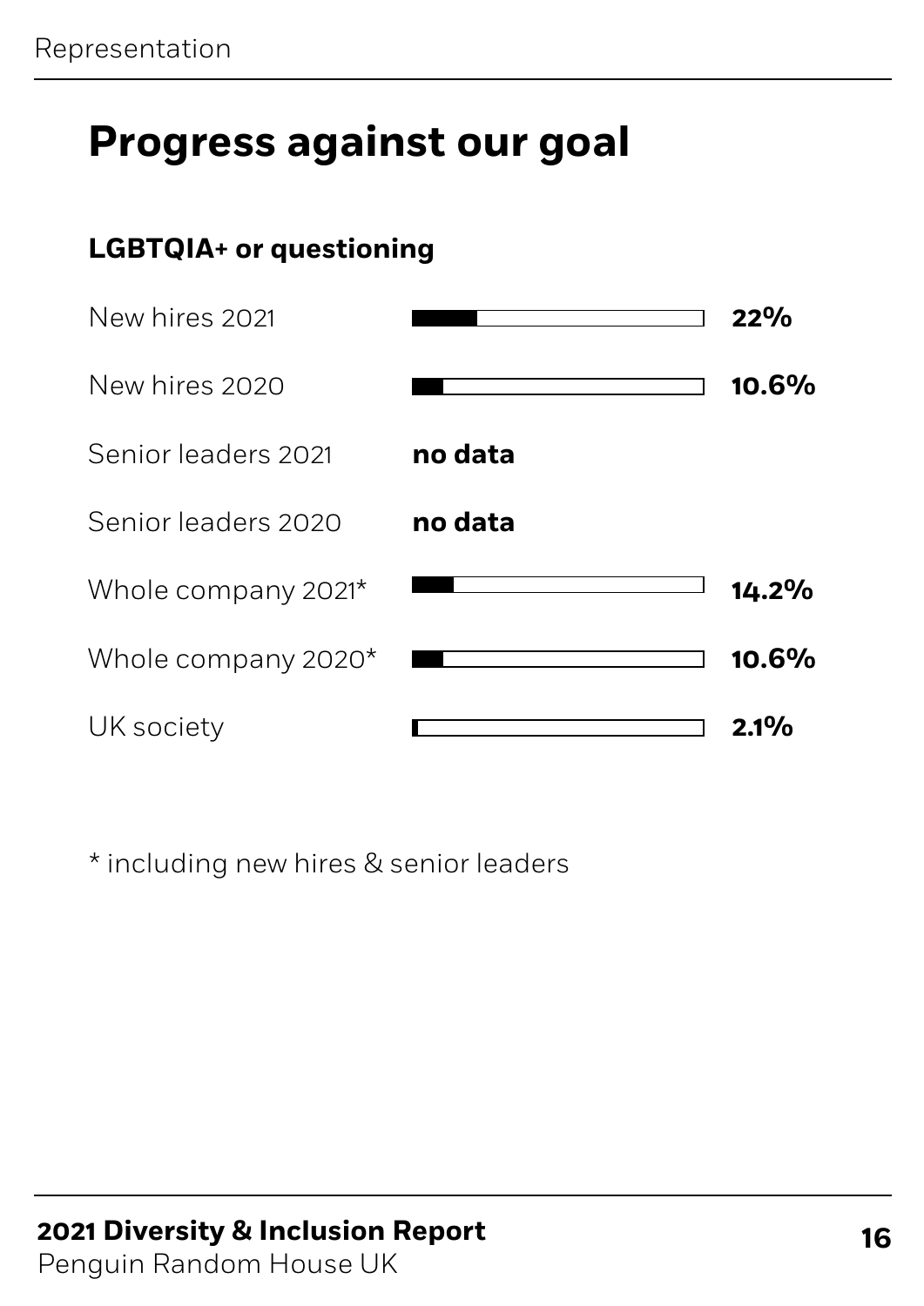# Progress against our goal

**LGBTQIA+ or questioning**

| | |
|---|---|
| New hires 2021 | **22%** |
| New hires 2020 | **10.6%** |
| Senior leaders 2021 | **no data** |
| Senior leaders 2020 | **no data** |
| Whole company 2021* | **14.2%** |
| Whole company 2020* | **10.6%** |
| UK society | **2.1%** |

* including new hires & senior leaders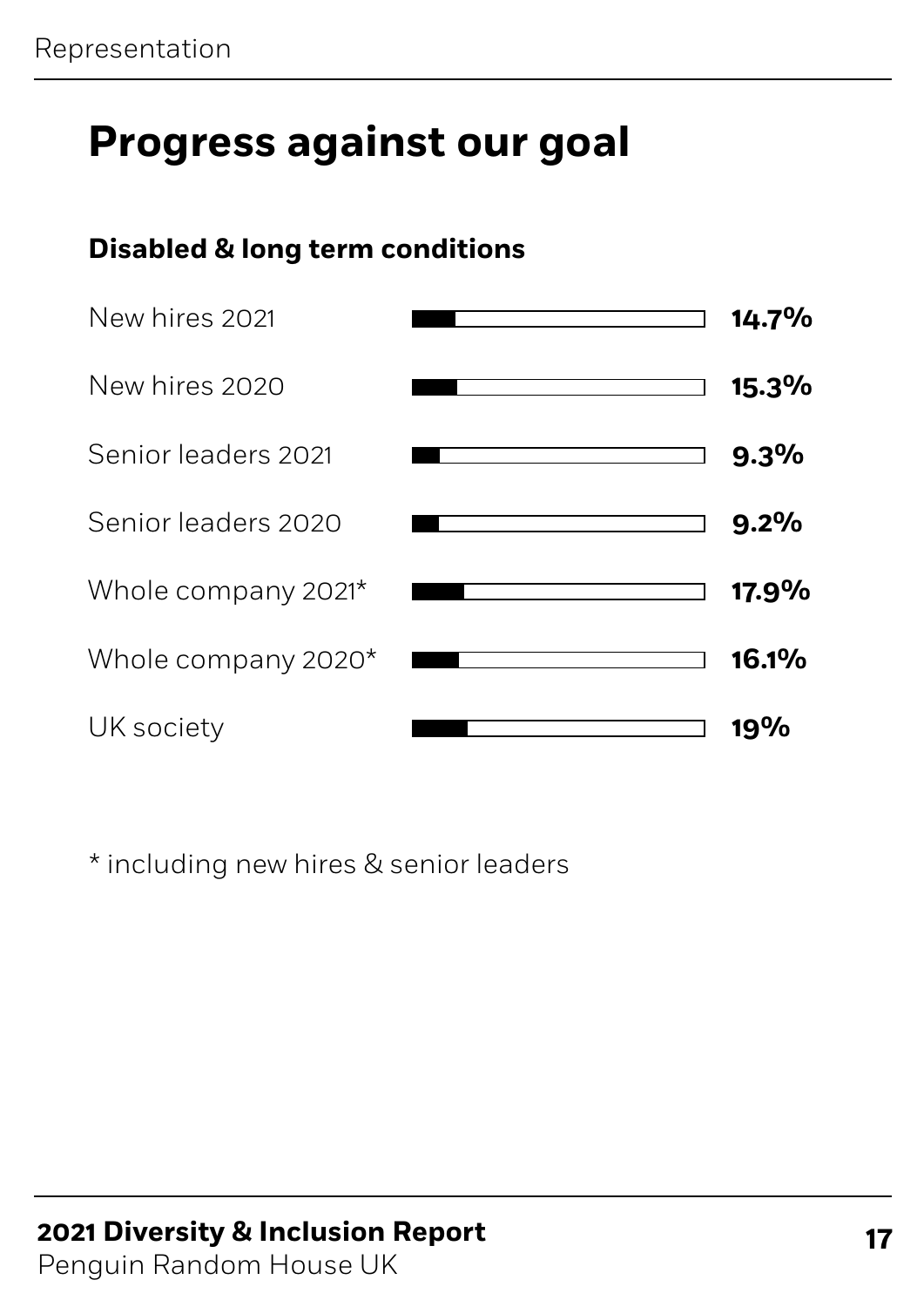# Progress against our goal

### Disabled & long term conditions

| | |
|---|---|
| New hires 2021 | **14.7%** |
| New hires 2020 | **15.3%** |
| Senior leaders 2021 | **9.3%** |
| Senior leaders 2020 | **9.2%** |
| Whole company 2021* | **17.9%** |
| Whole company 2020* | **16.1%** |
| UK society | **19%** |

* including new hires & senior leaders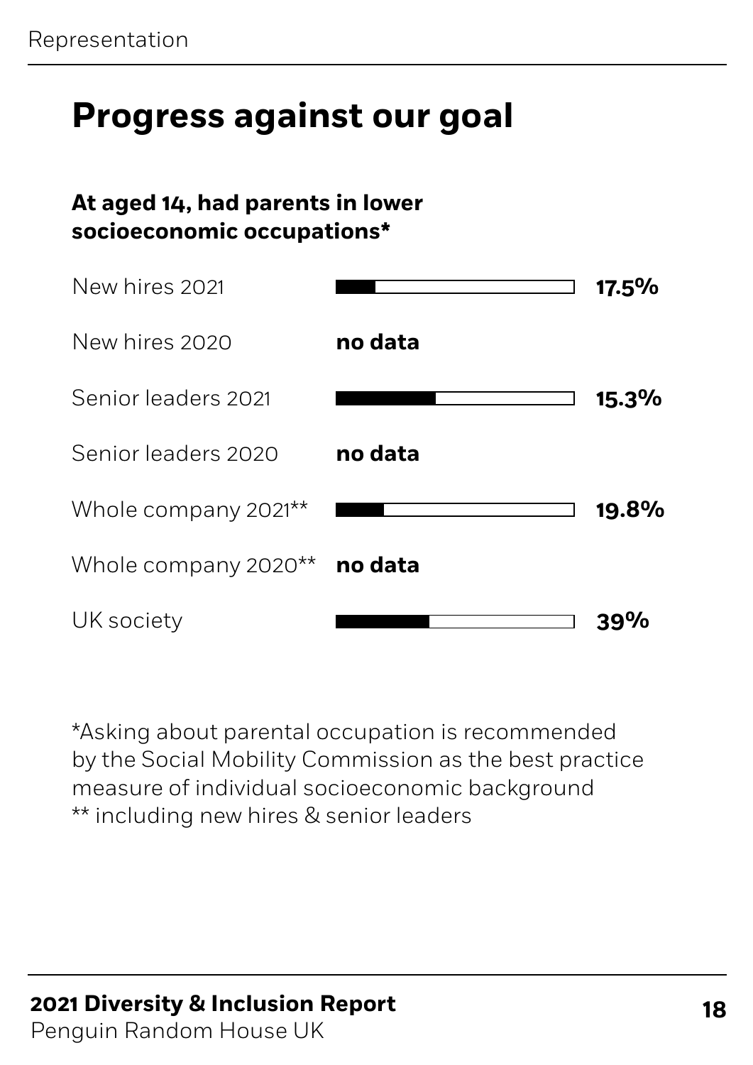# Progress against our goal

**At aged 14, had parents in lower socioeconomic occupations***

| | |
|---|---|
| New hires 2021 | **17.5%** |
| New hires 2020 | **no data** |
| Senior leaders 2021 | **15.3%** |
| Senior leaders 2020 | **no data** |
| Whole company 2021** | **19.8%** |
| Whole company 2020** | **no data** |
| UK society | **39%** |

*Asking about parental occupation is recommended by the Social Mobility Commission as the best practice measure of individual socioeconomic background
** including new hires & senior leaders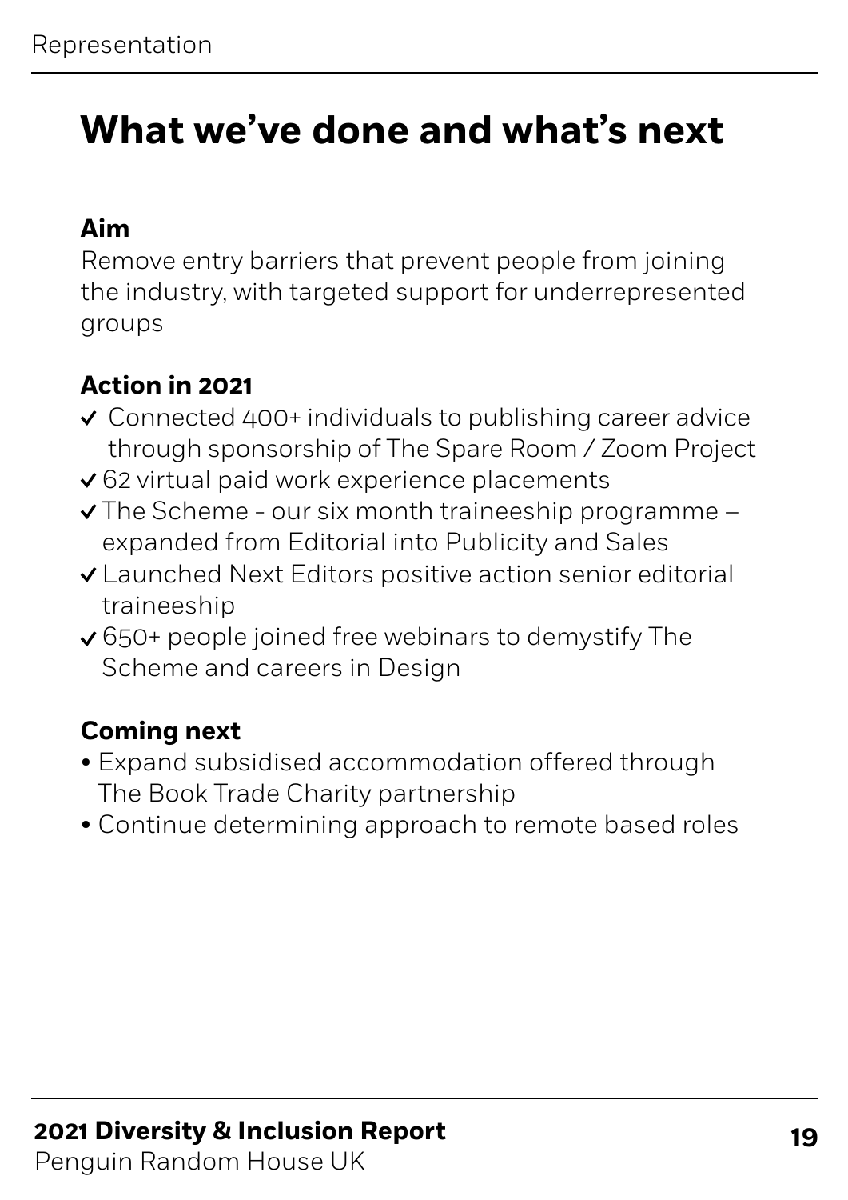# What we've done and what's next

**Aim**

Remove entry barriers that prevent people from joining the industry, with targeted support for underrepresented groups

**Action in 2021**

- ✓ Connected 400+ individuals to publishing career advice through sponsorship of The Spare Room / Zoom Project
- ✓ 62 virtual paid work experience placements
- ✓ The Scheme - our six month traineeship programme – expanded from Editorial into Publicity and Sales
- ✓ Launched Next Editors positive action senior editorial traineeship
- ✓ 650+ people joined free webinars to demystify The Scheme and careers in Design

**Coming next**

- Expand subsidised accommodation offered through The Book Trade Charity partnership
- Continue determining approach to remote based roles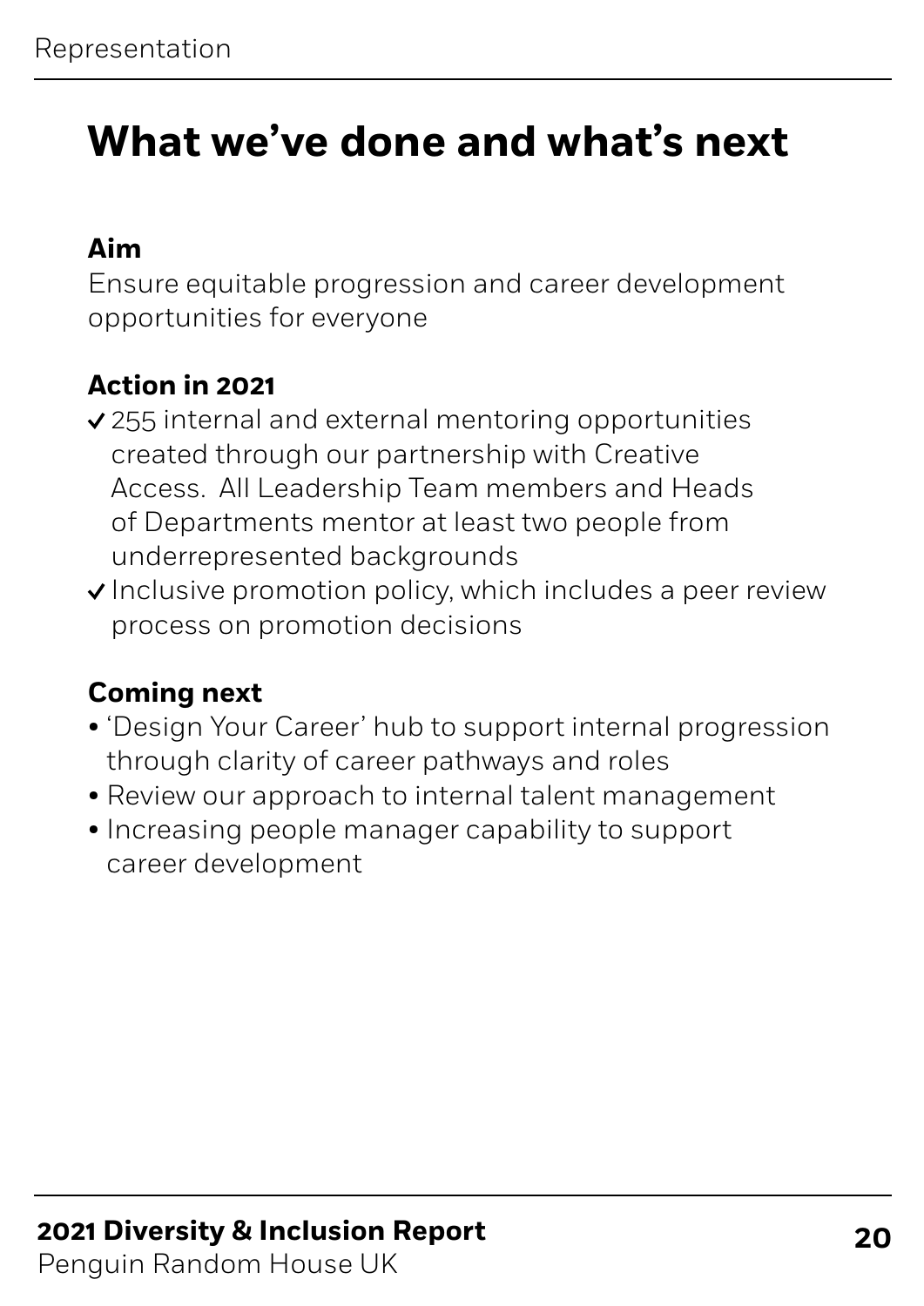# What we've done and what's next

**Aim**

Ensure equitable progression and career development opportunities for everyone

**Action in 2021**

- ✓ 255 internal and external mentoring opportunities created through our partnership with Creative Access. All Leadership Team members and Heads of Departments mentor at least two people from underrepresented backgrounds
- ✓ Inclusive promotion policy, which includes a peer review process on promotion decisions

**Coming next**

- 'Design Your Career' hub to support internal progression through clarity of career pathways and roles
- Review our approach to internal talent management
- Increasing people manager capability to support career development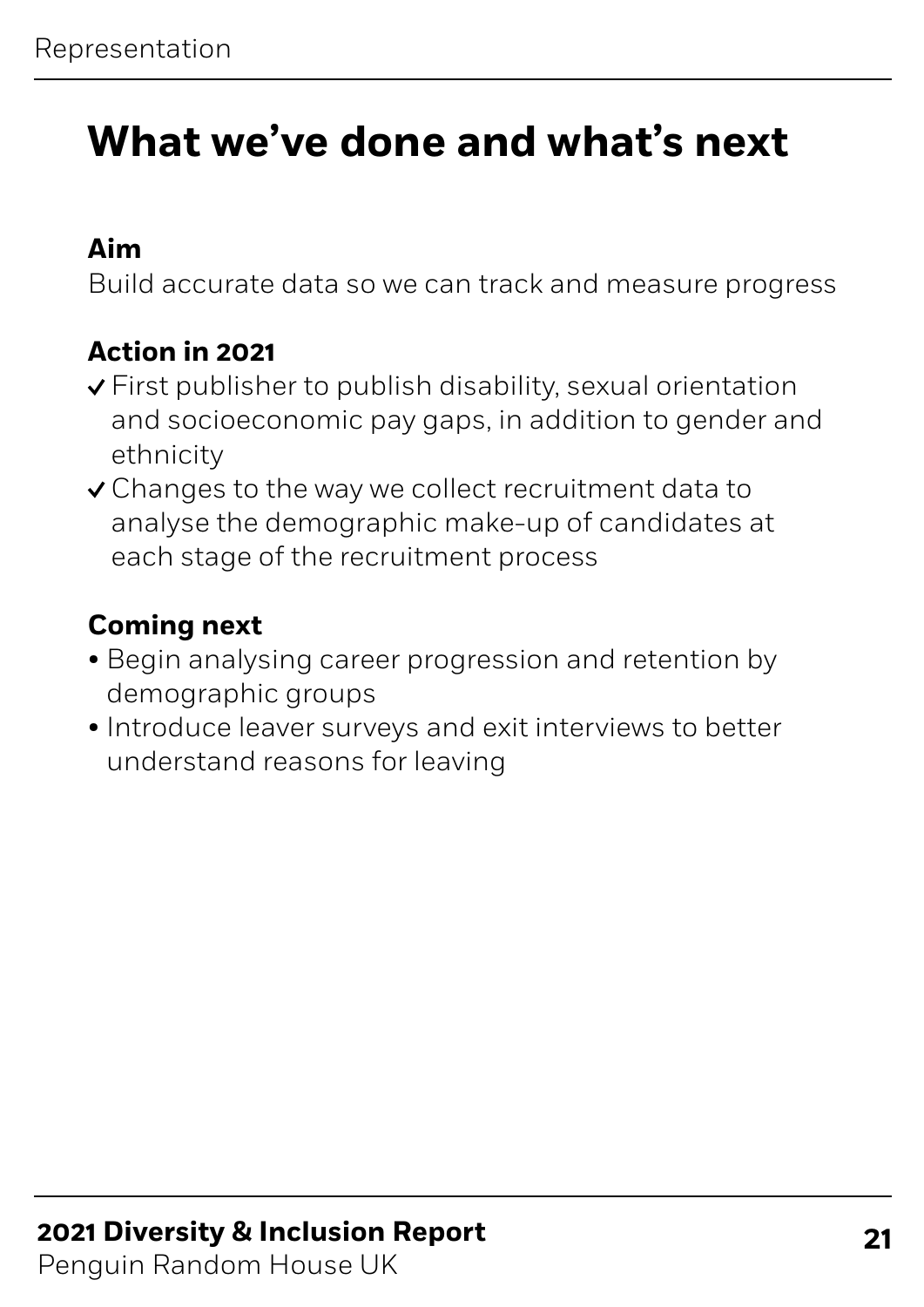# What we've done and what's next

**Aim**

Build accurate data so we can track and measure progress

**Action in 2021**

- ✓ First publisher to publish disability, sexual orientation and socioeconomic pay gaps, in addition to gender and ethnicity
- ✓ Changes to the way we collect recruitment data to analyse the demographic make-up of candidates at each stage of the recruitment process

**Coming next**

- Begin analysing career progression and retention by demographic groups
- Introduce leaver surveys and exit interviews to better understand reasons for leaving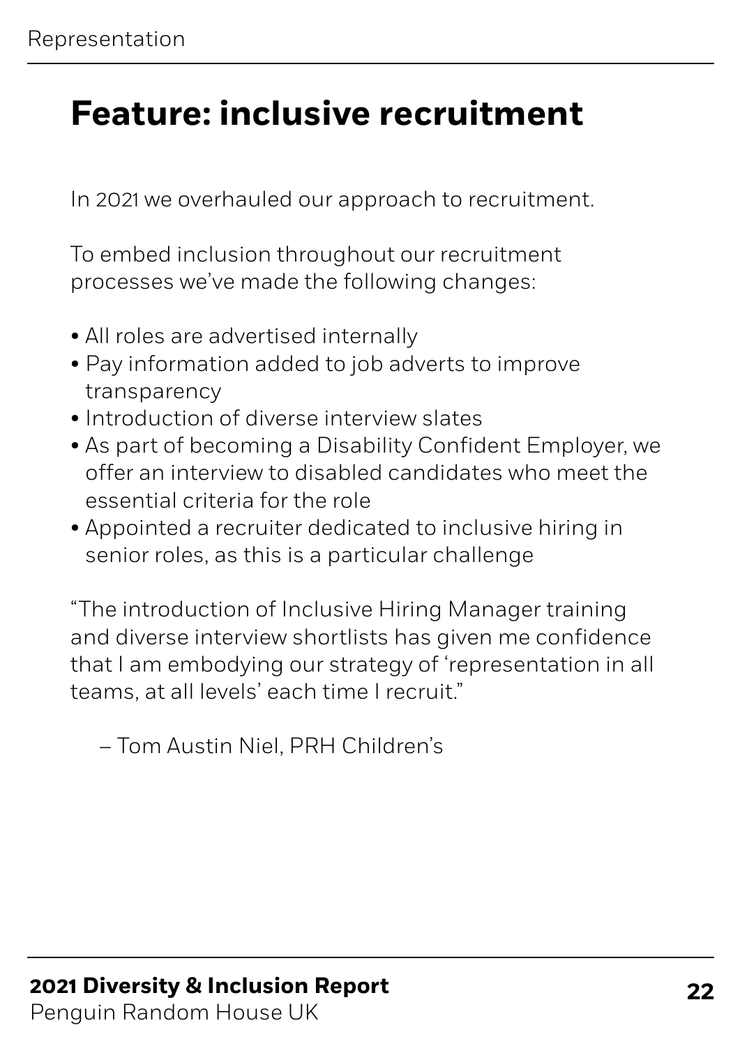# Feature: inclusive recruitment

In 2021 we overhauled our approach to recruitment.

To embed inclusion throughout our recruitment processes we've made the following changes:

- All roles are advertised internally
- Pay information added to job adverts to improve transparency
- Introduction of diverse interview slates
- As part of becoming a Disability Confident Employer, we offer an interview to disabled candidates who meet the essential criteria for the role
- Appointed a recruiter dedicated to inclusive hiring in senior roles, as this is a particular challenge

"The introduction of Inclusive Hiring Manager training and diverse interview shortlists has given me confidence that I am embodying our strategy of 'representation in all teams, at all levels' each time I recruit."

– Tom Austin Niel, PRH Children's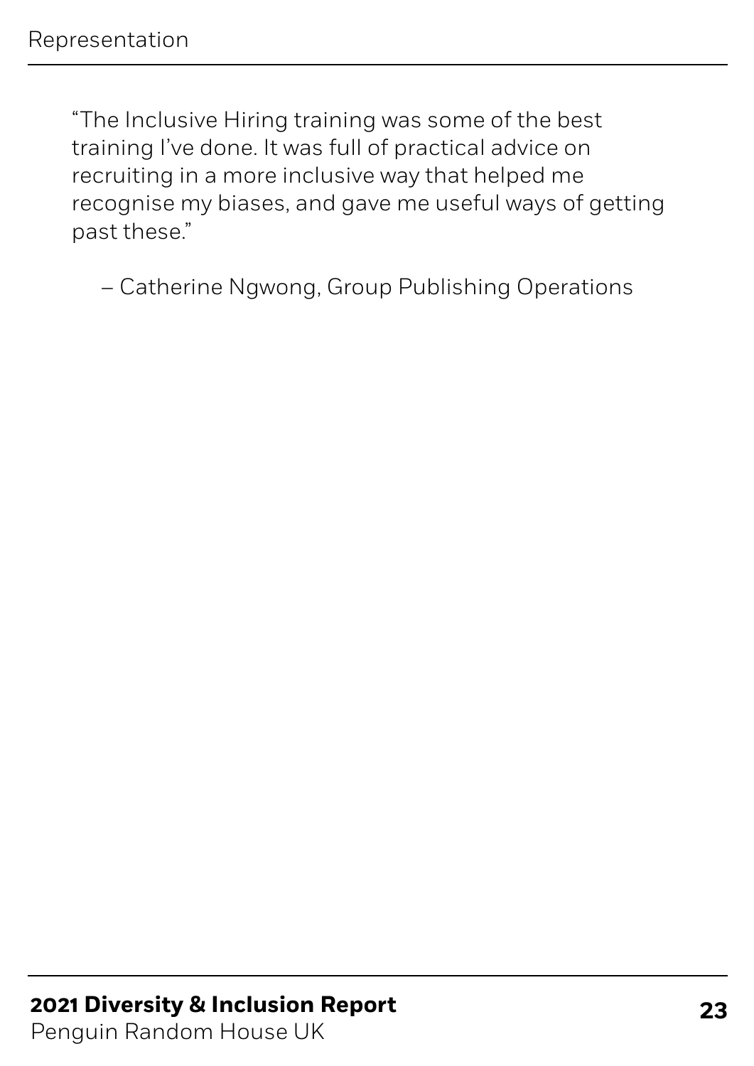"The Inclusive Hiring training was some of the best training I've done. It was full of practical advice on recruiting in a more inclusive way that helped me recognise my biases, and gave me useful ways of getting past these."

– Catherine Ngwong, Group Publishing Operations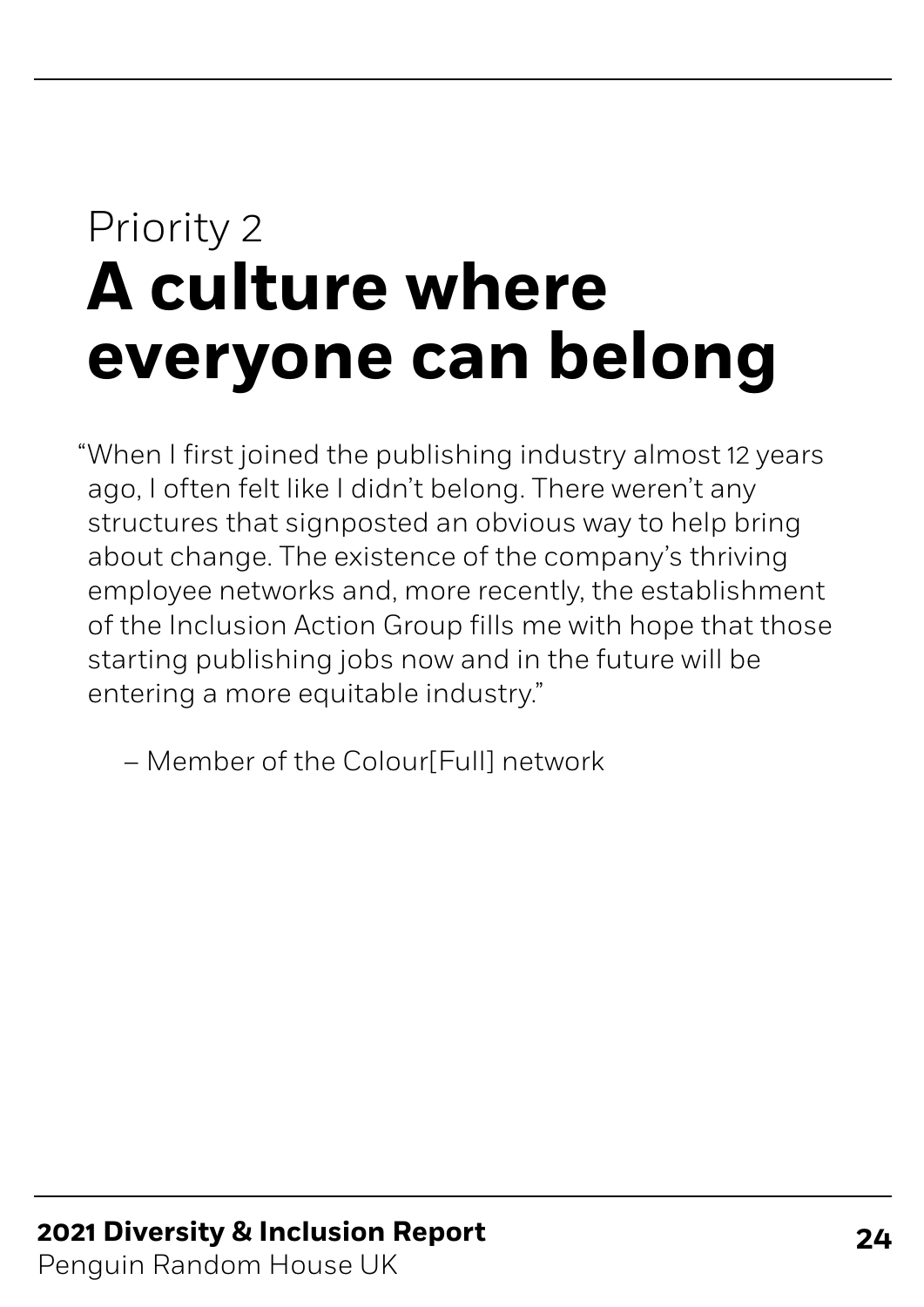Priority 2

# A culture where everyone can belong

"When I first joined the publishing industry almost 12 years ago, I often felt like I didn't belong. There weren't any structures that signposted an obvious way to help bring about change. The existence of the company's thriving employee networks and, more recently, the establishment of the Inclusion Action Group fills me with hope that those starting publishing jobs now and in the future will be entering a more equitable industry."

– Member of the Colour[Full] network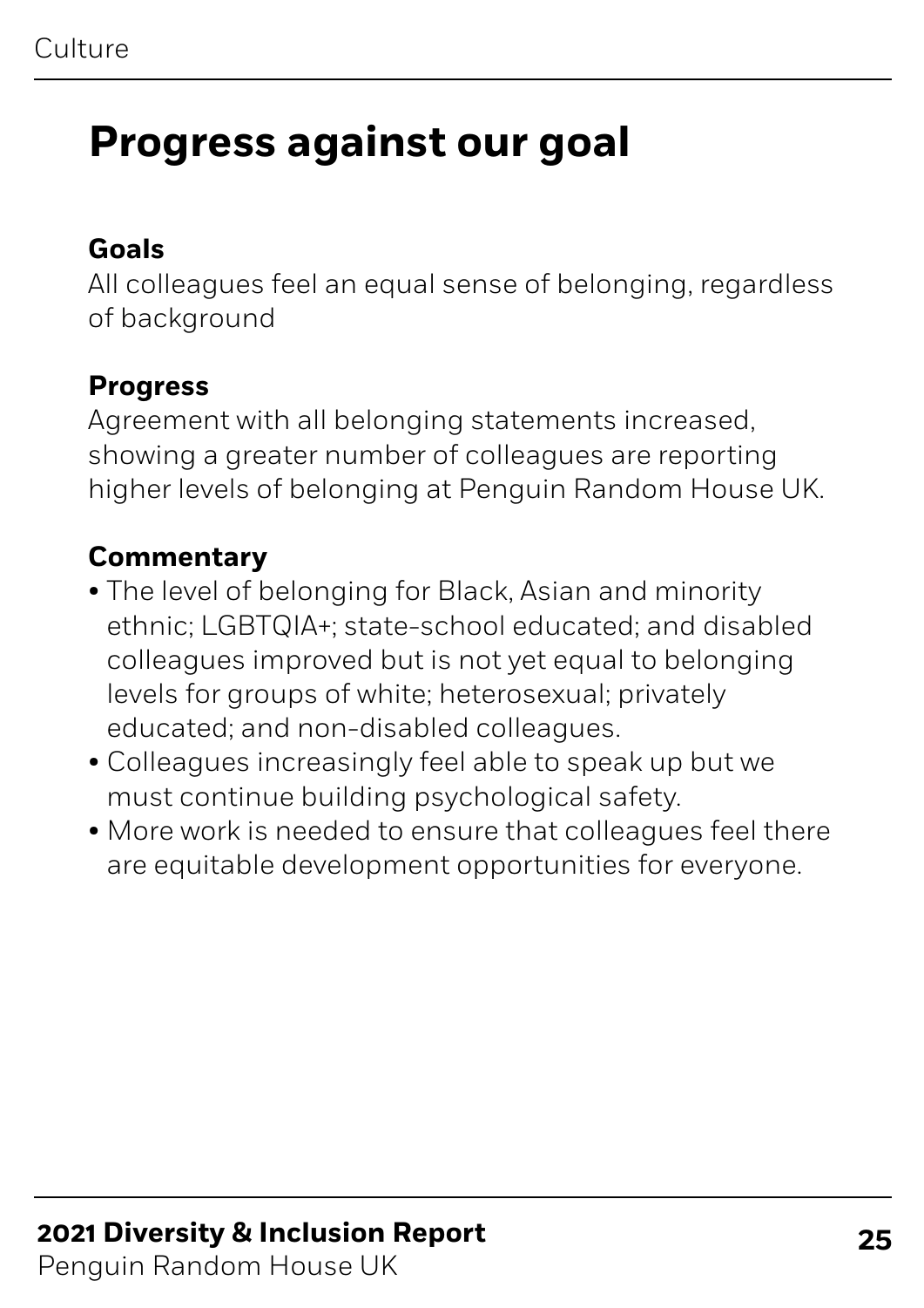# Progress against our goal

**Goals**

All colleagues feel an equal sense of belonging, regardless of background

**Progress**

Agreement with all belonging statements increased, showing a greater number of colleagues are reporting higher levels of belonging at Penguin Random House UK.

**Commentary**

- The level of belonging for Black, Asian and minority ethnic; LGBTQIA+; state-school educated; and disabled colleagues improved but is not yet equal to belonging levels for groups of white; heterosexual; privately educated; and non-disabled colleagues.
- Colleagues increasingly feel able to speak up but we must continue building psychological safety.
- More work is needed to ensure that colleagues feel there are equitable development opportunities for everyone.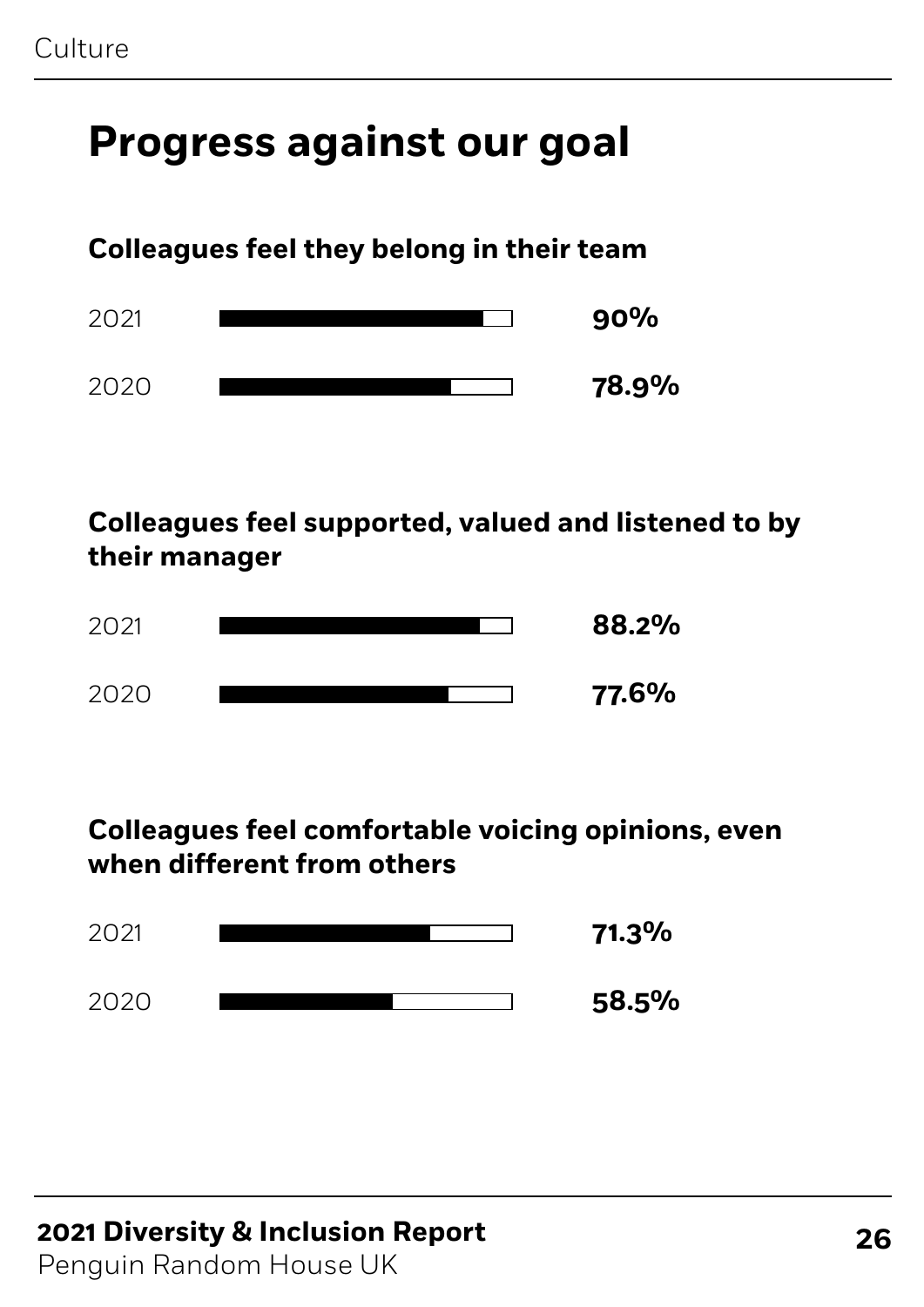# Progress against our goal

**Colleagues feel they belong in their team**

| Year | % |
|---|---|
| 2021 | **90%** |
| 2020 | **78.9%** |

**Colleagues feel supported, valued and listened to by their manager**

| Year | % |
|---|---|
| 2021 | **88.2%** |
| 2020 | **77.6%** |

**Colleagues feel comfortable voicing opinions, even when different from others**

| Year | % |
|---|---|
| 2021 | **71.3%** |
| 2020 | **58.5%** |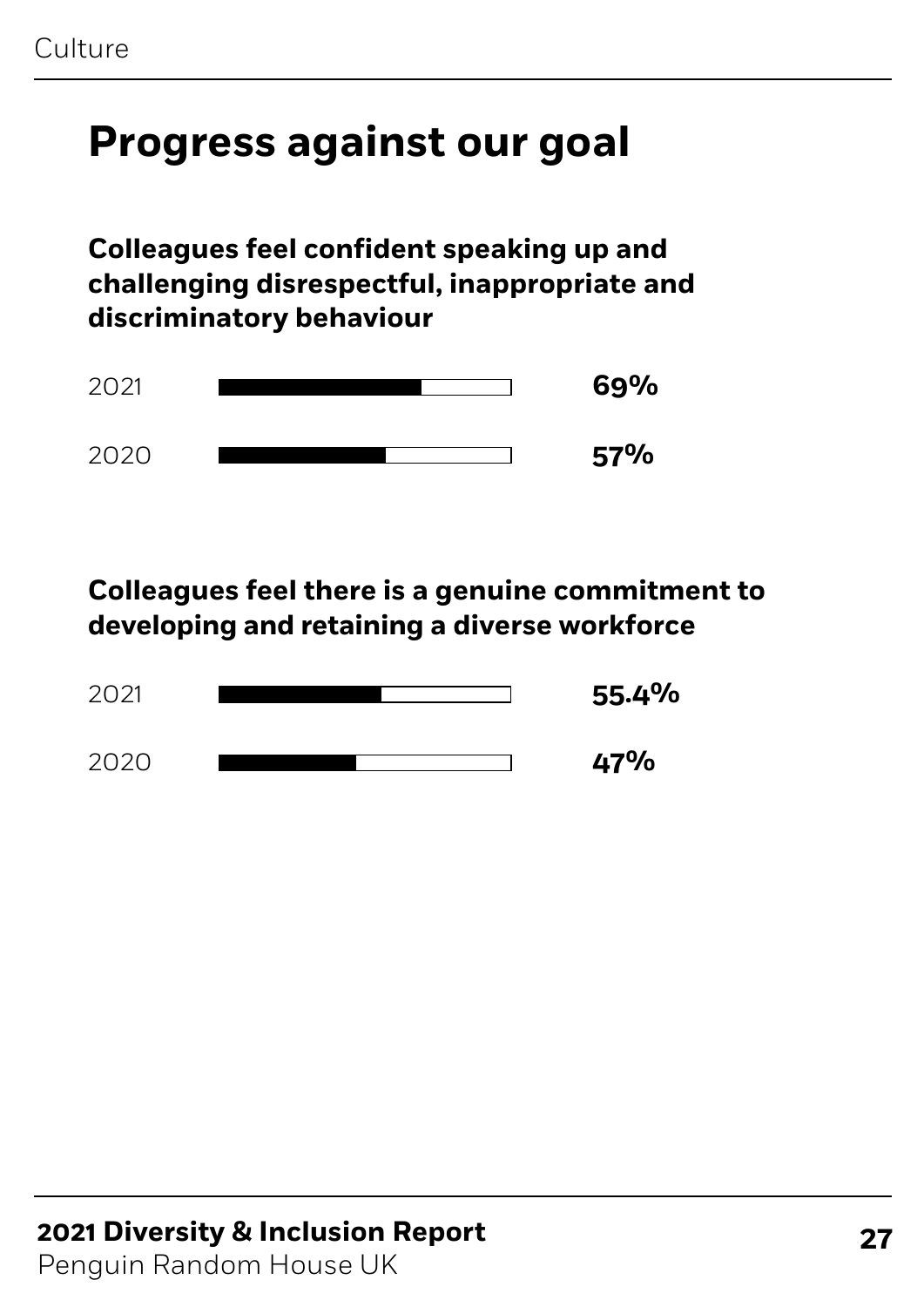# Progress against our goal

**Colleagues feel confident speaking up and challenging disrespectful, inappropriate and discriminatory behaviour**

| Year | % |
| --- | --- |
| 2021 | **69%** |
| 2020 | **57%** |

**Colleagues feel there is a genuine commitment to developing and retaining a diverse workforce**

| Year | % |
| --- | --- |
| 2021 | **55.4%** |
| 2020 | **47%** |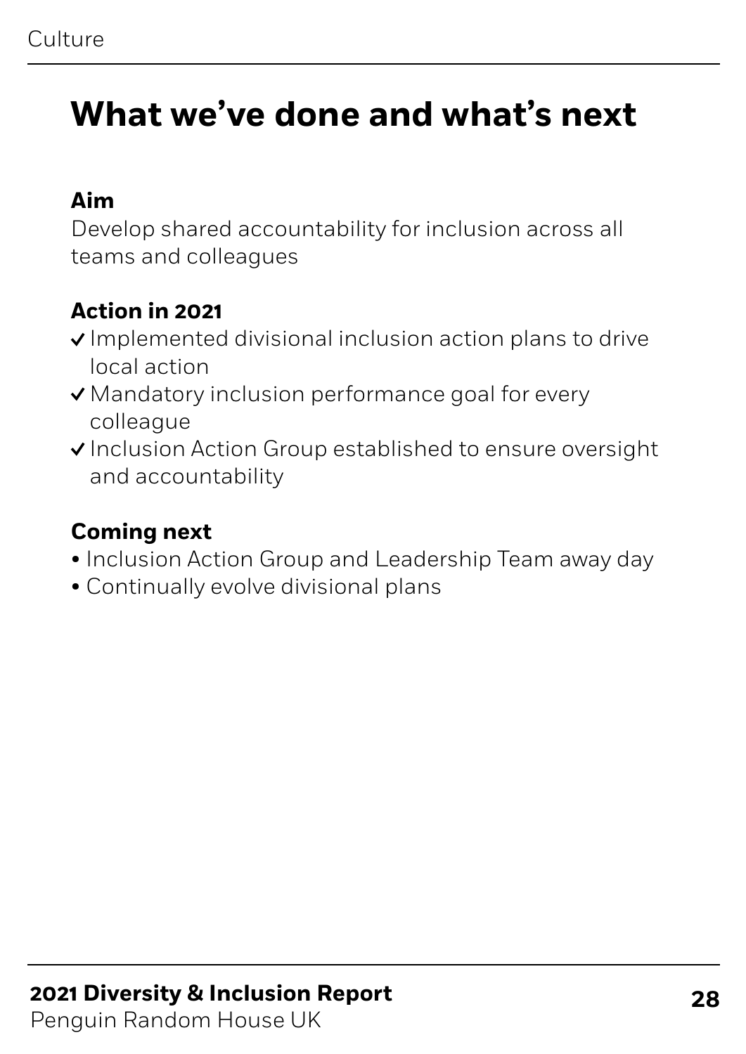# What we've done and what's next

**Aim**

Develop shared accountability for inclusion across all teams and colleagues

**Action in 2021**

- ✓ Implemented divisional inclusion action plans to drive local action
- ✓ Mandatory inclusion performance goal for every colleague
- ✓ Inclusion Action Group established to ensure oversight and accountability

**Coming next**

- Inclusion Action Group and Leadership Team away day
- Continually evolve divisional plans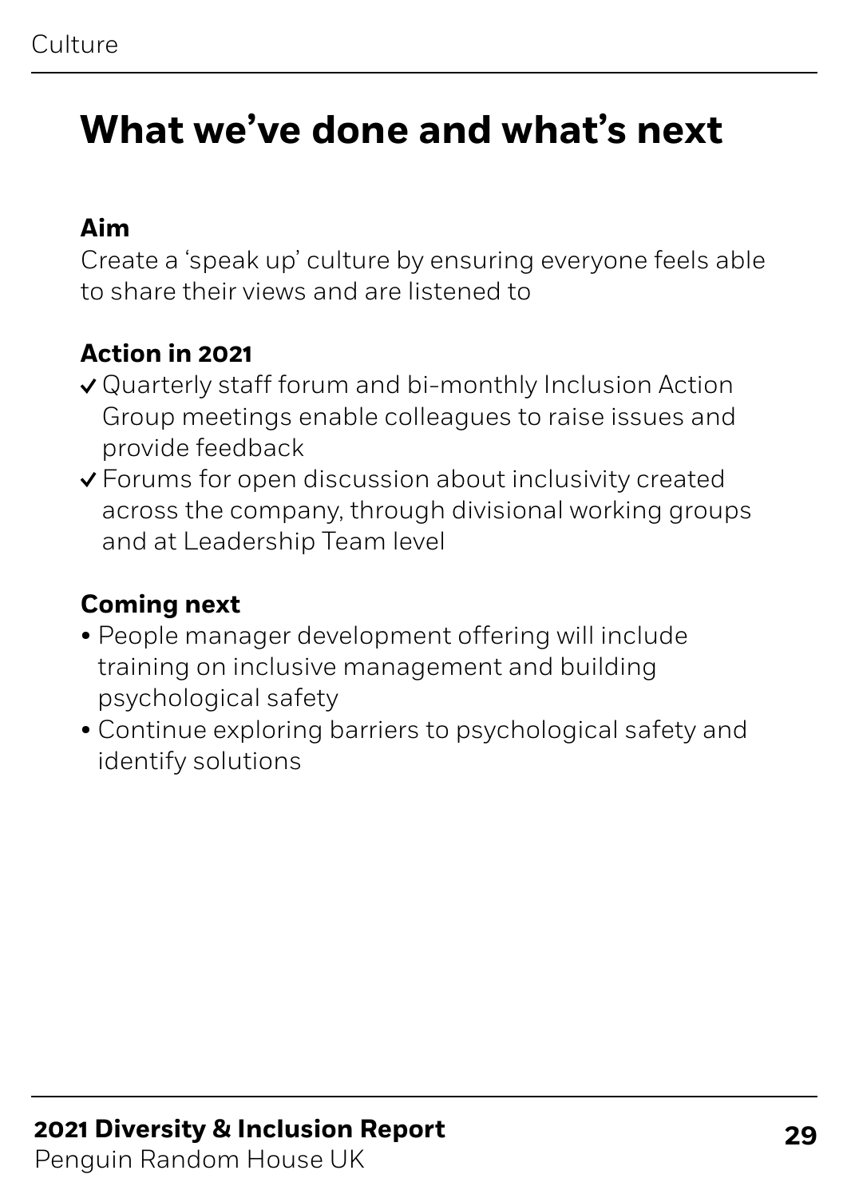# What we've done and what's next

**Aim**

Create a 'speak up' culture by ensuring everyone feels able to share their views and are listened to

**Action in 2021**

- ✓ Quarterly staff forum and bi-monthly Inclusion Action Group meetings enable colleagues to raise issues and provide feedback
- ✓ Forums for open discussion about inclusivity created across the company, through divisional working groups and at Leadership Team level

**Coming next**

- People manager development offering will include training on inclusive management and building psychological safety
- Continue exploring barriers to psychological safety and identify solutions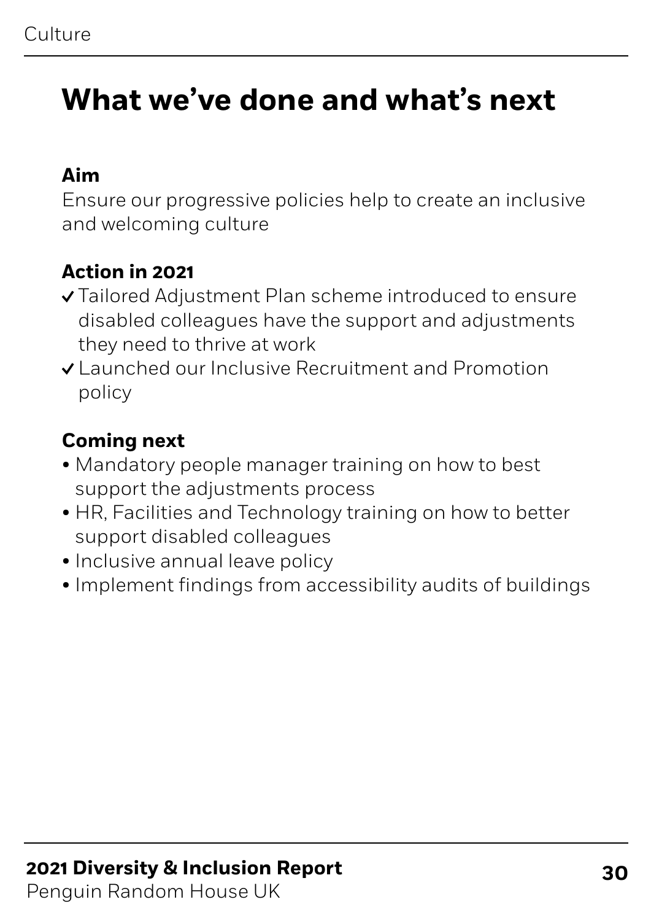# What we've done and what's next

**Aim**

Ensure our progressive policies help to create an inclusive and welcoming culture

**Action in 2021**

- ✓ Tailored Adjustment Plan scheme introduced to ensure disabled colleagues have the support and adjustments they need to thrive at work
- ✓ Launched our Inclusive Recruitment and Promotion policy

**Coming next**

- Mandatory people manager training on how to best support the adjustments process
- HR, Facilities and Technology training on how to better support disabled colleagues
- Inclusive annual leave policy
- Implement findings from accessibility audits of buildings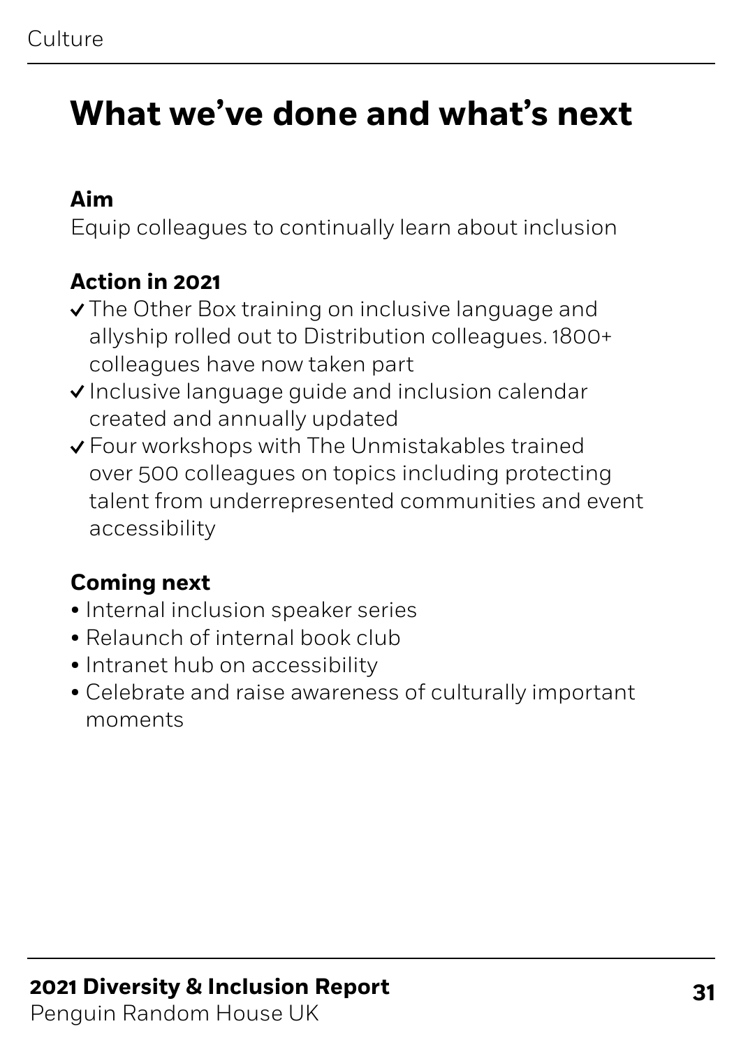# What we've done and what's next

**Aim**

Equip colleagues to continually learn about inclusion

**Action in 2021**

- ✓ The Other Box training on inclusive language and allyship rolled out to Distribution colleagues. 1800+ colleagues have now taken part
- ✓ Inclusive language guide and inclusion calendar created and annually updated
- ✓ Four workshops with The Unmistakables trained over 500 colleagues on topics including protecting talent from underrepresented communities and event accessibility

**Coming next**

- Internal inclusion speaker series
- Relaunch of internal book club
- Intranet hub on accessibility
- Celebrate and raise awareness of culturally important moments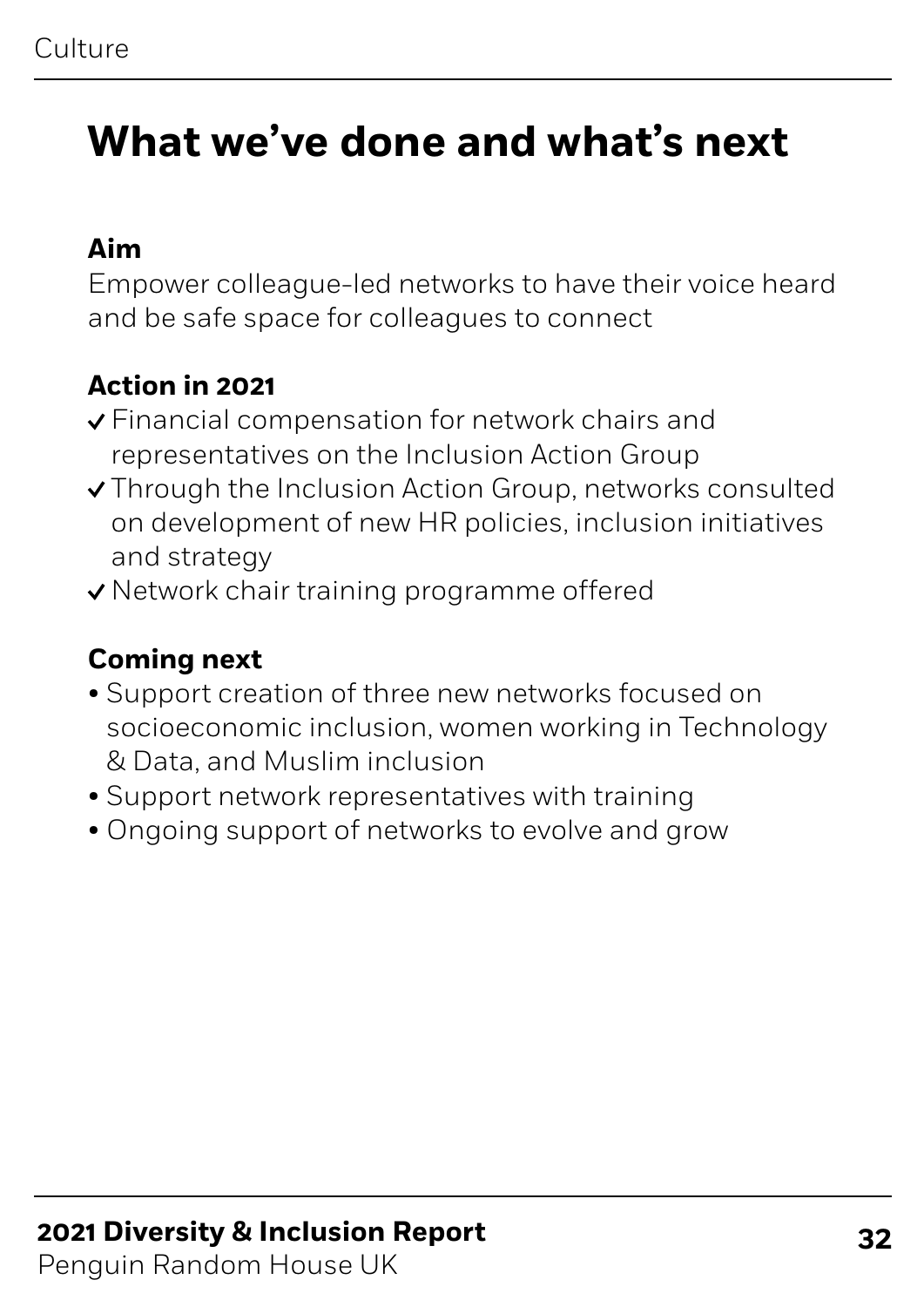# What we've done and what's next

**Aim**

Empower colleague-led networks to have their voice heard and be safe space for colleagues to connect

**Action in 2021**

- ✓ Financial compensation for network chairs and representatives on the Inclusion Action Group
- ✓ Through the Inclusion Action Group, networks consulted on development of new HR policies, inclusion initiatives and strategy
- ✓ Network chair training programme offered

**Coming next**

- Support creation of three new networks focused on socioeconomic inclusion, women working in Technology & Data, and Muslim inclusion
- Support network representatives with training
- Ongoing support of networks to evolve and grow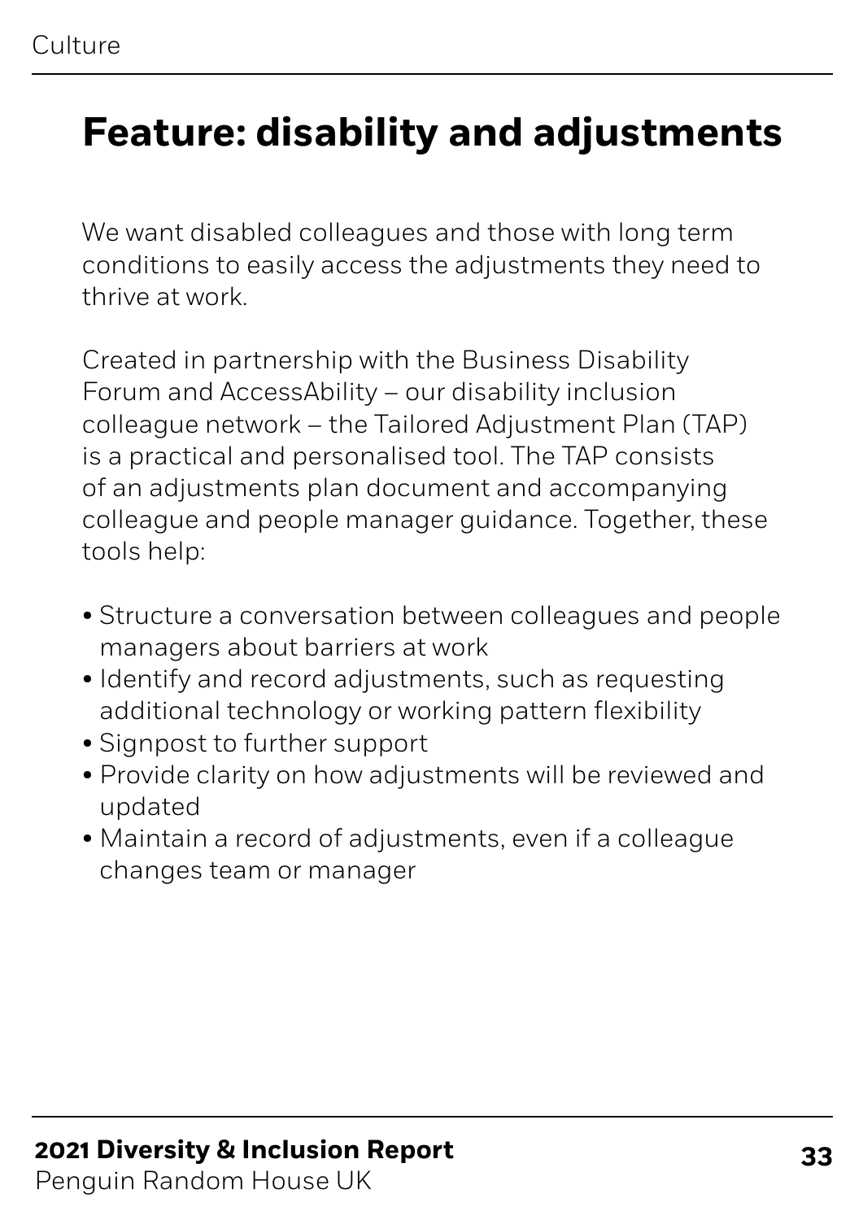# Feature: disability and adjustments

We want disabled colleagues and those with long term conditions to easily access the adjustments they need to thrive at work.

Created in partnership with the Business Disability Forum and AccessAbility – our disability inclusion colleague network – the Tailored Adjustment Plan (TAP) is a practical and personalised tool. The TAP consists of an adjustments plan document and accompanying colleague and people manager guidance. Together, these tools help:

- Structure a conversation between colleagues and people managers about barriers at work
- Identify and record adjustments, such as requesting additional technology or working pattern flexibility
- Signpost to further support
- Provide clarity on how adjustments will be reviewed and updated
- Maintain a record of adjustments, even if a colleague changes team or manager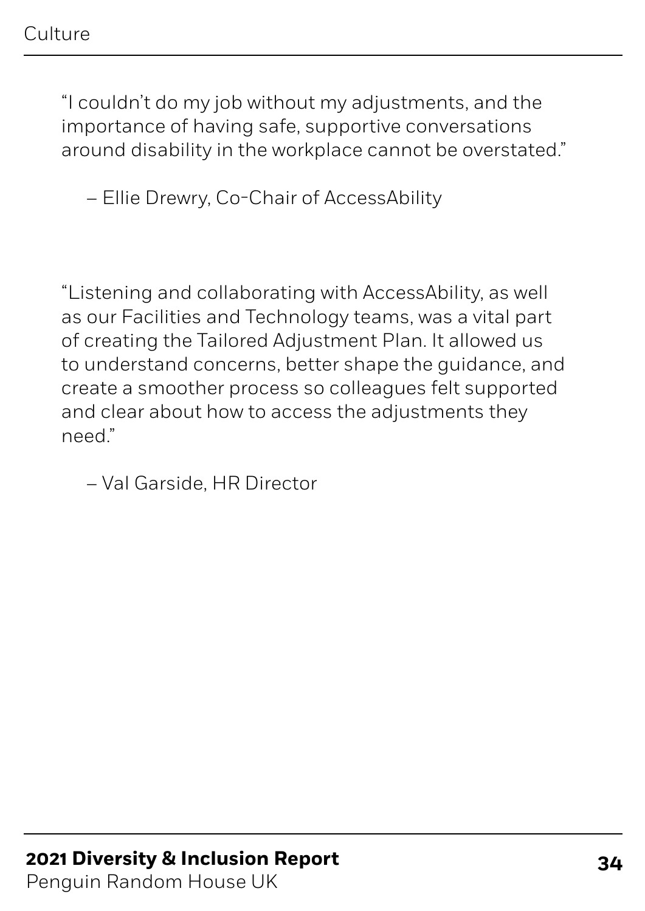"I couldn't do my job without my adjustments, and the importance of having safe, supportive conversations around disability in the workplace cannot be overstated."

– Ellie Drewry, Co-Chair of AccessAbility

"Listening and collaborating with AccessAbility, as well as our Facilities and Technology teams, was a vital part of creating the Tailored Adjustment Plan. It allowed us to understand concerns, better shape the guidance, and create a smoother process so colleagues felt supported and clear about how to access the adjustments they need."

– Val Garside, HR Director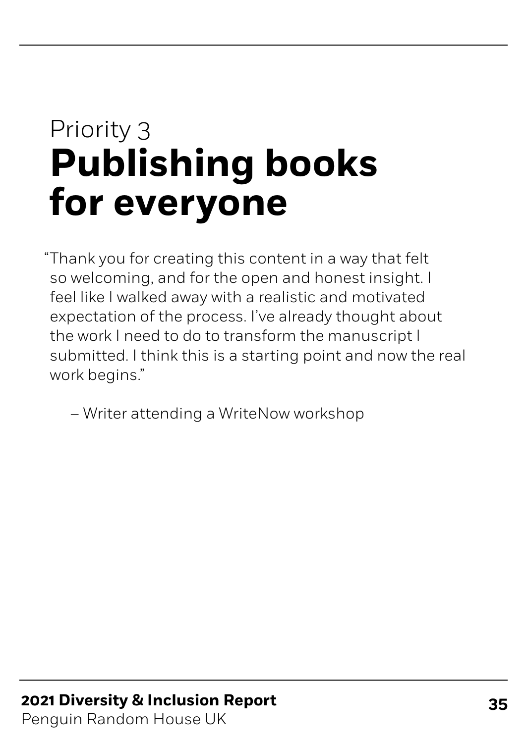Priority 3

# Publishing books for everyone

"Thank you for creating this content in a way that felt so welcoming, and for the open and honest insight. I feel like I walked away with a realistic and motivated expectation of the process. I've already thought about the work I need to do to transform the manuscript I submitted. I think this is a starting point and now the real work begins."

– Writer attending a WriteNow workshop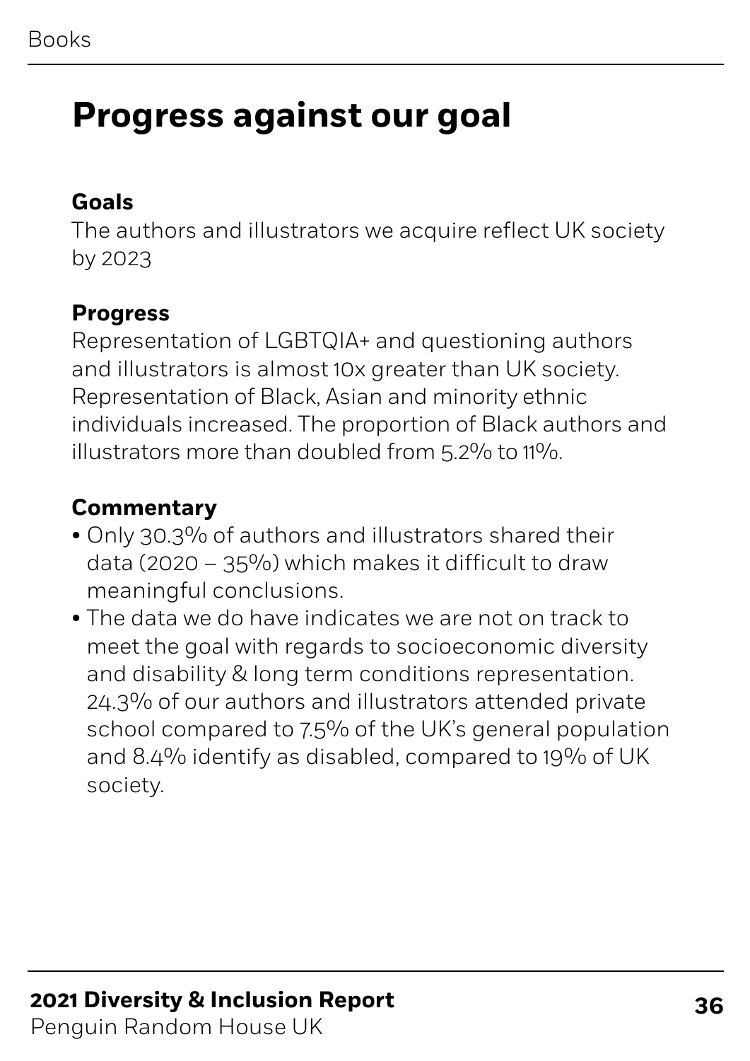# Progress against our goal

**Goals**

The authors and illustrators we acquire reflect UK society by 2023

**Progress**

Representation of LGBTQIA+ and questioning authors and illustrators is almost 10x greater than UK society. Representation of Black, Asian and minority ethnic individuals increased. The proportion of Black authors and illustrators more than doubled from 5.2% to 11%.

**Commentary**

- Only 30.3% of authors and illustrators shared their data (2020 – 35%) which makes it difficult to draw meaningful conclusions.
- The data we do have indicates we are not on track to meet the goal with regards to socioeconomic diversity and disability & long term conditions representation. 24.3% of our authors and illustrators attended private school compared to 7.5% of the UK's general population and 8.4% identify as disabled, compared to 19% of UK society.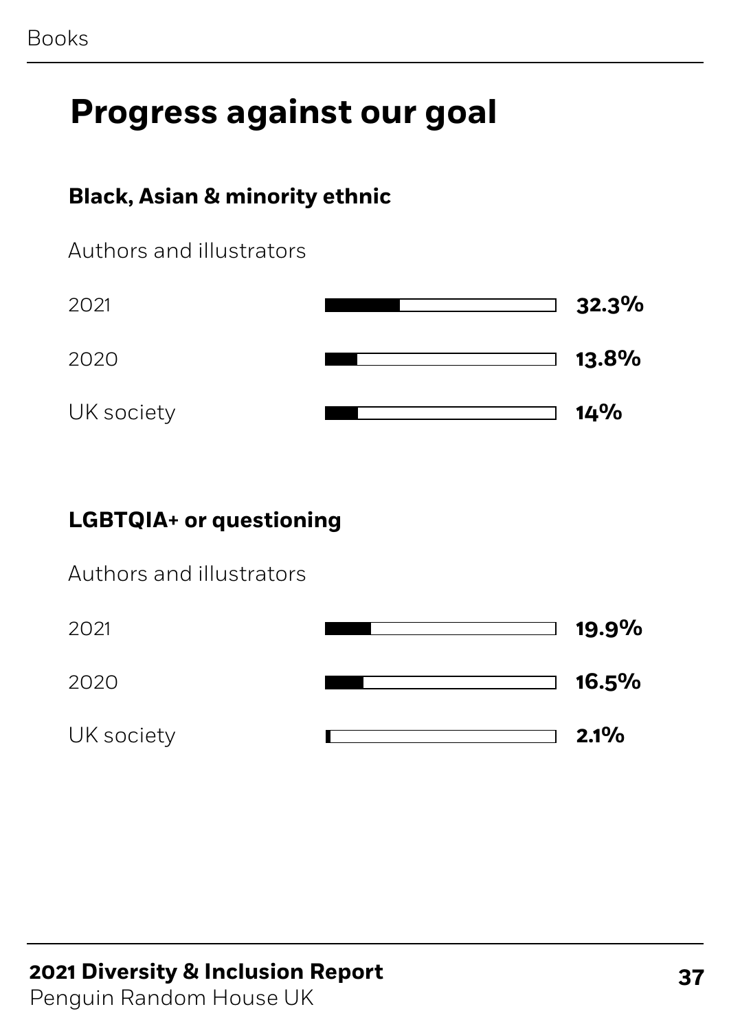# Progress against our goal

### Black, Asian & minority ethnic

Authors and illustrators

| | |
|---|---|
| 2021 | **32.3%** |
| 2020 | **13.8%** |
| UK society | **14%** |

### LGBTQIA+ or questioning

Authors and illustrators

| | |
|---|---|
| 2021 | **19.9%** |
| 2020 | **16.5%** |
| UK society | **2.1%** |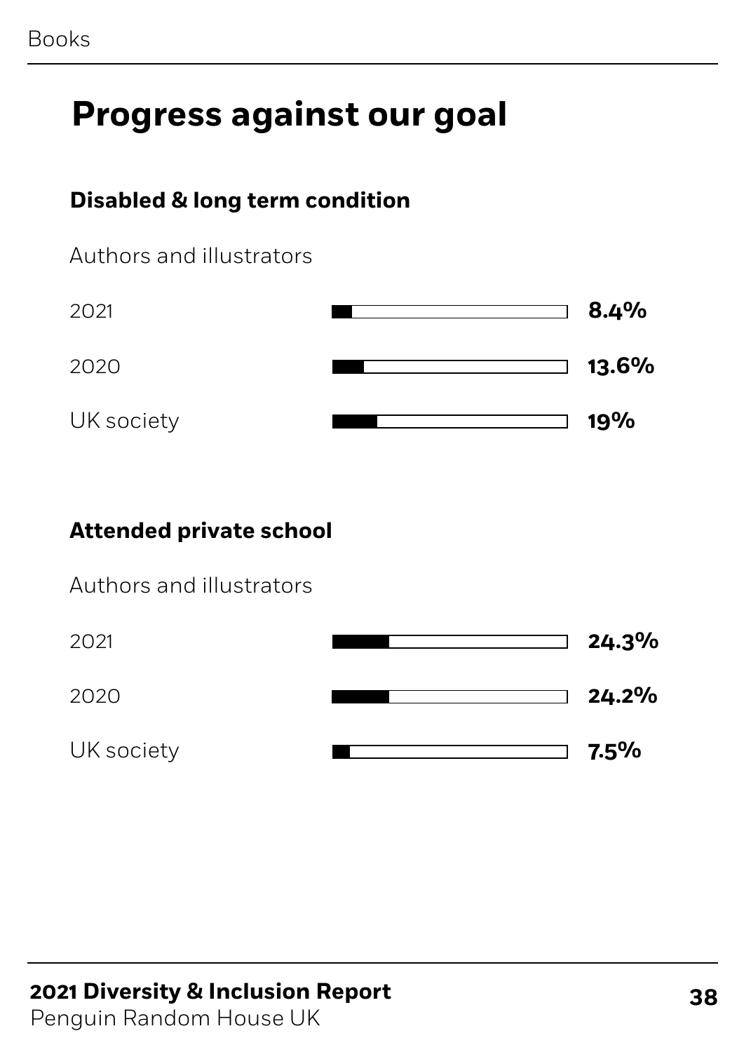# Progress against our goal

### Disabled & long term condition

Authors and illustrators

| | |
|---|---|
| 2021 | **8.4%** |
| 2020 | **13.6%** |
| UK society | **19%** |

### Attended private school

Authors and illustrators

| | |
|---|---|
| 2021 | **24.3%** |
| 2020 | **24.2%** |
| UK society | **7.5%** |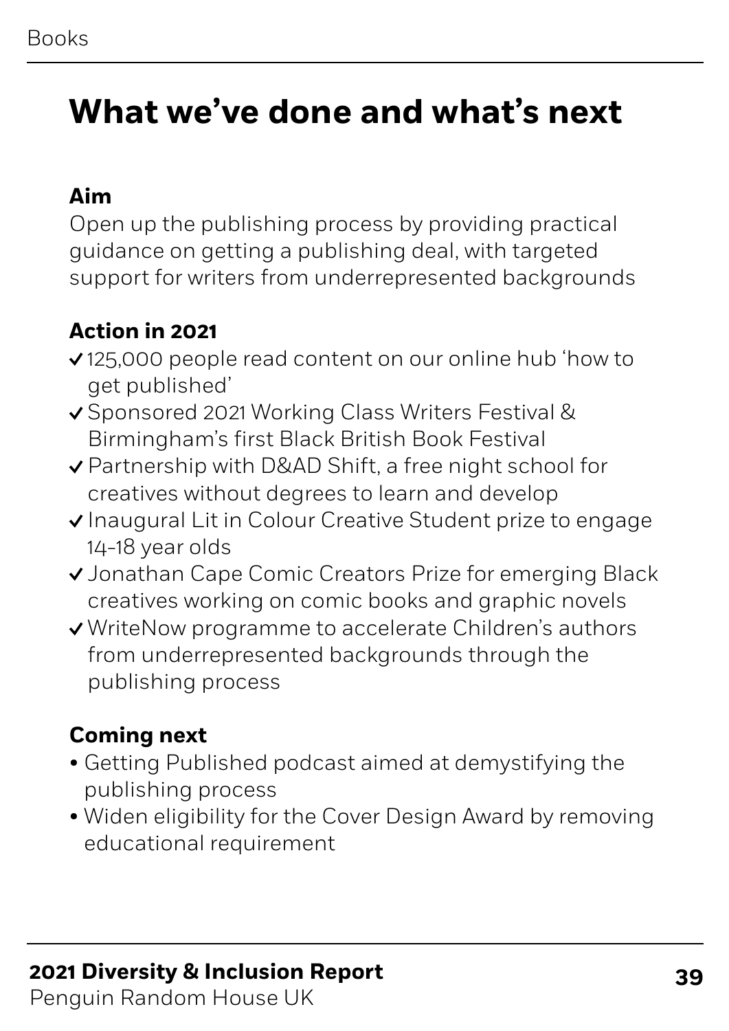# What we've done and what's next

**Aim**

Open up the publishing process by providing practical guidance on getting a publishing deal, with targeted support for writers from underrepresented backgrounds

**Action in 2021**

- ✓ 125,000 people read content on our online hub 'how to get published'
- ✓ Sponsored 2021 Working Class Writers Festival & Birmingham's first Black British Book Festival
- ✓ Partnership with D&AD Shift, a free night school for creatives without degrees to learn and develop
- ✓ Inaugural Lit in Colour Creative Student prize to engage 14-18 year olds
- ✓ Jonathan Cape Comic Creators Prize for emerging Black creatives working on comic books and graphic novels
- ✓ WriteNow programme to accelerate Children's authors from underrepresented backgrounds through the publishing process

**Coming next**

- Getting Published podcast aimed at demystifying the publishing process
- Widen eligibility for the Cover Design Award by removing educational requirement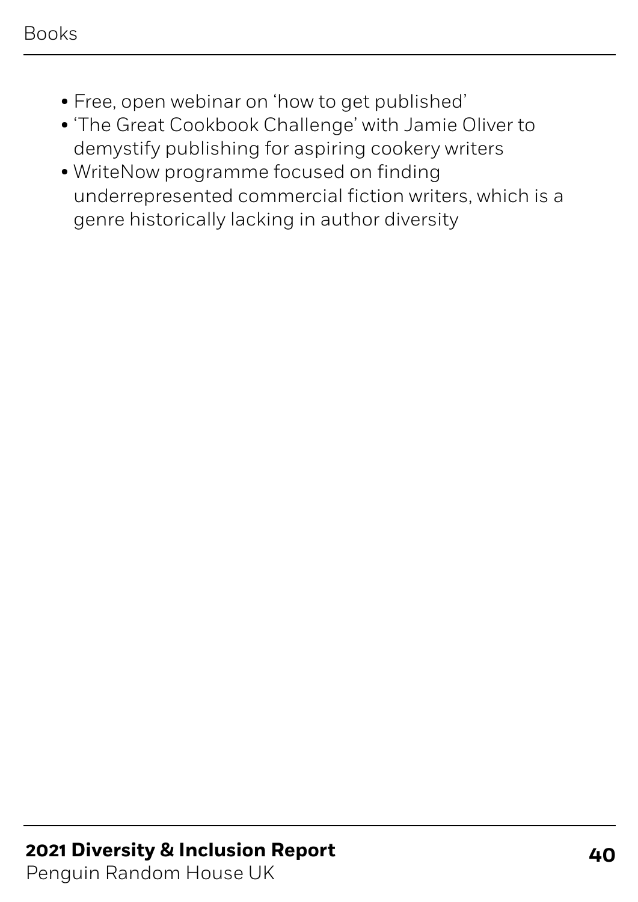- Free, open webinar on 'how to get published'
- 'The Great Cookbook Challenge' with Jamie Oliver to demystify publishing for aspiring cookery writers
- WriteNow programme focused on finding underrepresented commercial fiction writers, which is a genre historically lacking in author diversity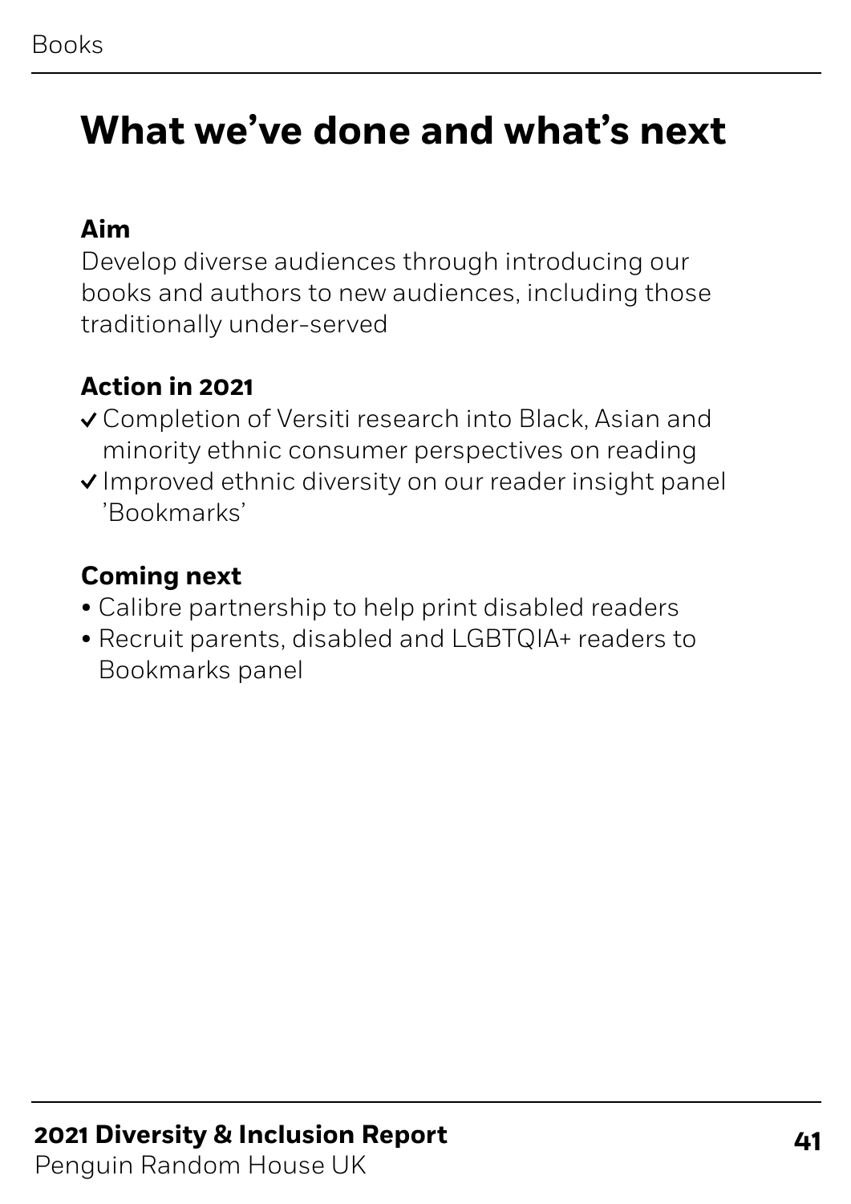# What we've done and what's next

**Aim**

Develop diverse audiences through introducing our books and authors to new audiences, including those traditionally under-served

**Action in 2021**

- ✓ Completion of Versiti research into Black, Asian and minority ethnic consumer perspectives on reading
- ✓ Improved ethnic diversity on our reader insight panel 'Bookmarks'

**Coming next**

- Calibre partnership to help print disabled readers
- Recruit parents, disabled and LGBTQIA+ readers to Bookmarks panel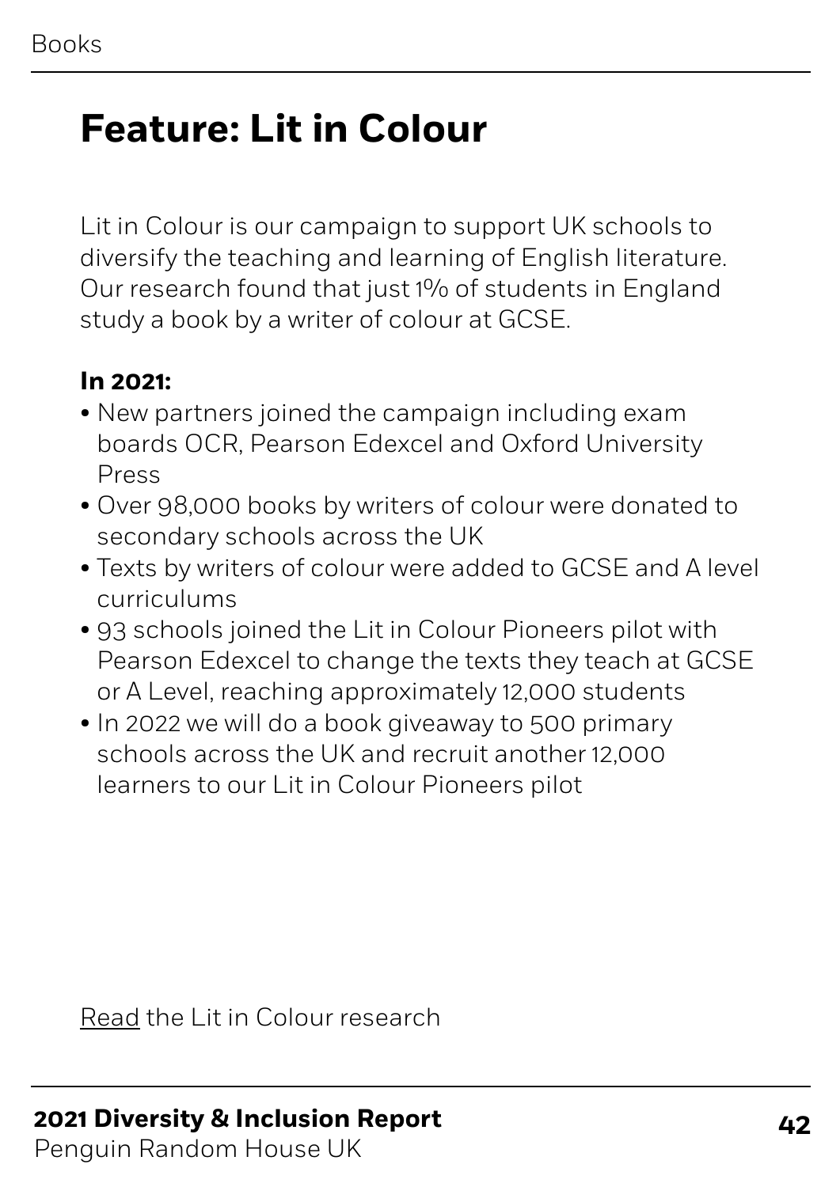# Feature: Lit in Colour

Lit in Colour is our campaign to support UK schools to diversify the teaching and learning of English literature. Our research found that just 1% of students in England study a book by a writer of colour at GCSE.

**In 2021:**

- New partners joined the campaign including exam boards OCR, Pearson Edexcel and Oxford University Press
- Over 98,000 books by writers of colour were donated to secondary schools across the UK
- Texts by writers of colour were added to GCSE and A level curriculums
- 93 schools joined the Lit in Colour Pioneers pilot with Pearson Edexcel to change the texts they teach at GCSE or A Level, reaching approximately 12,000 students
- In 2022 we will do a book giveaway to 500 primary schools across the UK and recruit another 12,000 learners to our Lit in Colour Pioneers pilot

Read the Lit in Colour research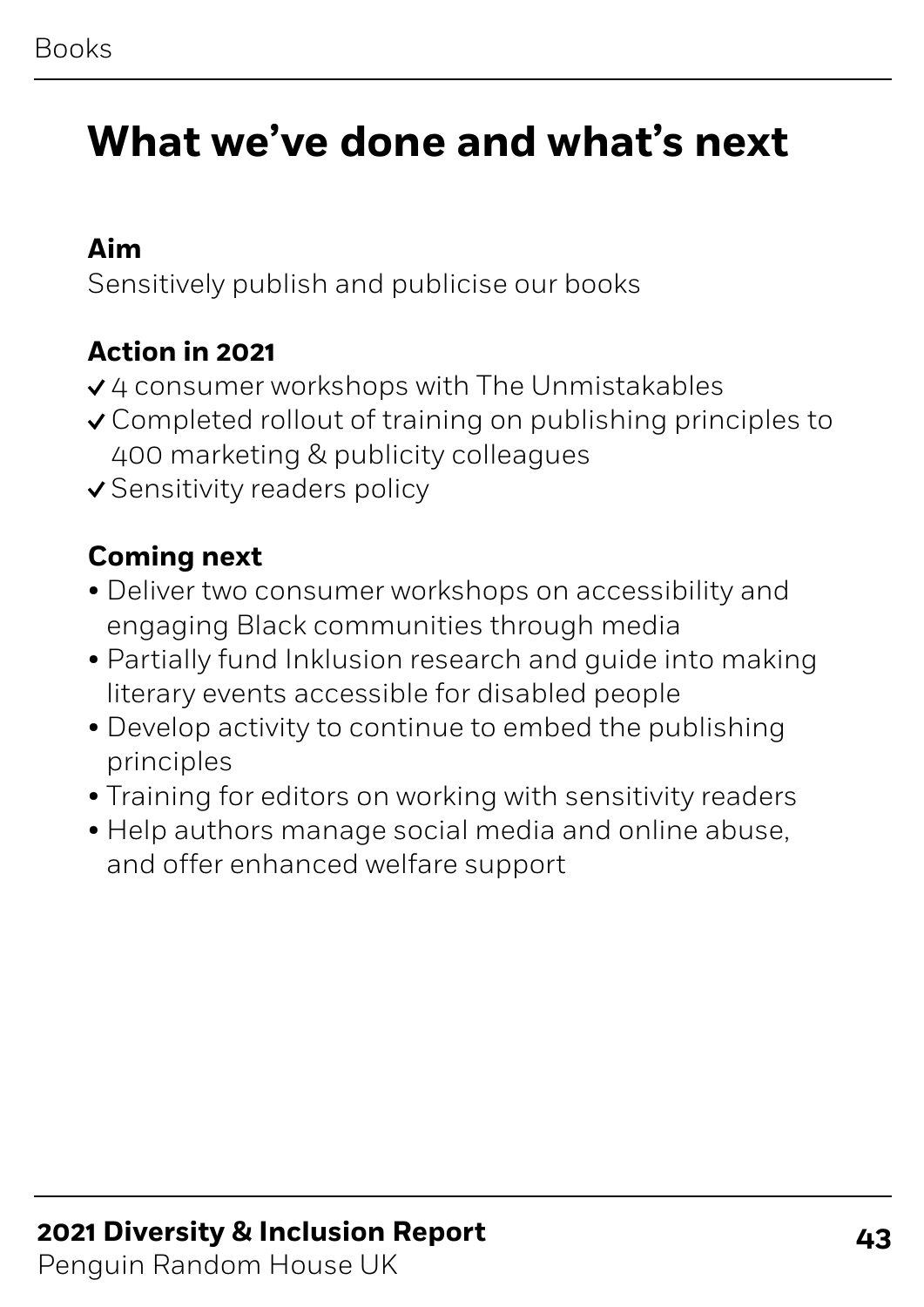# What we've done and what's next

**Aim**

Sensitively publish and publicise our books

**Action in 2021**

- ✓ 4 consumer workshops with The Unmistakables
- ✓ Completed rollout of training on publishing principles to 400 marketing & publicity colleagues
- ✓ Sensitivity readers policy

**Coming next**

- Deliver two consumer workshops on accessibility and engaging Black communities through media
- Partially fund Inklusion research and guide into making literary events accessible for disabled people
- Develop activity to continue to embed the publishing principles
- Training for editors on working with sensitivity readers
- Help authors manage social media and online abuse, and offer enhanced welfare support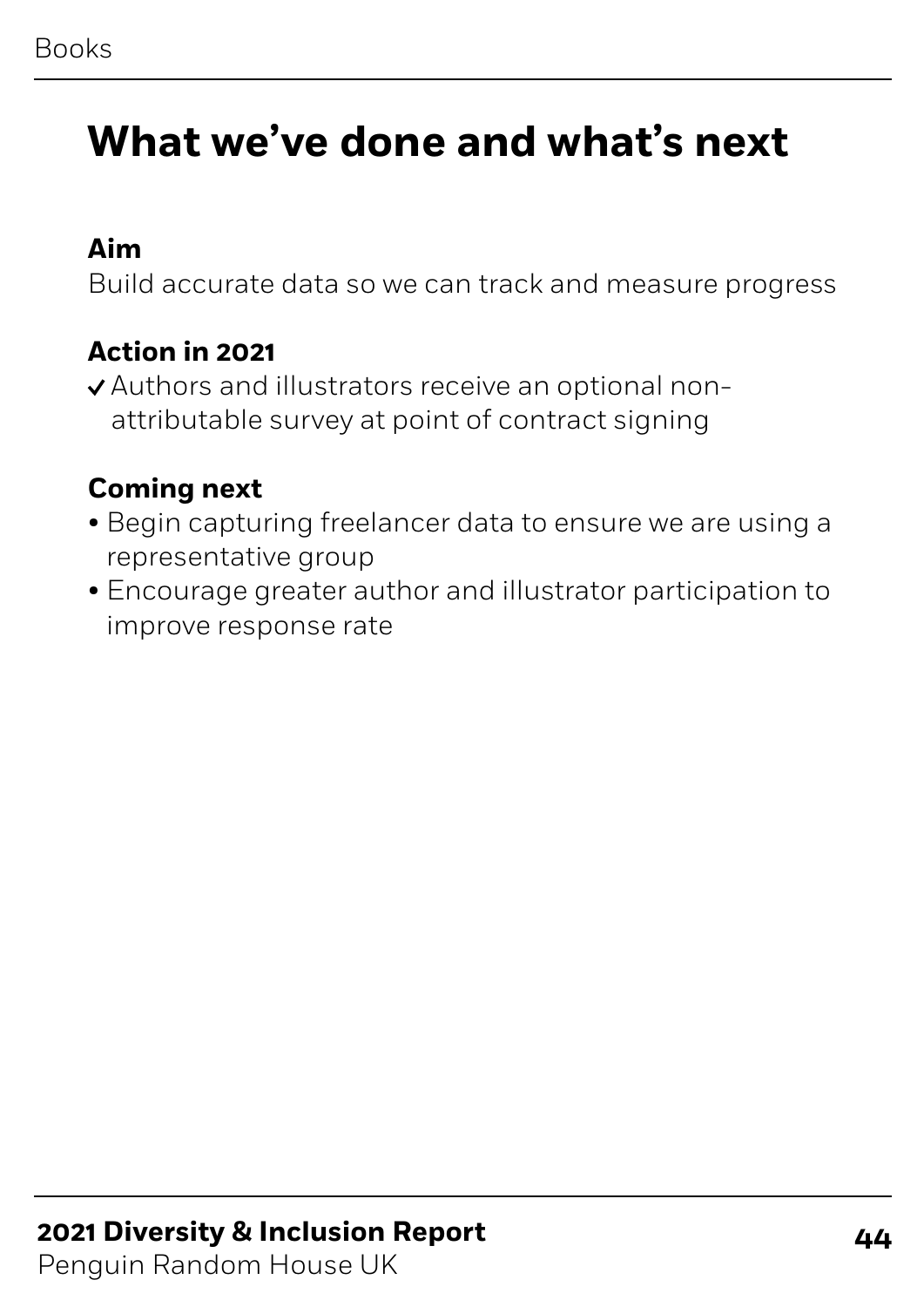# What we've done and what's next

**Aim**

Build accurate data so we can track and measure progress

**Action in 2021**

✓ Authors and illustrators receive an optional non-attributable survey at point of contract signing

**Coming next**

- Begin capturing freelancer data to ensure we are using a representative group
- Encourage greater author and illustrator participation to improve response rate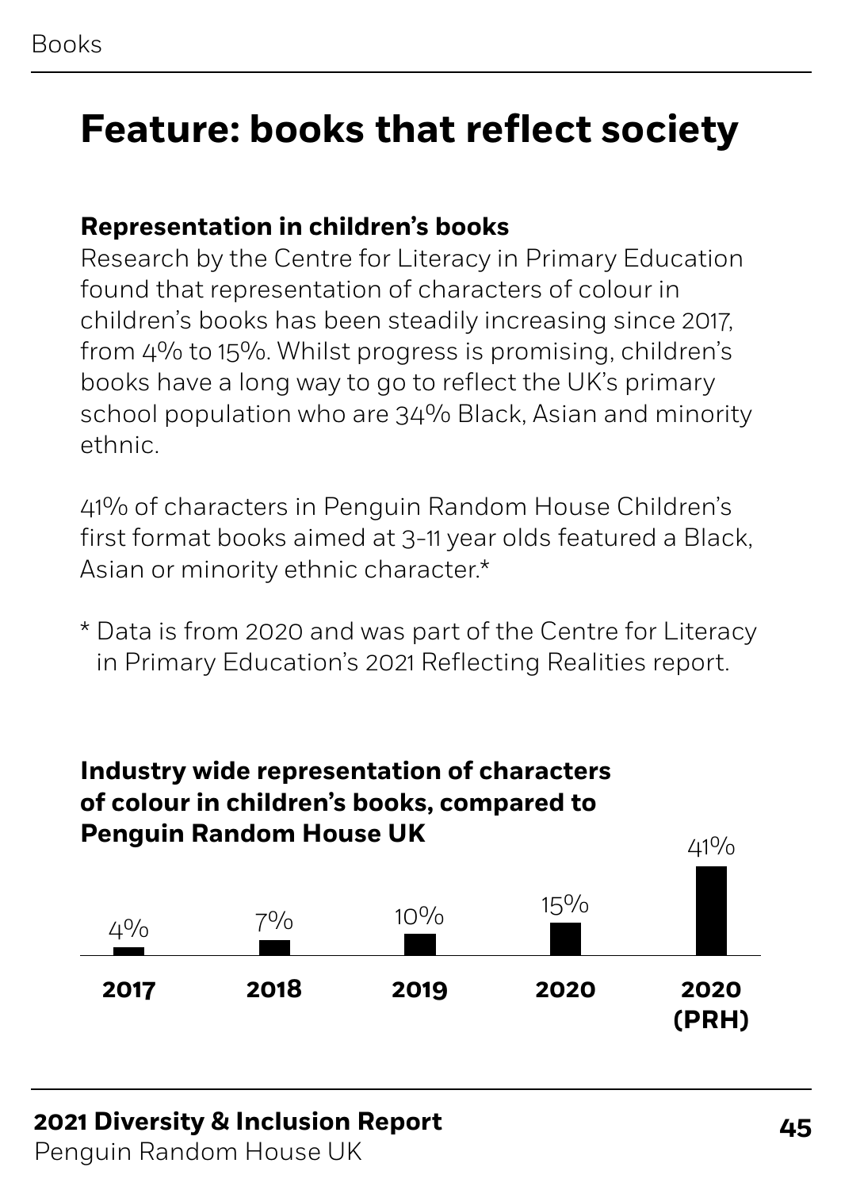# Feature: books that reflect society

**Representation in children's books**

Research by the Centre for Literacy in Primary Education found that representation of characters of colour in children's books has been steadily increasing since 2017, from 4% to 15%. Whilst progress is promising, children's books have a long way to go to reflect the UK's primary school population who are 34% Black, Asian and minority ethnic.

41% of characters in Penguin Random House Children's first format books aimed at 3-11 year olds featured a Black, Asian or minority ethnic character.*

* Data is from 2020 and was part of the Centre for Literacy in Primary Education's 2021 Reflecting Realities report.

**Industry wide representation of characters of colour in children's books, compared to Penguin Random House UK**

| 2017 | 2018 | 2019 | 2020 | 2020 (PRH) |
|---|---|---|---|---|
| 4% | 7% | 10% | 15% | 41% |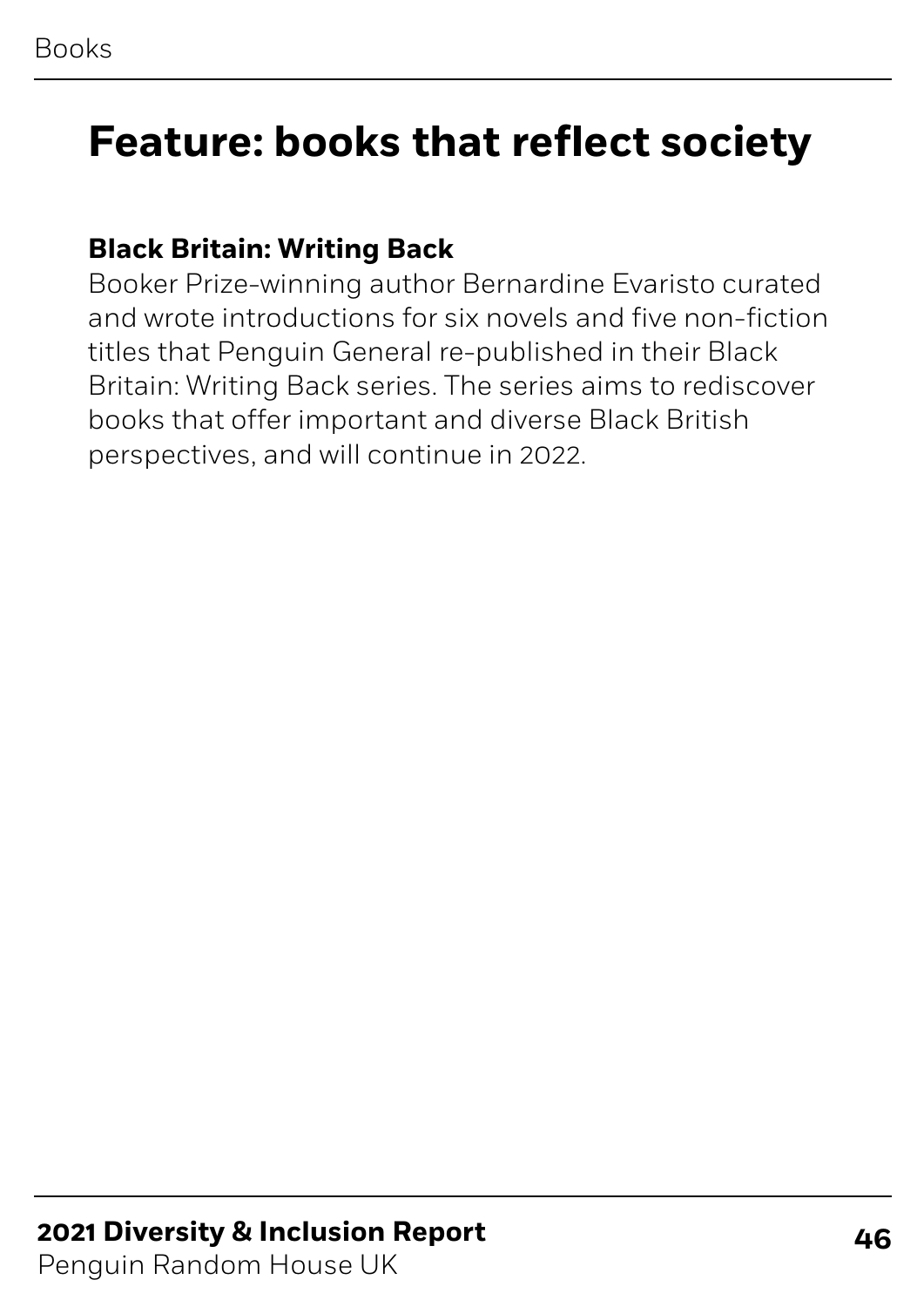# Feature: books that reflect society

**Black Britain: Writing Back**

Booker Prize-winning author Bernardine Evaristo curated and wrote introductions for six novels and five non-fiction titles that Penguin General re-published in their Black Britain: Writing Back series. The series aims to rediscover books that offer important and diverse Black British perspectives, and will continue in 2022.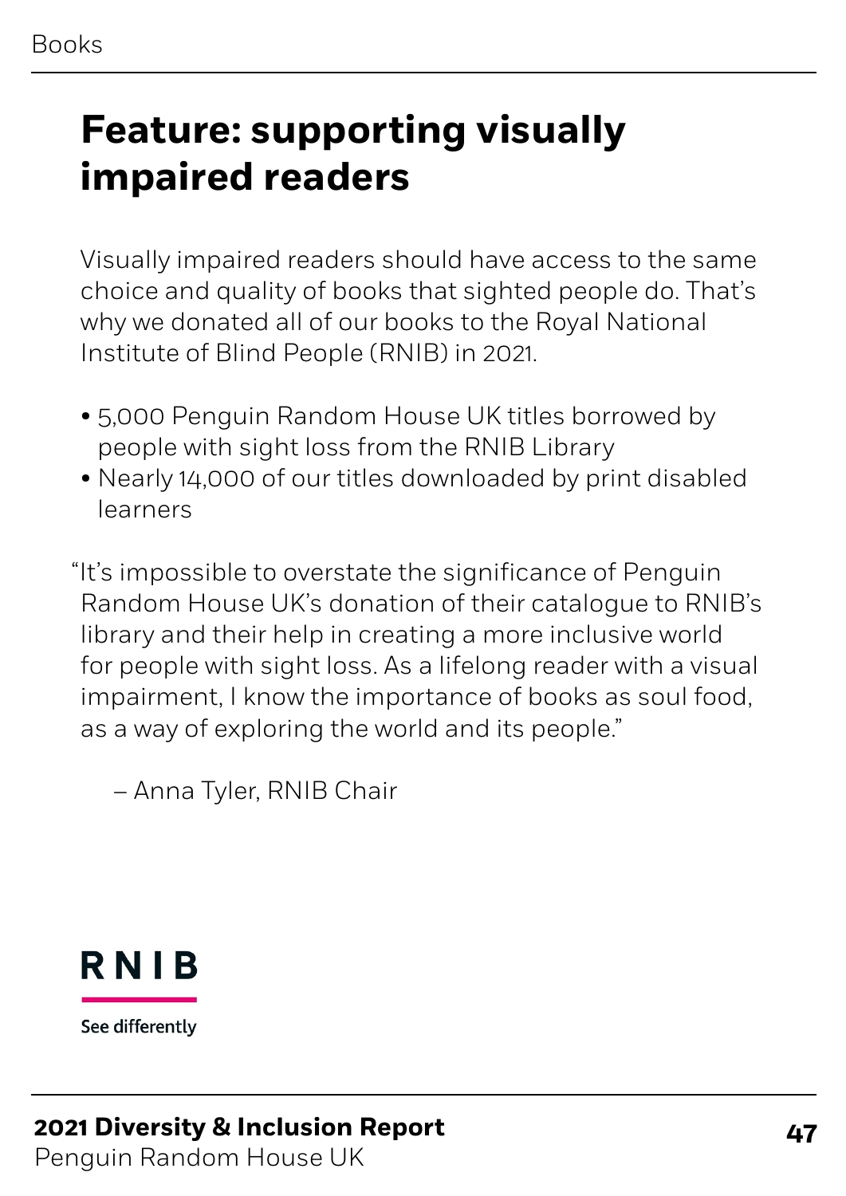# Feature: supporting visually impaired readers

Visually impaired readers should have access to the same choice and quality of books that sighted people do. That's why we donated all of our books to the Royal National Institute of Blind People (RNIB) in 2021.

- 5,000 Penguin Random House UK titles borrowed by people with sight loss from the RNIB Library
- Nearly 14,000 of our titles downloaded by print disabled learners

"It's impossible to overstate the significance of Penguin Random House UK's donation of their catalogue to RNIB's library and their help in creating a more inclusive world for people with sight loss. As a lifelong reader with a visual impairment, I know the importance of books as soul food, as a way of exploring the world and its people."

– Anna Tyler, RNIB Chair

RNIB

See differently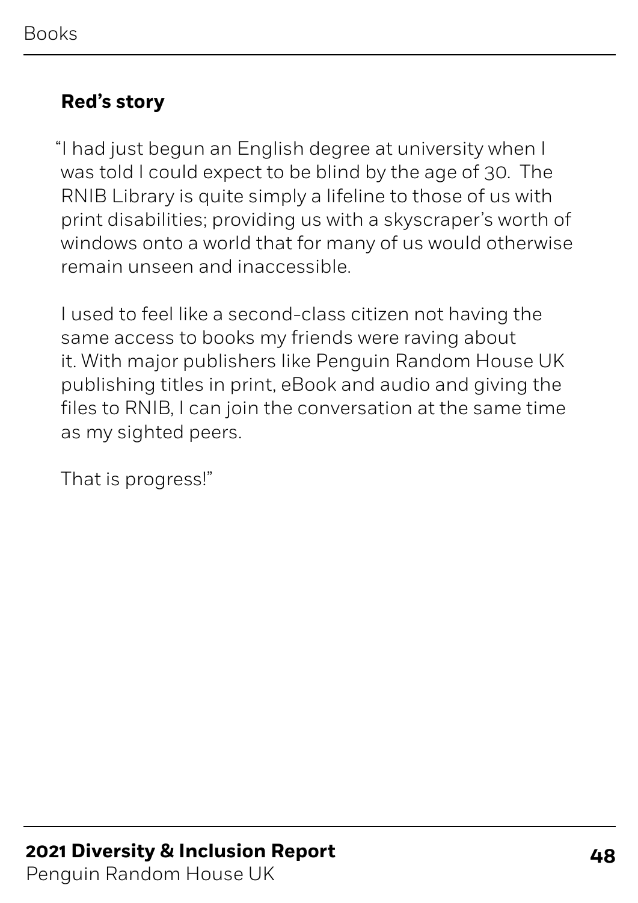**Red's story**

"I had just begun an English degree at university when I was told I could expect to be blind by the age of 30. The RNIB Library is quite simply a lifeline to those of us with print disabilities; providing us with a skyscraper's worth of windows onto a world that for many of us would otherwise remain unseen and inaccessible.

I used to feel like a second-class citizen not having the same access to books my friends were raving about it. With major publishers like Penguin Random House UK publishing titles in print, eBook and audio and giving the files to RNIB, I can join the conversation at the same time as my sighted peers.

That is progress!"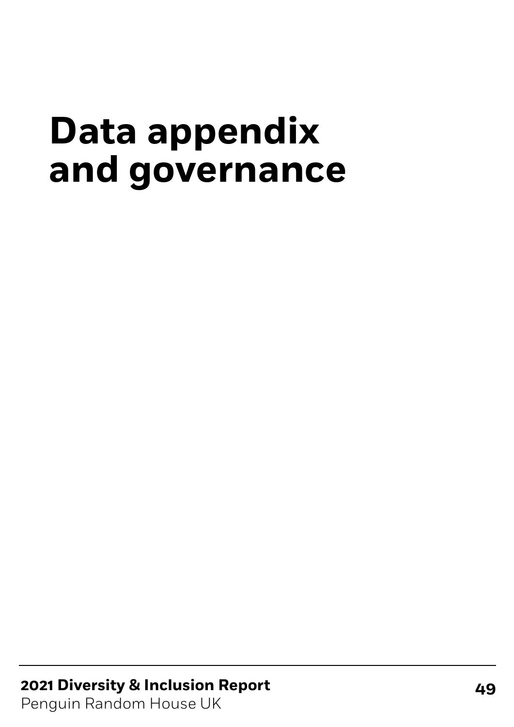# Data appendix and governance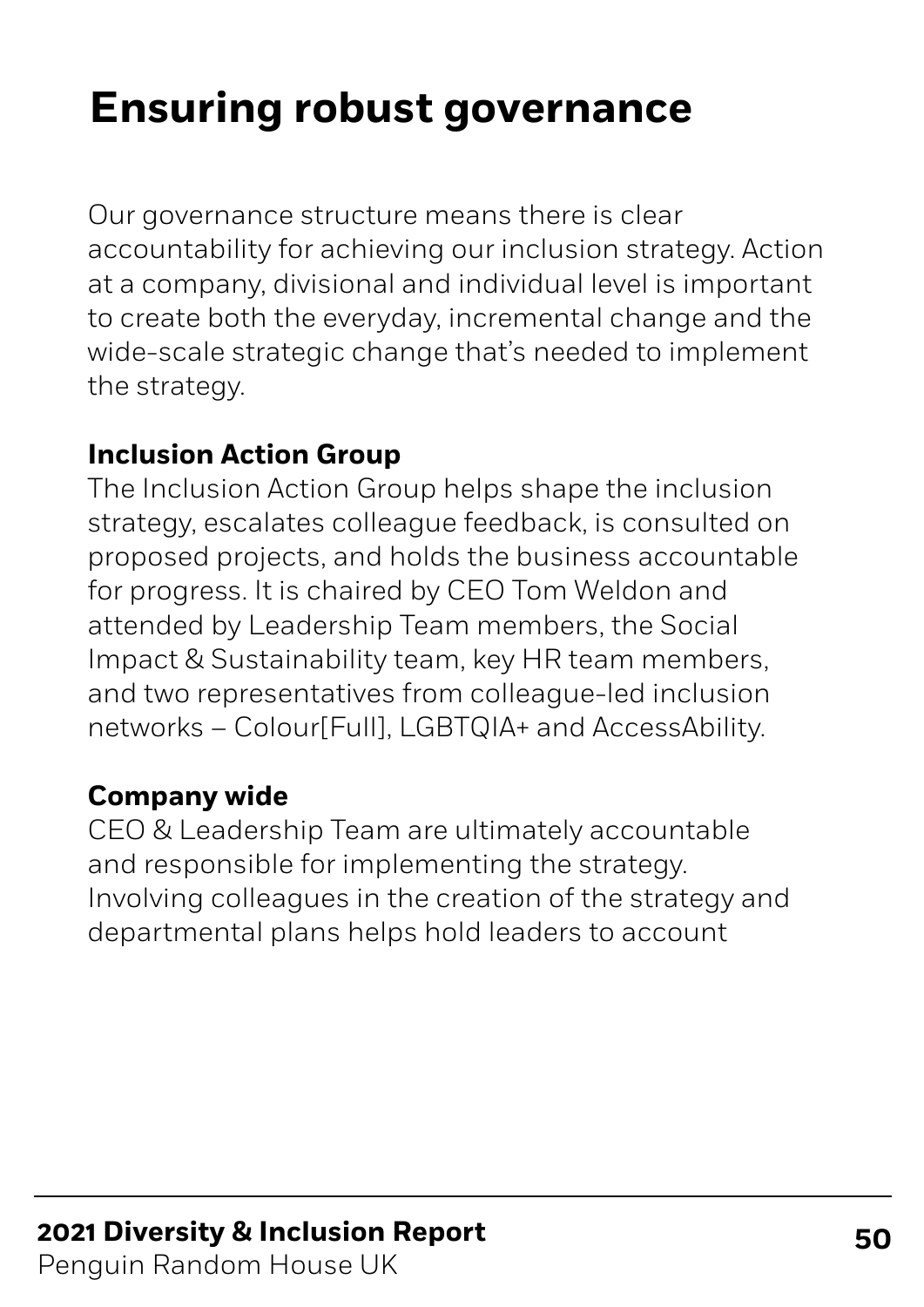# Ensuring robust governance

Our governance structure means there is clear accountability for achieving our inclusion strategy. Action at a company, divisional and individual level is important to create both the everyday, incremental change and the wide-scale strategic change that's needed to implement the strategy.

**Inclusion Action Group**

The Inclusion Action Group helps shape the inclusion strategy, escalates colleague feedback, is consulted on proposed projects, and holds the business accountable for progress. It is chaired by CEO Tom Weldon and attended by Leadership Team members, the Social Impact & Sustainability team, key HR team members, and two representatives from colleague-led inclusion networks – Colour[Full], LGBTQIA+ and AccessAbility.

**Company wide**

CEO & Leadership Team are ultimately accountable and responsible for implementing the strategy. Involving colleagues in the creation of the strategy and departmental plans helps hold leaders to account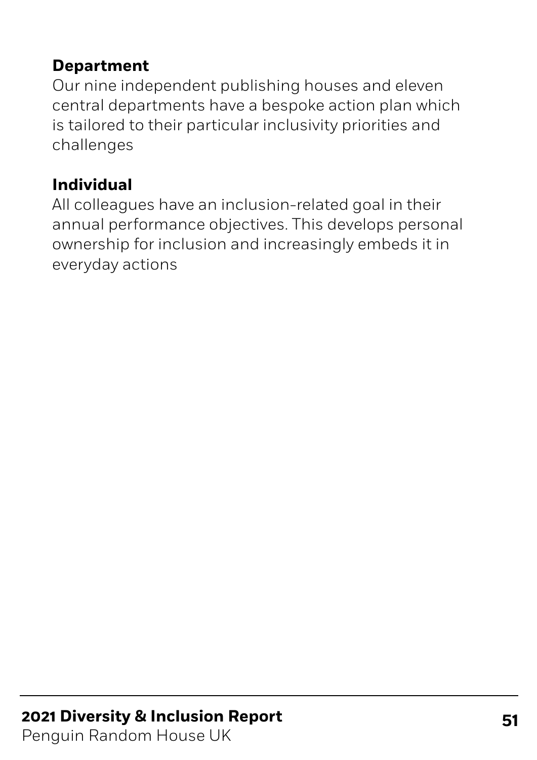**Department**
Our nine independent publishing houses and eleven central departments have a bespoke action plan which is tailored to their particular inclusivity priorities and challenges

**Individual**
All colleagues have an inclusion-related goal in their annual performance objectives. This develops personal ownership for inclusion and increasingly embeds it in everyday actions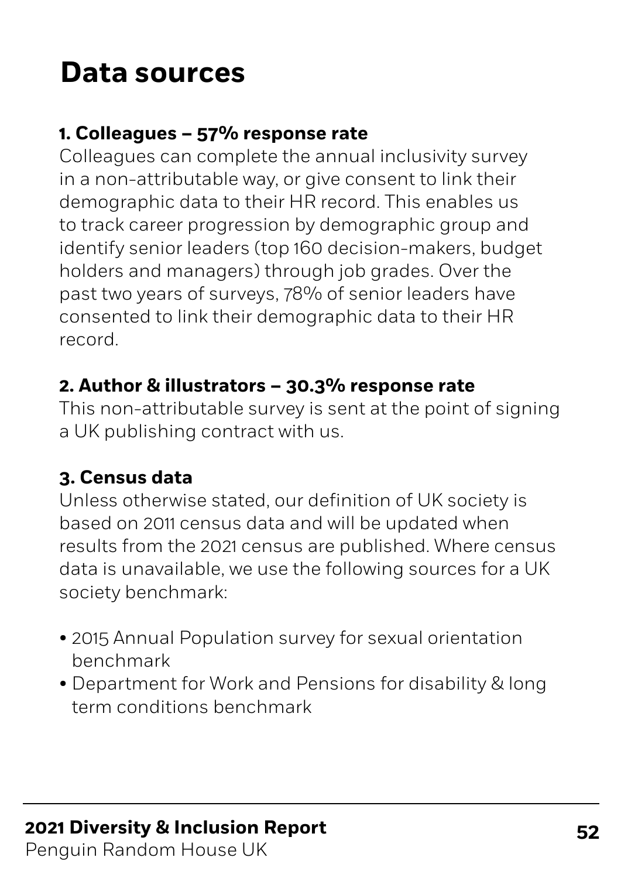# Data sources

### 1. Colleagues – 57% response rate

Colleagues can complete the annual inclusivity survey in a non-attributable way, or give consent to link their demographic data to their HR record. This enables us to track career progression by demographic group and identify senior leaders (top 160 decision-makers, budget holders and managers) through job grades. Over the past two years of surveys, 78% of senior leaders have consented to link their demographic data to their HR record.

### 2. Author & illustrators – 30.3% response rate

This non-attributable survey is sent at the point of signing a UK publishing contract with us.

### 3. Census data

Unless otherwise stated, our definition of UK society is based on 2011 census data and will be updated when results from the 2021 census are published. Where census data is unavailable, we use the following sources for a UK society benchmark:

- 2015 Annual Population survey for sexual orientation benchmark
- Department for Work and Pensions for disability & long term conditions benchmark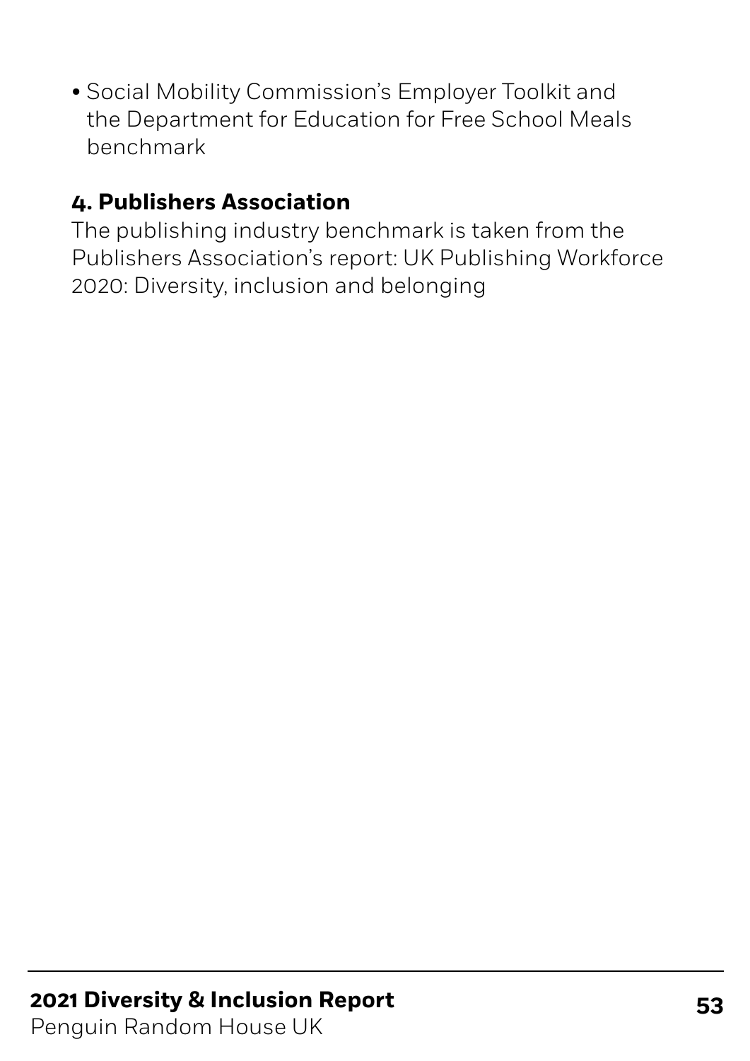- Social Mobility Commission's Employer Toolkit and the Department for Education for Free School Meals benchmark

**4. Publishers Association**

The publishing industry benchmark is taken from the Publishers Association's report: UK Publishing Workforce 2020: Diversity, inclusion and belonging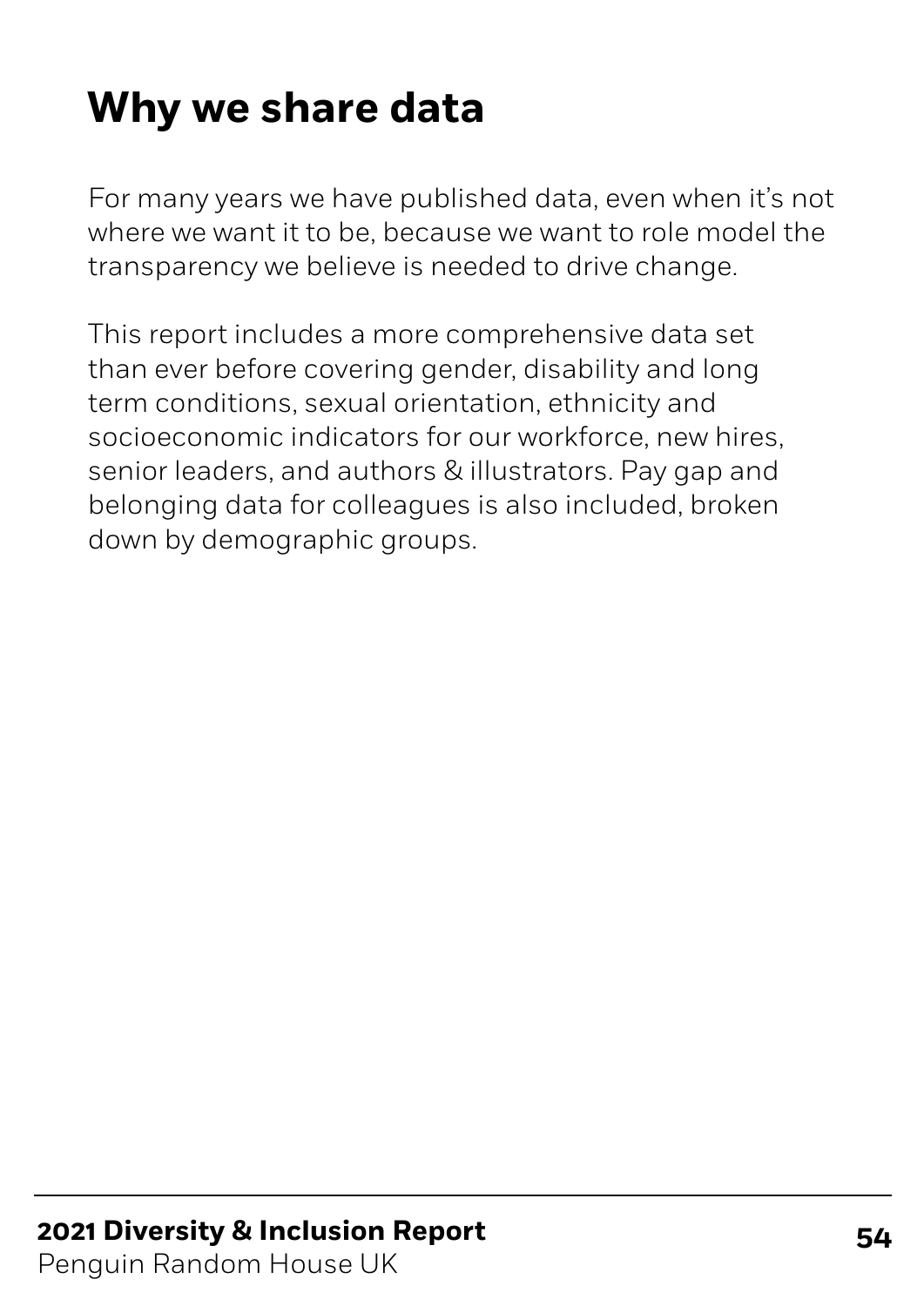# Why we share data

For many years we have published data, even when it's not where we want it to be, because we want to role model the transparency we believe is needed to drive change.

This report includes a more comprehensive data set than ever before covering gender, disability and long term conditions, sexual orientation, ethnicity and socioeconomic indicators for our workforce, new hires, senior leaders, and authors & illustrators. Pay gap and belonging data for colleagues is also included, broken down by demographic groups.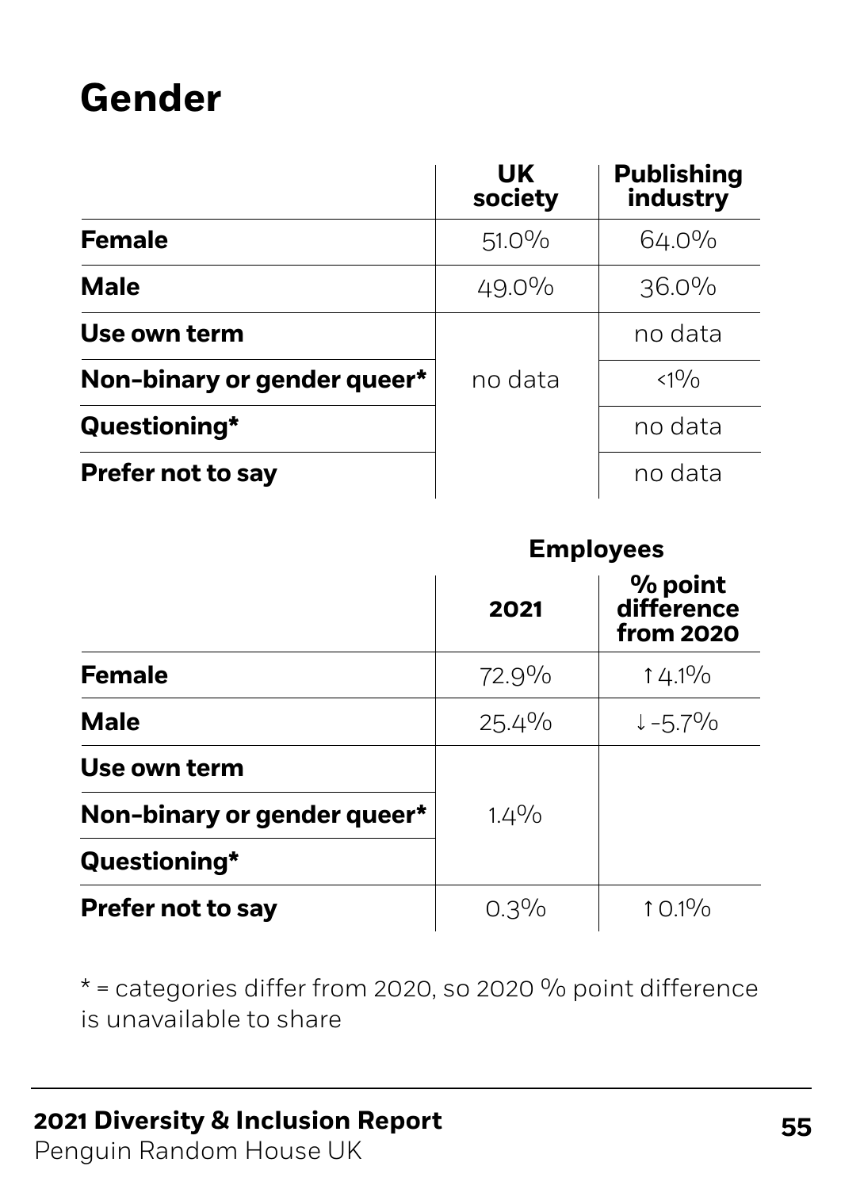# Gender

| | UK society | Publishing industry |
|---|---|---|
| **Female** | 51.0% | 64.0% |
| **Male** | 49.0% | 36.0% |
| **Use own term** | no data | no data |
| **Non-binary or gender queer*** | | <1% |
| **Questioning*** | | no data |
| **Prefer not to say** | | no data |

| | Employees | |
|---|---|---|
| | 2021 | % point difference from 2020 |
| **Female** | 72.9% | ↑4.1% |
| **Male** | 25.4% | ↓-5.7% |
| **Use own term** | 1.4% | |
| **Non-binary or gender queer*** | | |
| **Questioning*** | | |
| **Prefer not to say** | 0.3% | ↑0.1% |

* = categories differ from 2020, so 2020 % point difference is unavailable to share

**2021 Diversity & Inclusion Report**
Penguin Random House UK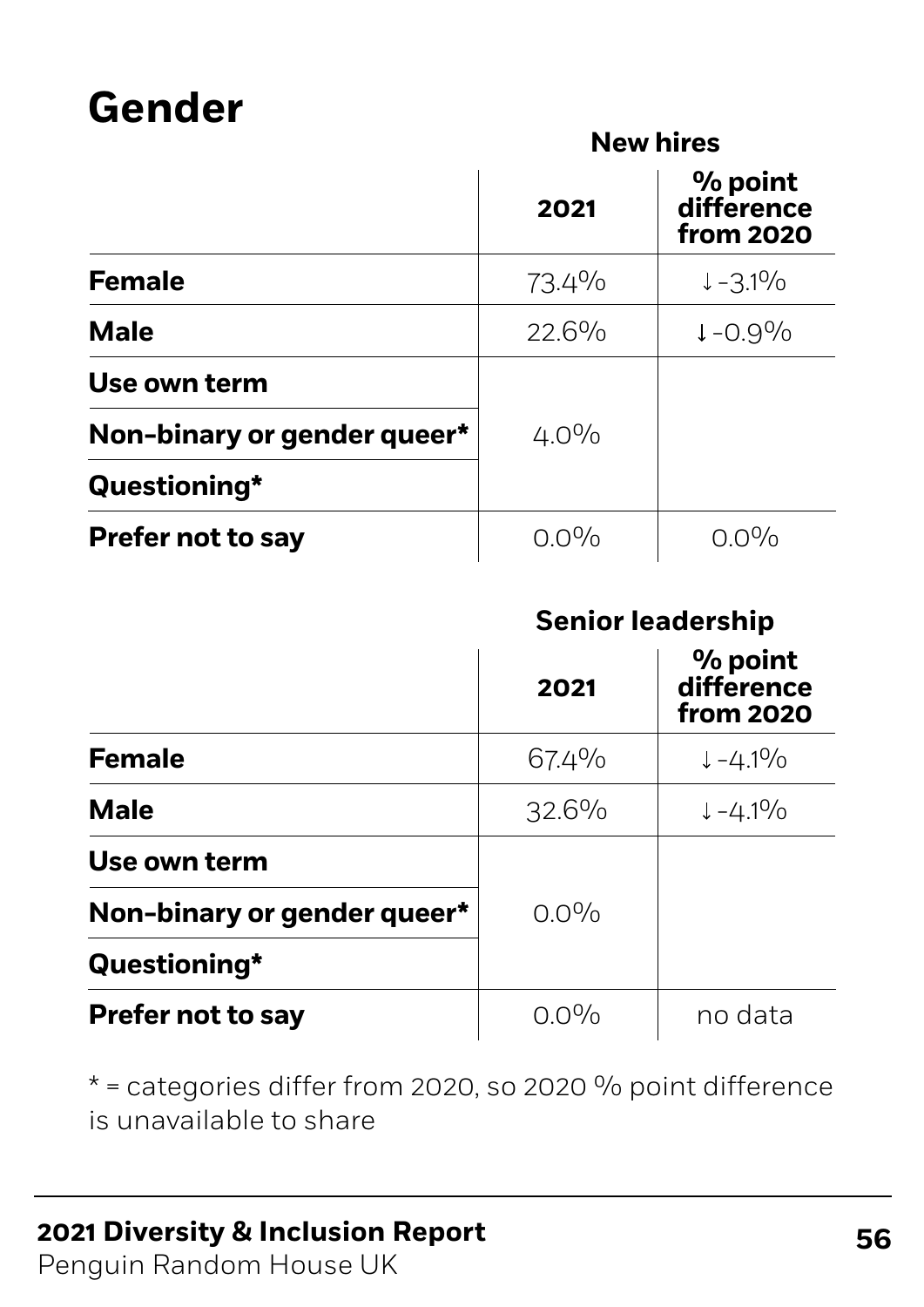# Gender

| | New hires | |
|---|---|---|
| | **2021** | **% point difference from 2020** |
| **Female** | 73.4% | ↓-3.1% |
| **Male** | 22.6% | ↓-0.9% |
| **Use own term** | | |
| **Non-binary or gender queer*** | 4.0% | |
| **Questioning*** | | |
| **Prefer not to say** | 0.0% | 0.0% |

| | Senior leadership | |
|---|---|---|
| | **2021** | **% point difference from 2020** |
| **Female** | 67.4% | ↓-4.1% |
| **Male** | 32.6% | ↓-4.1% |
| **Use own term** | | |
| **Non-binary or gender queer*** | 0.0% | |
| **Questioning*** | | |
| **Prefer not to say** | 0.0% | no data |

* = categories differ from 2020, so 2020 % point difference is unavailable to share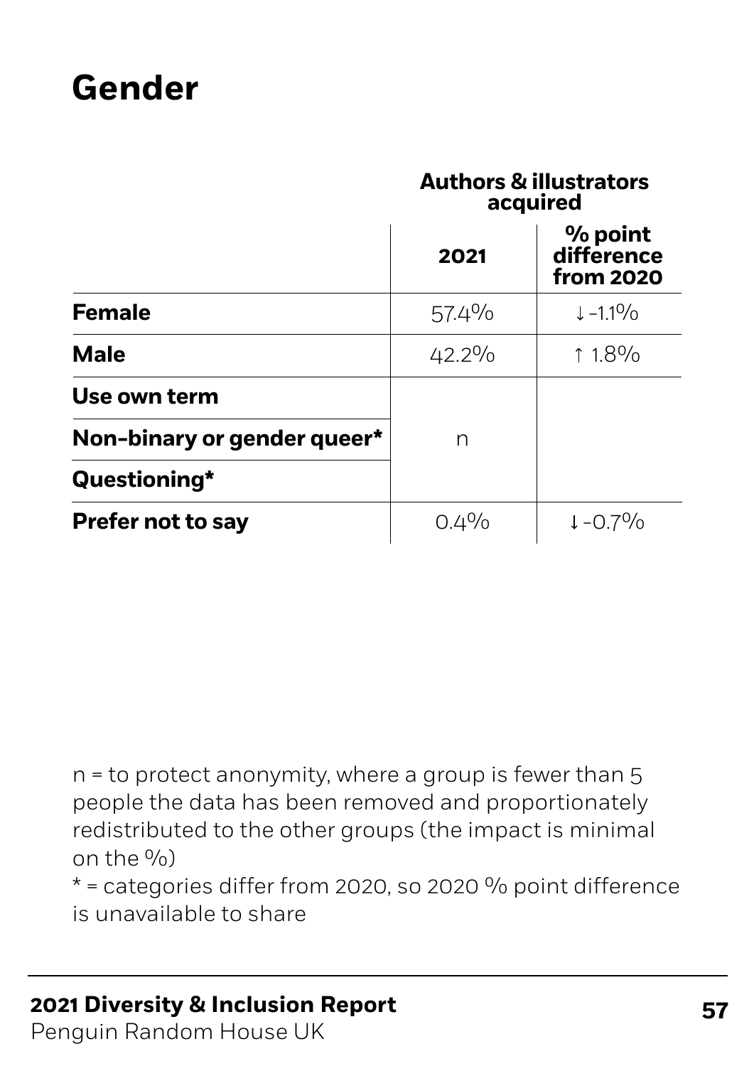# Gender

| | Authors & illustrators acquired | |
|---|---|---|
| | **2021** | **% point difference from 2020** |
| **Female** | 57.4% | ↓ -1.1% |
| **Male** | 42.2% | ↑ 1.8% |
| **Use own term** | n | |
| **Non-binary or gender queer*** | n | |
| **Questioning*** | n | |
| **Prefer not to say** | 0.4% | ↓ -0.7% |

n = to protect anonymity, where a group is fewer than 5 people the data has been removed and proportionately redistributed to the other groups (the impact is minimal on the %)

* = categories differ from 2020, so 2020 % point difference is unavailable to share

**2021 Diversity & Inclusion Report**
Penguin Random House UK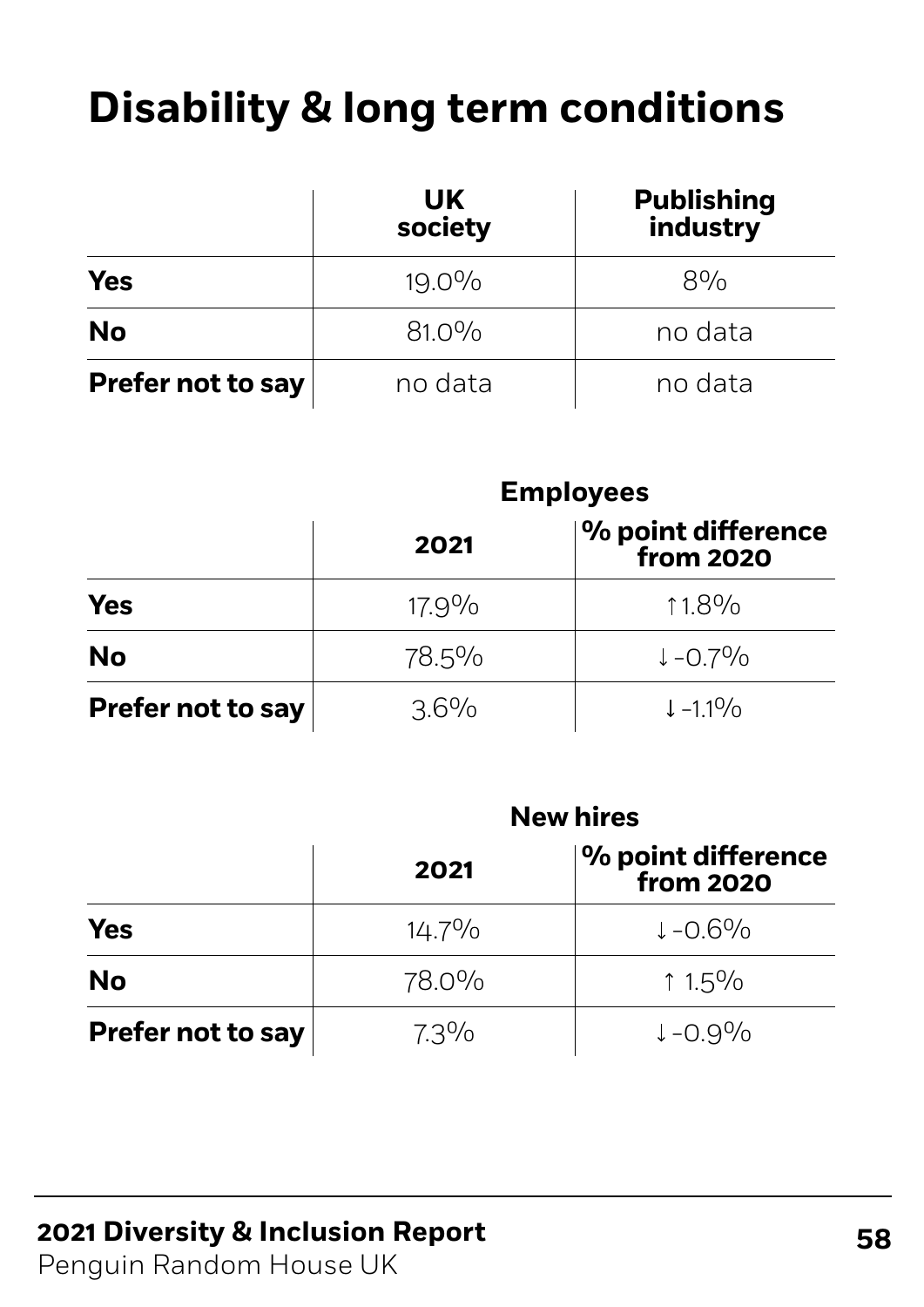# Disability & long term conditions

| | UK society | Publishing industry |
|---|---|---|
| **Yes** | 19.0% | 8% |
| **No** | 81.0% | no data |
| **Prefer not to say** | no data | no data |

| | Employees | |
|---|---|---|
| | **2021** | **% point difference from 2020** |
| **Yes** | 17.9% | ↑1.8% |
| **No** | 78.5% | ↓-0.7% |
| **Prefer not to say** | 3.6% | ↓-1.1% |

| | New hires | |
|---|---|---|
| | **2021** | **% point difference from 2020** |
| **Yes** | 14.7% | ↓-0.6% |
| **No** | 78.0% | ↑ 1.5% |
| **Prefer not to say** | 7.3% | ↓-0.9% |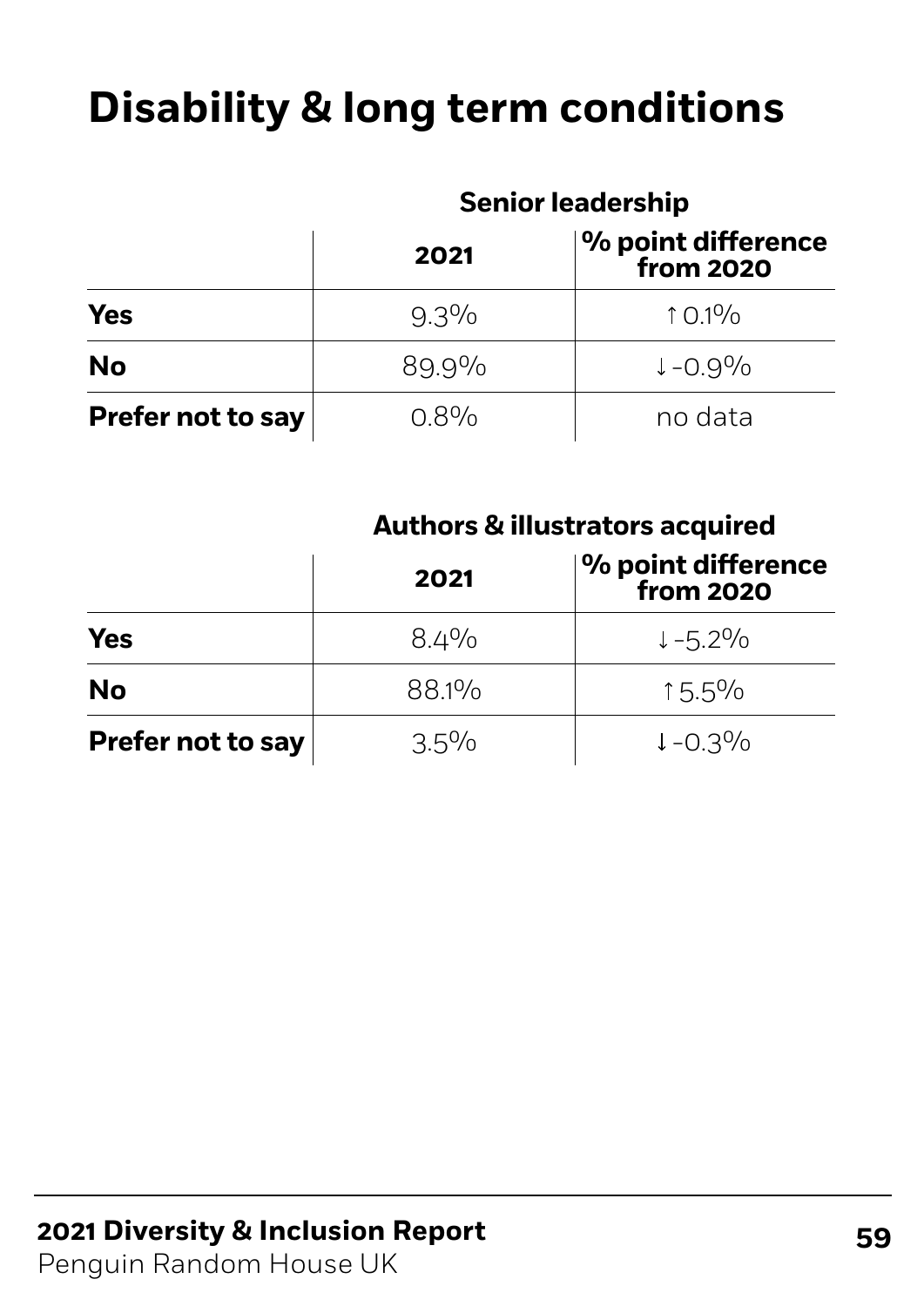# Disability & long term conditions

| | Senior leadership | |
|---|---|---|
| | **2021** | **% point difference from 2020** |
| **Yes** | 9.3% | ↑ 0.1% |
| **No** | 89.9% | ↓ -0.9% |
| **Prefer not to say** | 0.8% | no data |

| | Authors & illustrators acquired | |
|---|---|---|
| | **2021** | **% point difference from 2020** |
| **Yes** | 8.4% | ↓ -5.2% |
| **No** | 88.1% | ↑ 5.5% |
| **Prefer not to say** | 3.5% | ↓ -0.3% |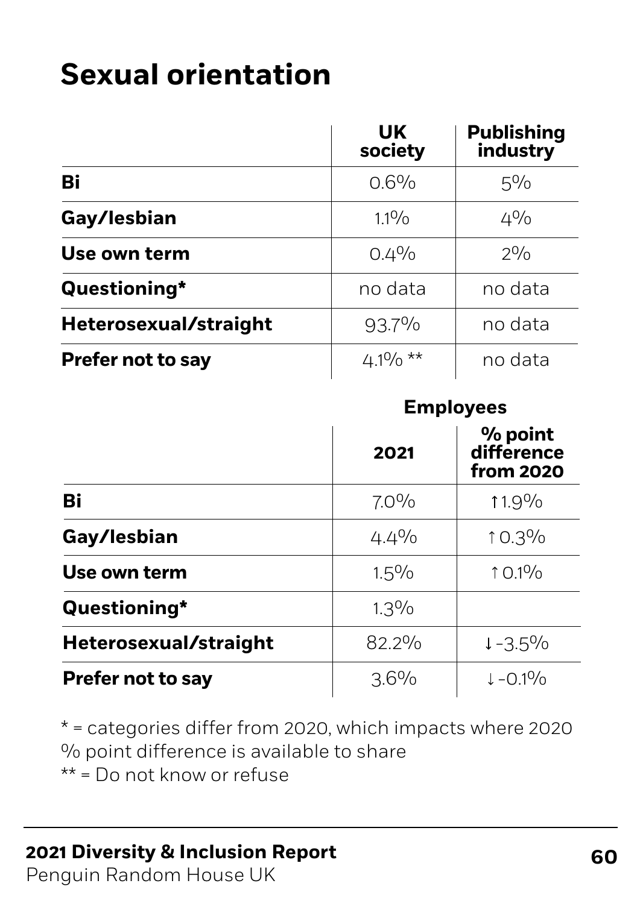# Sexual orientation

| | UK society | Publishing industry |
|---|---|---|
| **Bi** | 0.6% | 5% |
| **Gay/lesbian** | 1.1% | 4% |
| **Use own term** | 0.4% | 2% |
| **Questioning*** | no data | no data |
| **Heterosexual/straight** | 93.7% | no data |
| **Prefer not to say** | 4.1% ** | no data |

| | Employees | |
|---|---|---|
| | **2021** | **% point difference from 2020** |
| **Bi** | 7.0% | ↑1.9% |
| **Gay/lesbian** | 4.4% | ↑0.3% |
| **Use own term** | 1.5% | ↑0.1% |
| **Questioning*** | 1.3% | |
| **Heterosexual/straight** | 82.2% | ↓-3.5% |
| **Prefer not to say** | 3.6% | ↓-0.1% |

* = categories differ from 2020, which impacts where 2020 % point difference is available to share

** = Do not know or refuse

**2021 Diversity & Inclusion Report**
Penguin Random House UK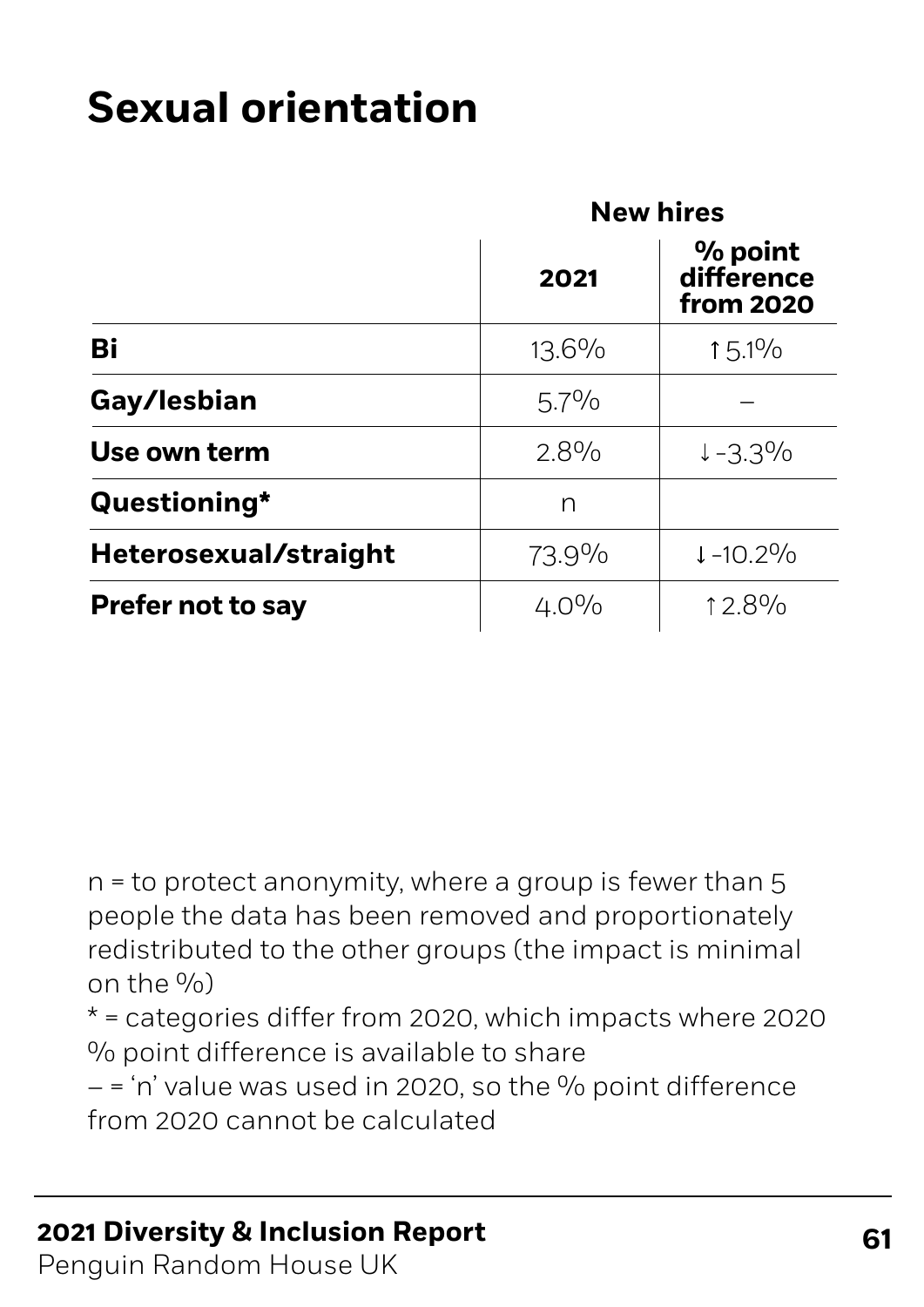# Sexual orientation

| | New hires | |
|---|---|---|
| | **2021** | **% point difference from 2020** |
| **Bi** | 13.6% | ↑5.1% |
| **Gay/lesbian** | 5.7% | – |
| **Use own term** | 2.8% | ↓-3.3% |
| **Questioning*** | n | |
| **Heterosexual/straight** | 73.9% | ↓-10.2% |
| **Prefer not to say** | 4.0% | ↑2.8% |

n = to protect anonymity, where a group is fewer than 5 people the data has been removed and proportionately redistributed to the other groups (the impact is minimal on the %)
* = categories differ from 2020, which impacts where 2020 % point difference is available to share
– = 'n' value was used in 2020, so the % point difference from 2020 cannot be calculated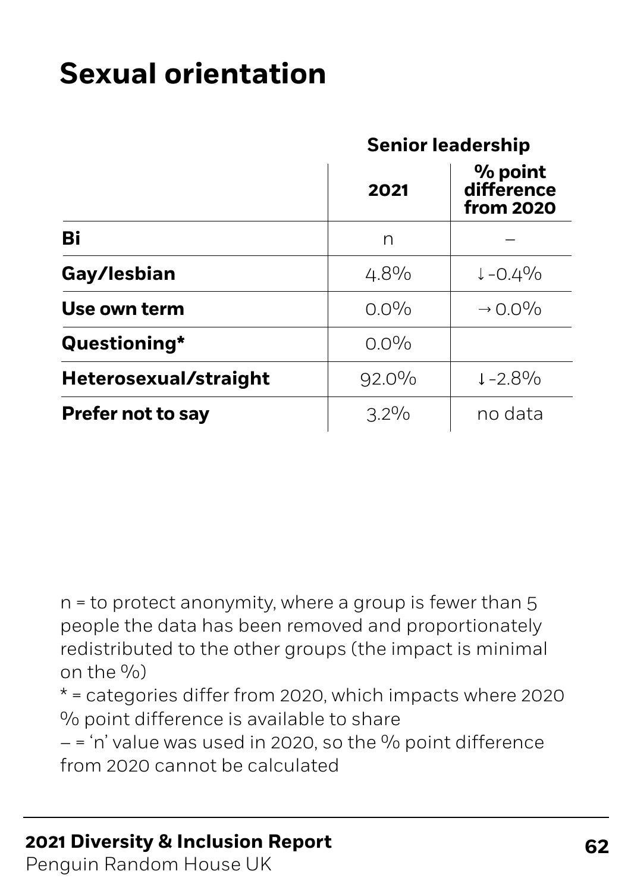# Sexual orientation

| | Senior leadership | |
|---|---|---|
| | **2021** | **% point difference from 2020** |
| **Bi** | n | – |
| **Gay/lesbian** | 4.8% | ↓ -0.4% |
| **Use own term** | 0.0% | → 0.0% |
| **Questioning*** | 0.0% | |
| **Heterosexual/straight** | 92.0% | ↓ -2.8% |
| **Prefer not to say** | 3.2% | no data |

n = to protect anonymity, where a group is fewer than 5 people the data has been removed and proportionately redistributed to the other groups (the impact is minimal on the %)

* = categories differ from 2020, which impacts where 2020 % point difference is available to share

– = 'n' value was used in 2020, so the % point difference from 2020 cannot be calculated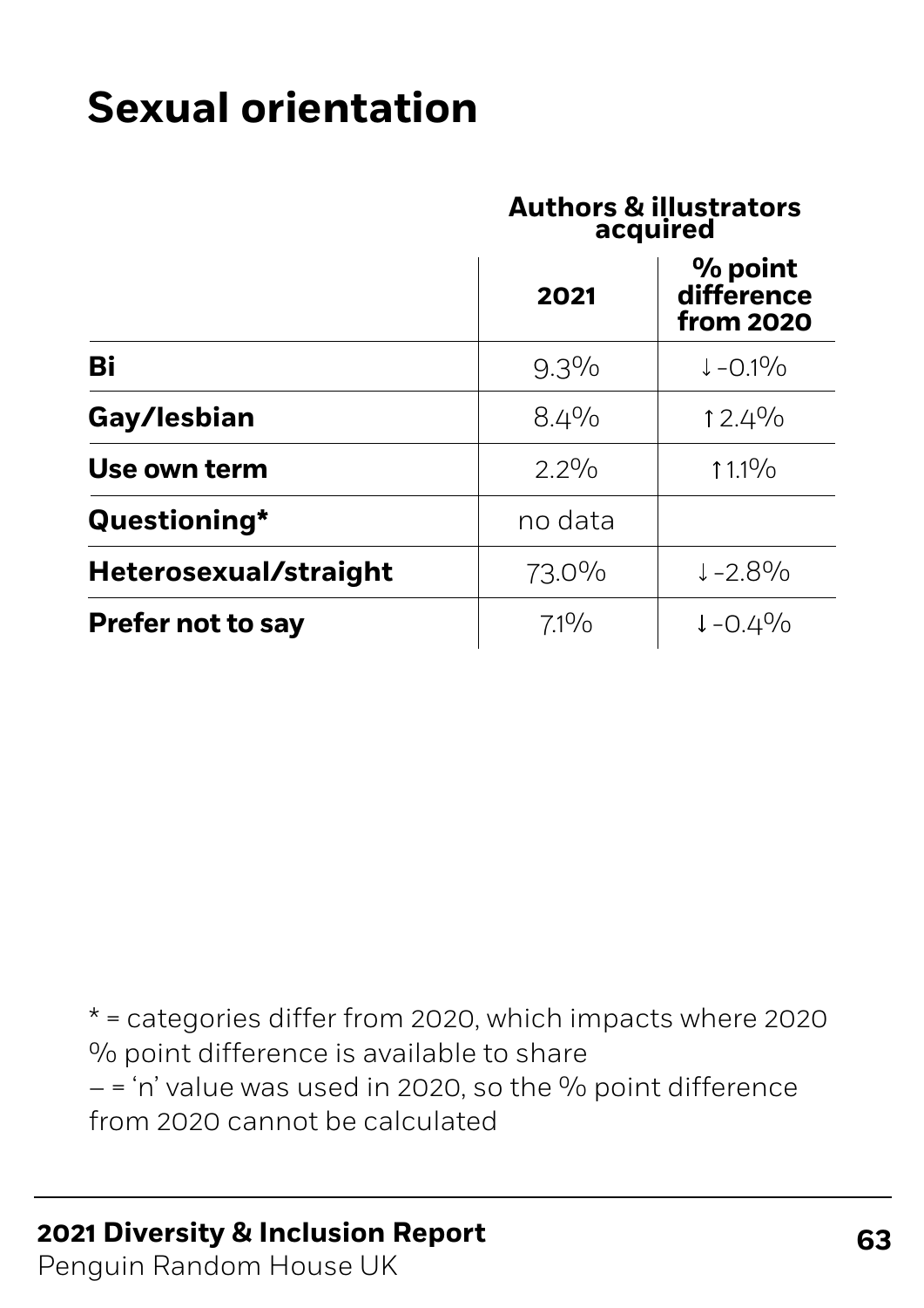# Sexual orientation

| | Authors & illustrators acquired | |
|---|---|---|
| | 2021 | % point difference from 2020 |
| **Bi** | 9.3% | ↓ -0.1% |
| **Gay/lesbian** | 8.4% | ↑ 2.4% |
| **Use own term** | 2.2% | ↑ 1.1% |
| **Questioning*** | no data | |
| **Heterosexual/straight** | 73.0% | ↓ -2.8% |
| **Prefer not to say** | 7.1% | ↓ -0.4% |

* = categories differ from 2020, which impacts where 2020 % point difference is available to share
– = 'n' value was used in 2020, so the % point difference from 2020 cannot be calculated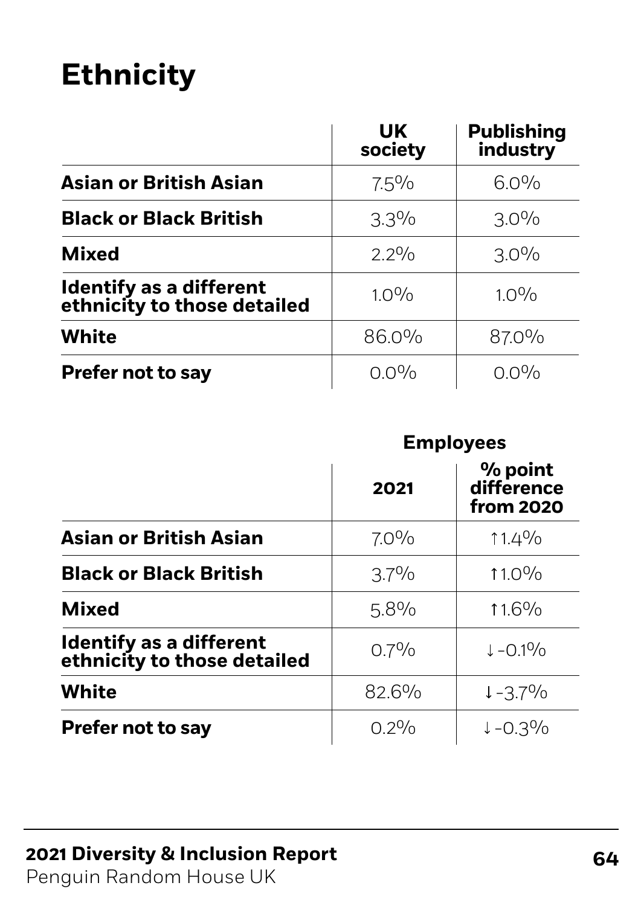# Ethnicity

| | UK society | Publishing industry |
|---|---|---|
| **Asian or British Asian** | 7.5% | 6.0% |
| **Black or Black British** | 3.3% | 3.0% |
| **Mixed** | 2.2% | 3.0% |
| **Identify as a different ethnicity to those detailed** | 1.0% | 1.0% |
| **White** | 86.0% | 87.0% |
| **Prefer not to say** | 0.0% | 0.0% |

| | Employees | |
|---|---|---|
| | 2021 | % point difference from 2020 |
| **Asian or British Asian** | 7.0% | ↑1.4% |
| **Black or Black British** | 3.7% | ↑1.0% |
| **Mixed** | 5.8% | ↑1.6% |
| **Identify as a different ethnicity to those detailed** | 0.7% | ↓-0.1% |
| **White** | 82.6% | ↓-3.7% |
| **Prefer not to say** | 0.2% | ↓-0.3% |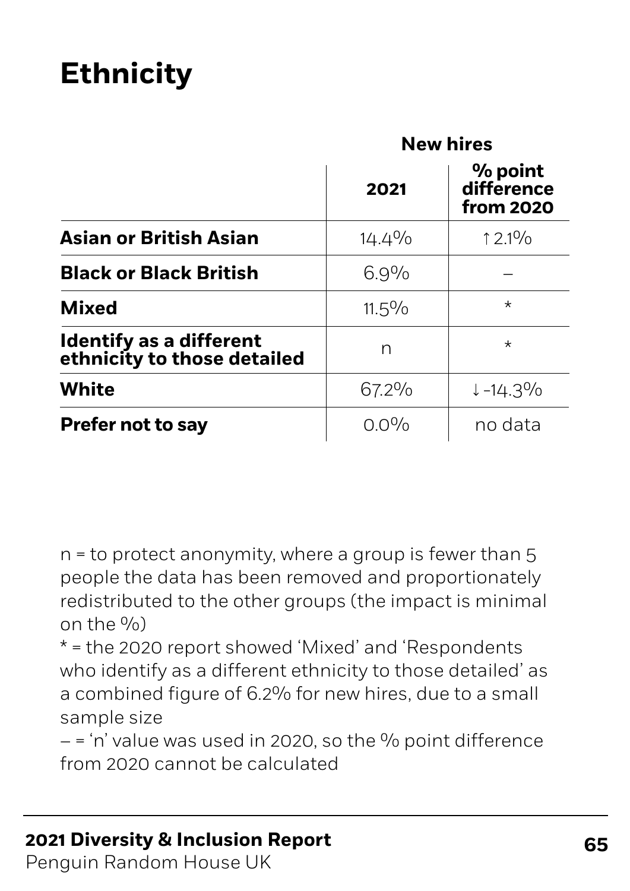# Ethnicity

| | New hires | |
|---|---|---|
| | **2021** | **% point difference from 2020** |
| **Asian or British Asian** | 14.4% | ↑ 2.1% |
| **Black or Black British** | 6.9% | – |
| **Mixed** | 11.5% | * |
| **Identify as a different ethnicity to those detailed** | n | * |
| **White** | 67.2% | ↓ -14.3% |
| **Prefer not to say** | 0.0% | no data |

n = to protect anonymity, where a group is fewer than 5 people the data has been removed and proportionately redistributed to the other groups (the impact is minimal on the %)
* = the 2020 report showed 'Mixed' and 'Respondents who identify as a different ethnicity to those detailed' as a combined figure of 6.2% for new hires, due to a small sample size
– = 'n' value was used in 2020, so the % point difference from 2020 cannot be calculated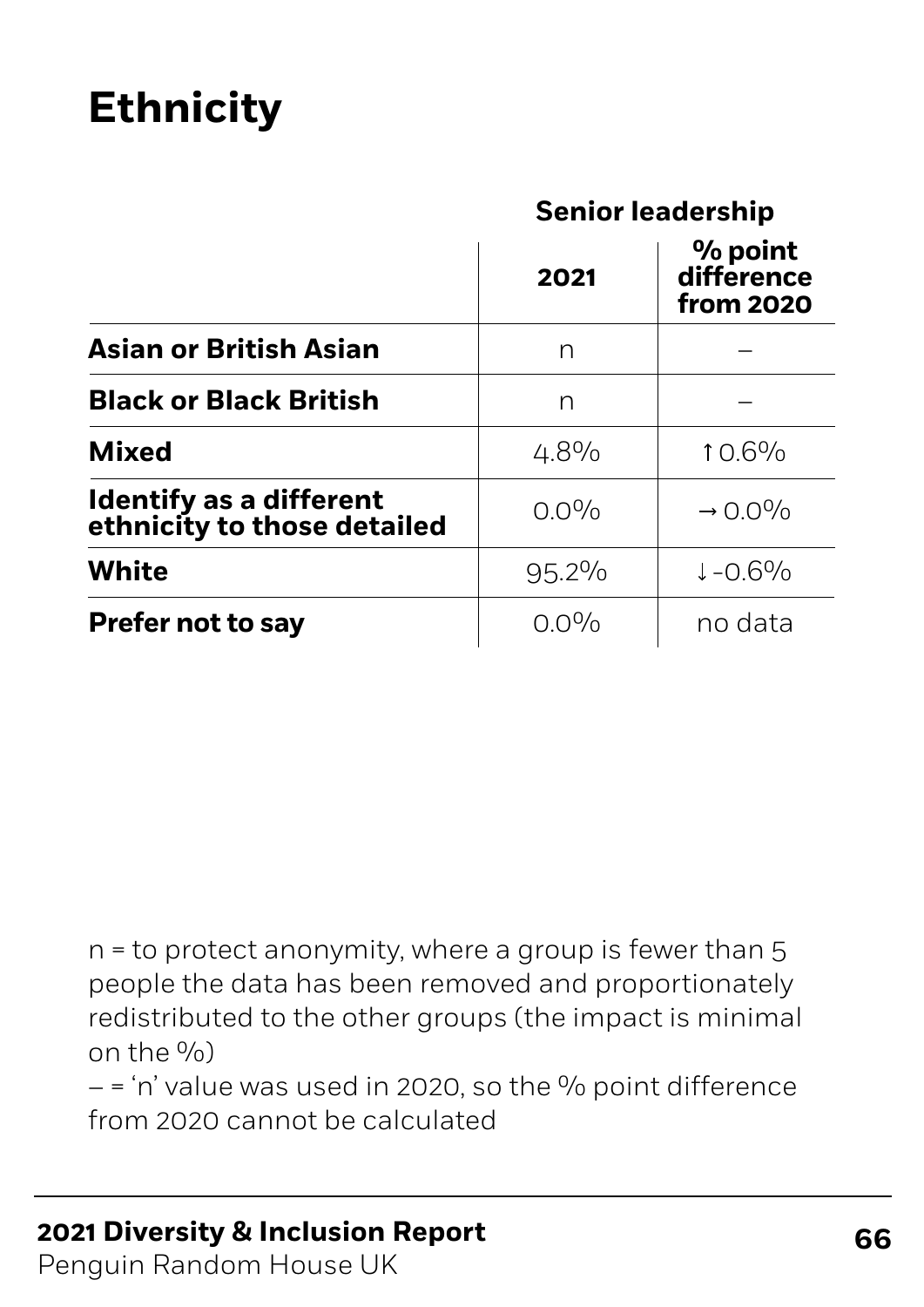# Ethnicity

| | Senior leadership | |
|---|---|---|
| | 2021 | % point difference from 2020 |
| **Asian or British Asian** | n | – |
| **Black or Black British** | n | – |
| **Mixed** | 4.8% | ↑0.6% |
| **Identify as a different ethnicity to those detailed** | 0.0% | → 0.0% |
| **White** | 95.2% | ↓-0.6% |
| **Prefer not to say** | 0.0% | no data |

n = to protect anonymity, where a group is fewer than 5 people the data has been removed and proportionately redistributed to the other groups (the impact is minimal on the %)

– = 'n' value was used in 2020, so the % point difference from 2020 cannot be calculated

**2021 Diversity & Inclusion Report**
Penguin Random House UK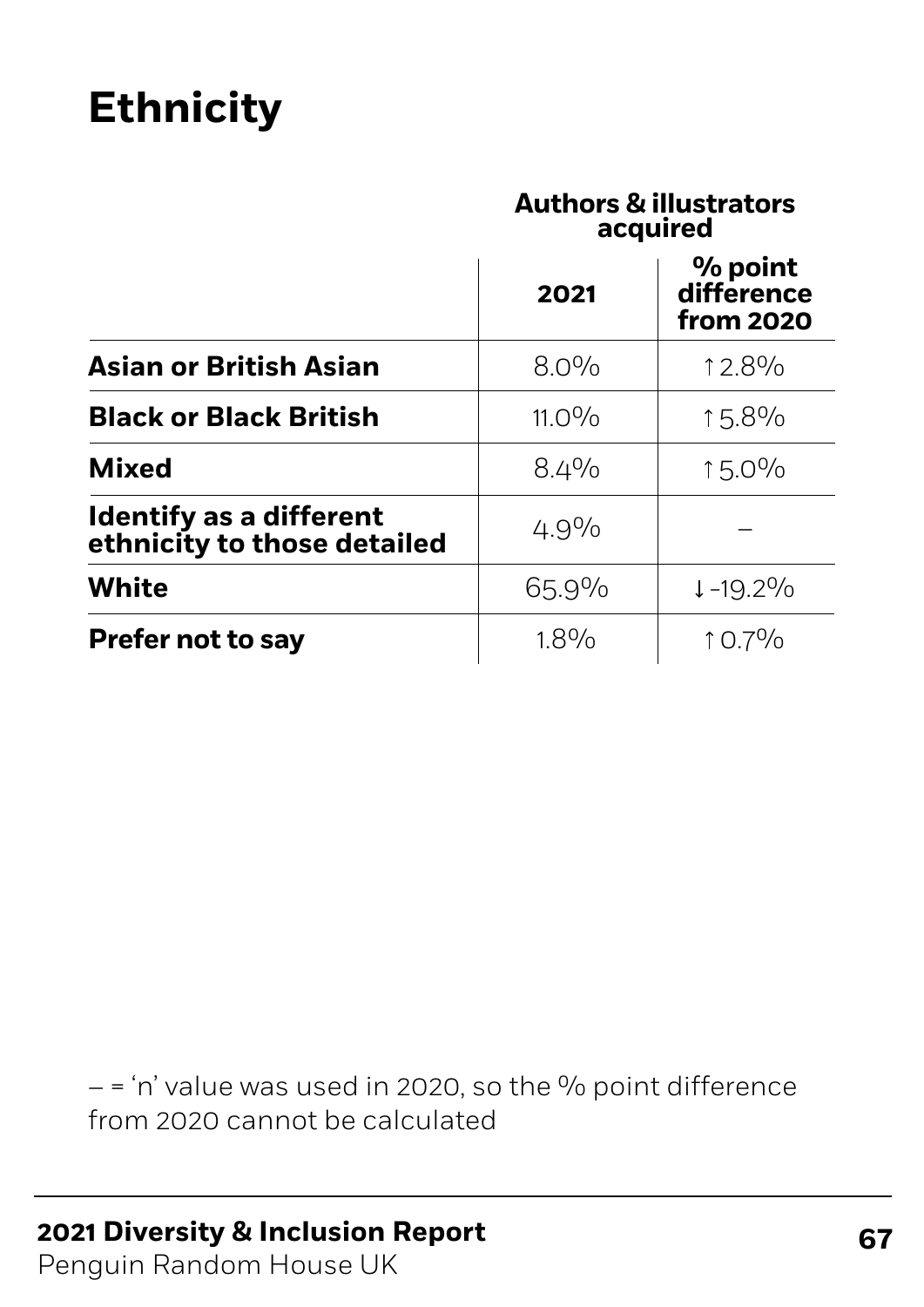# Ethnicity

| | Authors & illustrators acquired | |
|---|---|---|
| | 2021 | % point difference from 2020 |
| **Asian or British Asian** | 8.0% | ↑2.8% |
| **Black or Black British** | 11.0% | ↑5.8% |
| **Mixed** | 8.4% | ↑5.0% |
| **Identify as a different ethnicity to those detailed** | 4.9% | – |
| **White** | 65.9% | ↓-19.2% |
| **Prefer not to say** | 1.8% | ↑0.7% |

– = 'n' value was used in 2020, so the % point difference from 2020 cannot be calculated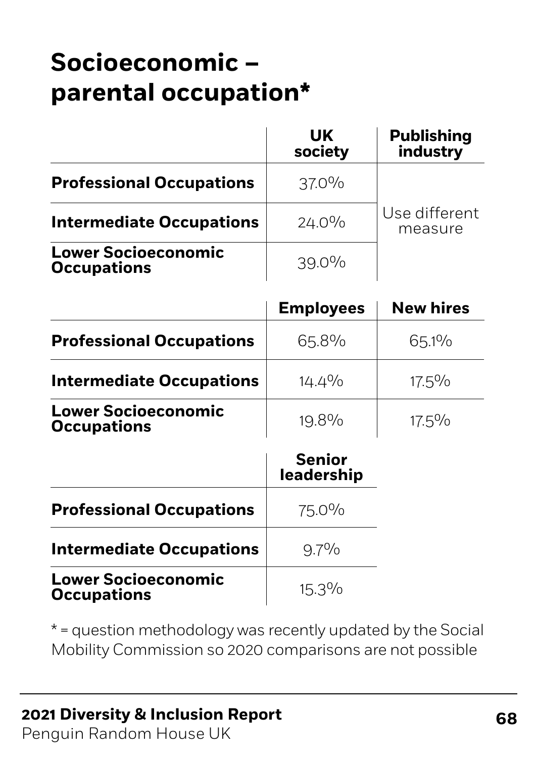# Socioeconomic – parental occupation*

| | UK society | Publishing industry |
|---|---|---|
| **Professional Occupations** | 37.0% | Use different measure |
| **Intermediate Occupations** | 24.0% | |
| **Lower Socioeconomic Occupations** | 39.0% | |

| | Employees | New hires |
|---|---|---|
| **Professional Occupations** | 65.8% | 65.1% |
| **Intermediate Occupations** | 14.4% | 17.5% |
| **Lower Socioeconomic Occupations** | 19.8% | 17.5% |

| | Senior leadership |
|---|---|
| **Professional Occupations** | 75.0% |
| **Intermediate Occupations** | 9.7% |
| **Lower Socioeconomic Occupations** | 15.3% |

* = question methodology was recently updated by the Social Mobility Commission so 2020 comparisons are not possible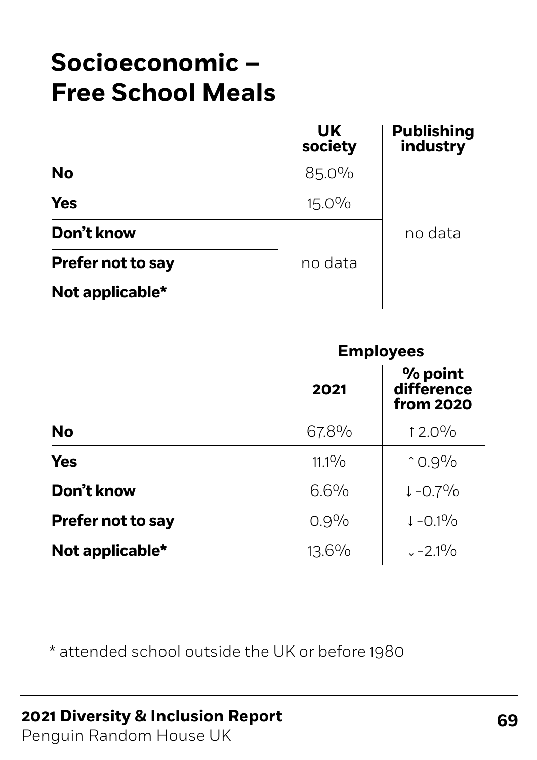# Socioeconomic – Free School Meals

| | UK society | Publishing industry |
|---|---|---|
| **No** | 85.0% | no data |
| **Yes** | 15.0% | no data |
| **Don't know** | no data | no data |
| **Prefer not to say** | no data | no data |
| **Not applicable*** | no data | no data |

| | Employees | |
|---|---|---|
| | **2021** | **% point difference from 2020** |
| **No** | 67.8% | ↑ 2.0% |
| **Yes** | 11.1% | ↑ 0.9% |
| **Don't know** | 6.6% | ↓ -0.7% |
| **Prefer not to say** | 0.9% | ↓ -0.1% |
| **Not applicable*** | 13.6% | ↓ -2.1% |

* attended school outside the UK or before 1980

**2021 Diversity & Inclusion Report**
Penguin Random House UK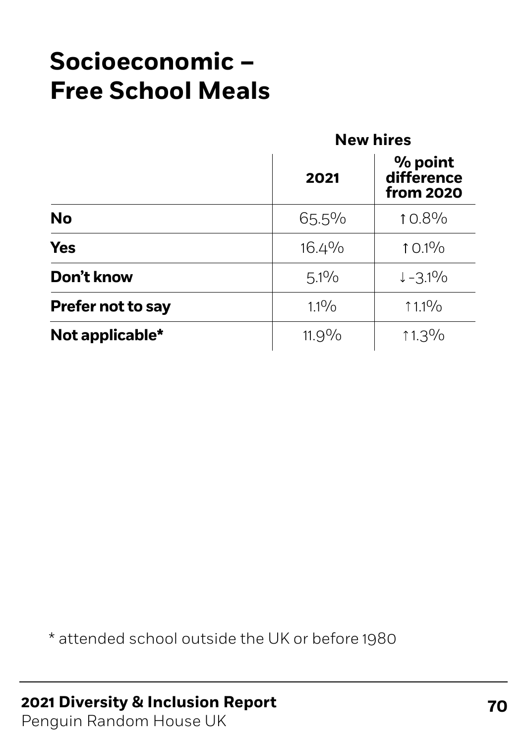# Socioeconomic – Free School Meals

| | New hires | |
|---|---|---|
| | **2021** | **% point difference from 2020** |
| **No** | 65.5% | ↑ 0.8% |
| **Yes** | 16.4% | ↑ 0.1% |
| **Don't know** | 5.1% | ↓ -3.1% |
| **Prefer not to say** | 1.1% | ↑ 1.1% |
| **Not applicable*** | 11.9% | ↑ 1.3% |

* attended school outside the UK or before 1980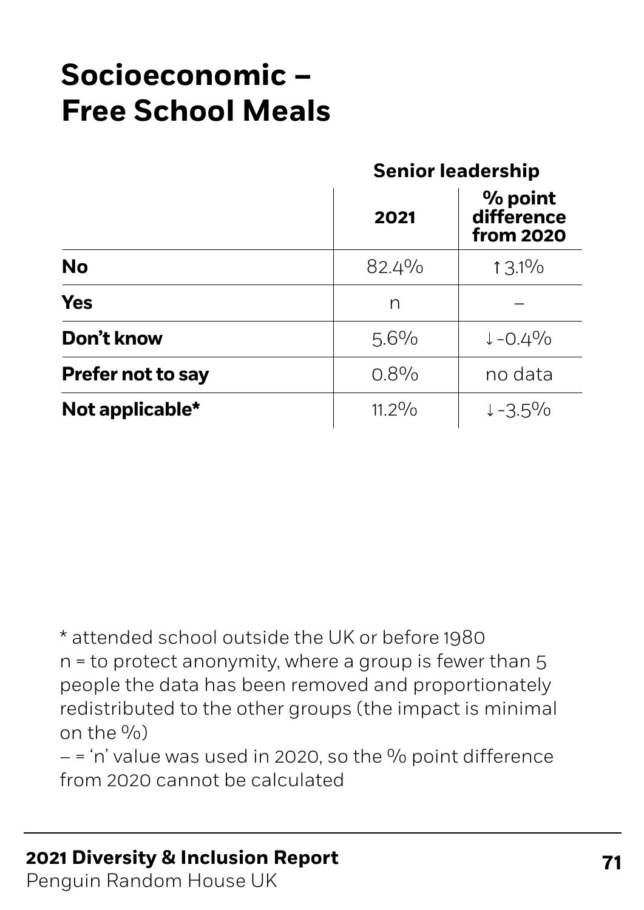# Socioeconomic – Free School Meals

| | Senior leadership | |
|---|---|---|
| | 2021 | % point difference from 2020 |
| **No** | 82.4% | ↑3.1% |
| **Yes** | n | – |
| **Don't know** | 5.6% | ↓-0.4% |
| **Prefer not to say** | 0.8% | no data |
| **Not applicable*** | 11.2% | ↓-3.5% |

* attended school outside the UK or before 1980
n = to protect anonymity, where a group is fewer than 5 people the data has been removed and proportionately redistributed to the other groups (the impact is minimal on the %)
– = 'n' value was used in 2020, so the % point difference from 2020 cannot be calculated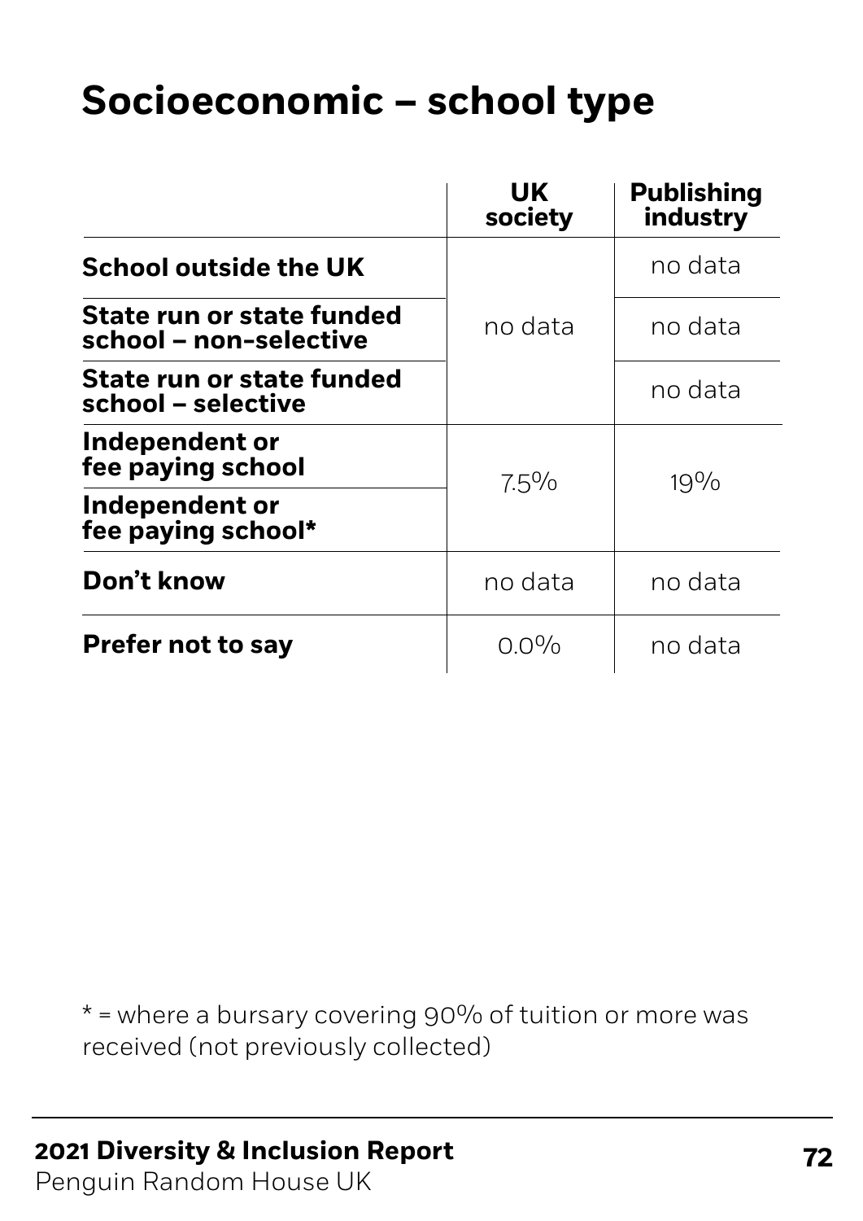# Socioeconomic – school type

| | UK society | Publishing industry |
|---|---|---|
| **School outside the UK** | no data | no data |
| **State run or state funded school – non-selective** | | no data |
| **State run or state funded school – selective** | | no data |
| **Independent or fee paying school** | 7.5% | 19% |
| **Independent or fee paying school*** | | |
| **Don't know** | no data | no data |
| **Prefer not to say** | 0.0% | no data |

* = where a bursary covering 90% of tuition or more was received (not previously collected)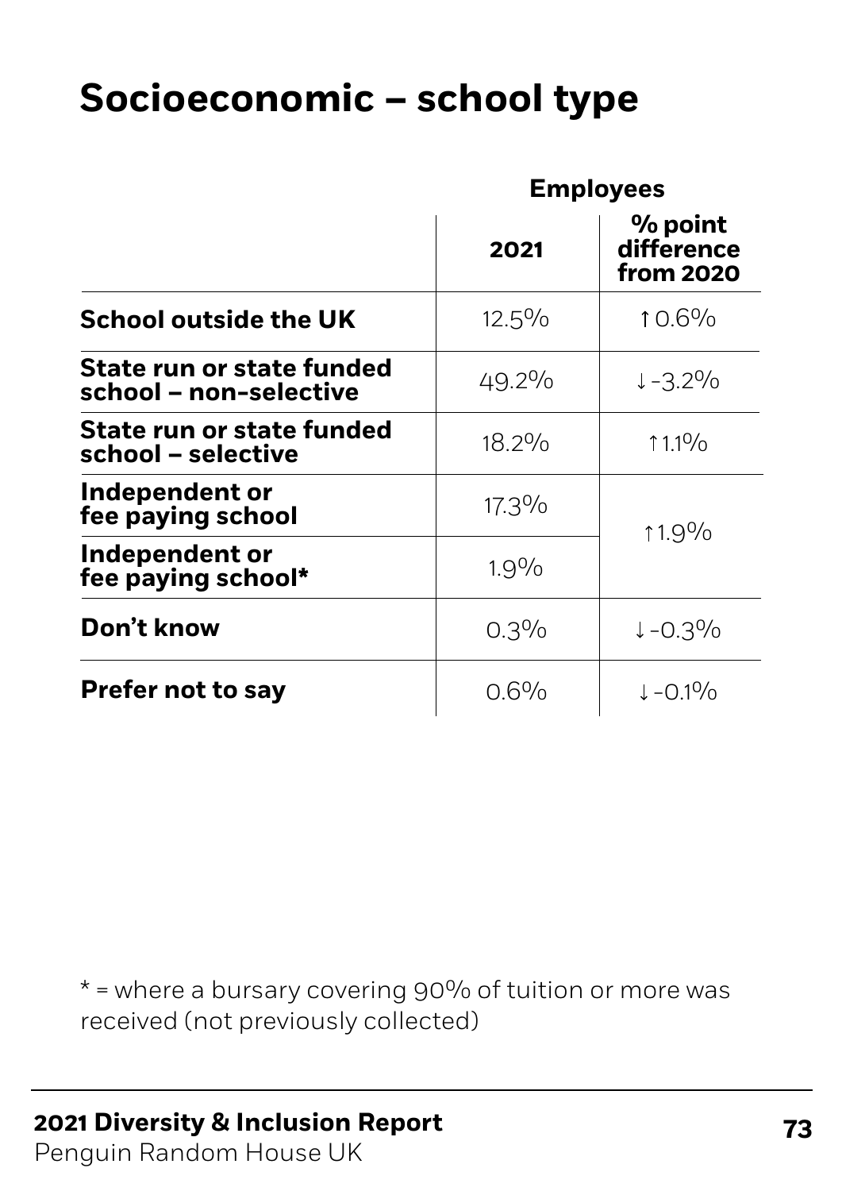# Socioeconomic – school type

| | Employees | |
|---|---|---|
| | **2021** | **% point difference from 2020** |
| **School outside the UK** | 12.5% | ↑0.6% |
| **State run or state funded school – non-selective** | 49.2% | ↓-3.2% |
| **State run or state funded school – selective** | 18.2% | ↑1.1% |
| **Independent or fee paying school** | 17.3% | ↑1.9% |
| **Independent or fee paying school*** | 1.9% | |
| **Don't know** | 0.3% | ↓-0.3% |
| **Prefer not to say** | 0.6% | ↓-0.1% |

* = where a bursary covering 90% of tuition or more was received (not previously collected)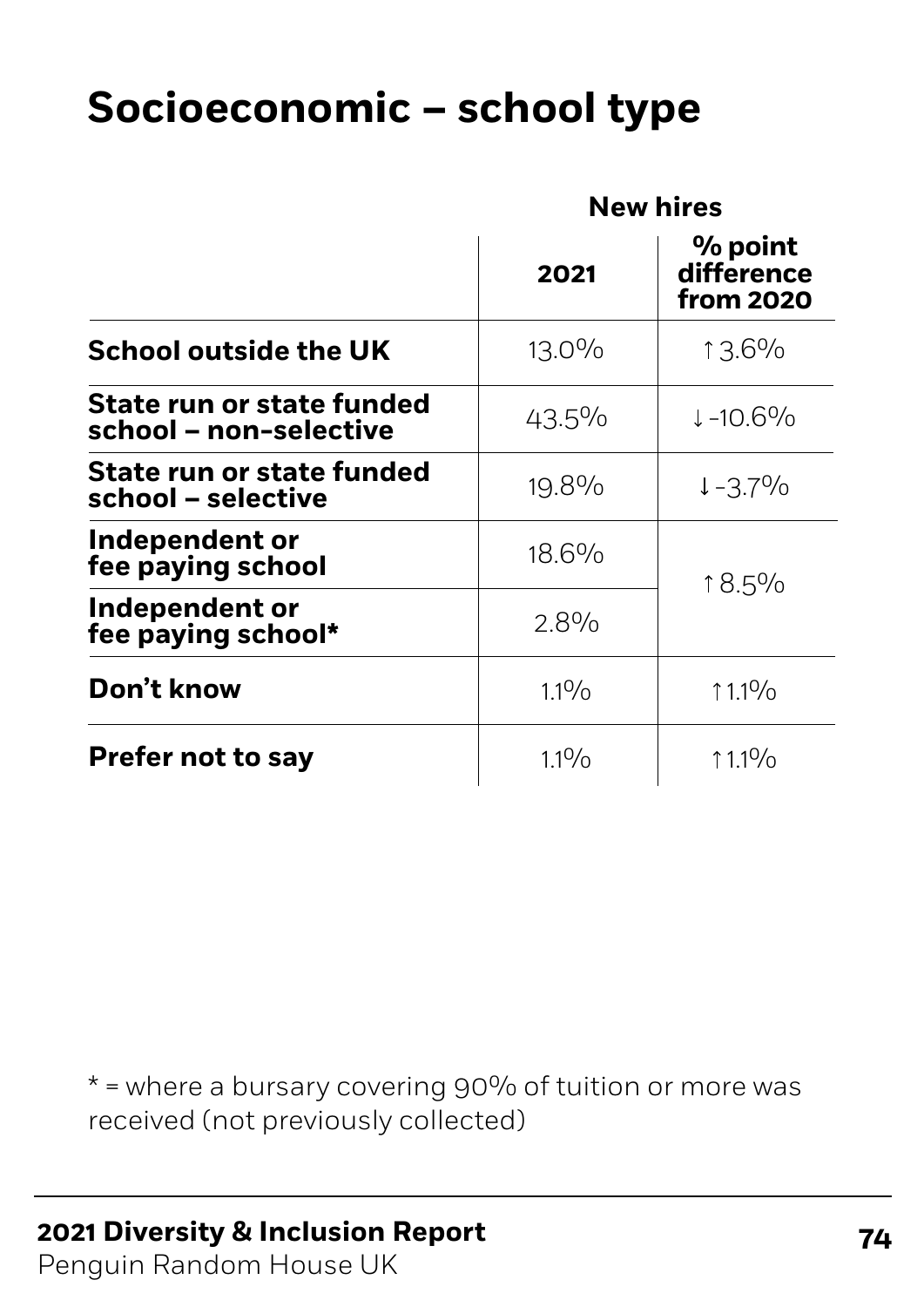# Socioeconomic – school type

| | New hires | |
|---|---|---|
| | 2021 | % point difference from 2020 |
| **School outside the UK** | 13.0% | ↑3.6% |
| **State run or state funded school – non-selective** | 43.5% | ↓-10.6% |
| **State run or state funded school – selective** | 19.8% | ↓-3.7% |
| **Independent or fee paying school** | 18.6% | ↑8.5% |
| **Independent or fee paying school*** | 2.8% | |
| **Don't know** | 1.1% | ↑1.1% |
| **Prefer not to say** | 1.1% | ↑1.1% |

* = where a bursary covering 90% of tuition or more was received (not previously collected)

**2021 Diversity & Inclusion Report**
Penguin Random House UK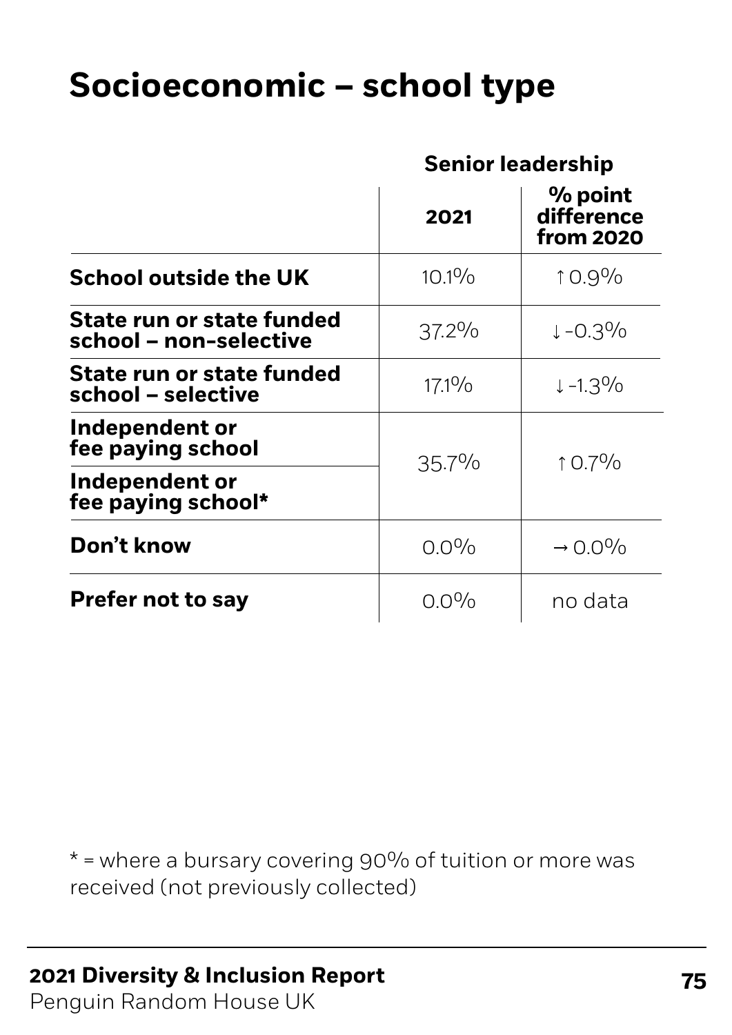# Socioeconomic – school type

| | Senior leadership | |
|---|---|---|
| | 2021 | % point difference from 2020 |
| **School outside the UK** | 10.1% | ↑ 0.9% |
| **State run or state funded school – non-selective** | 37.2% | ↓ -0.3% |
| **State run or state funded school – selective** | 17.1% | ↓ -1.3% |
| **Independent or fee paying school** | 35.7% | ↑ 0.7% |
| **Independent or fee paying school*** | | |
| **Don't know** | 0.0% | → 0.0% |
| **Prefer not to say** | 0.0% | no data |

* = where a bursary covering 90% of tuition or more was received (not previously collected)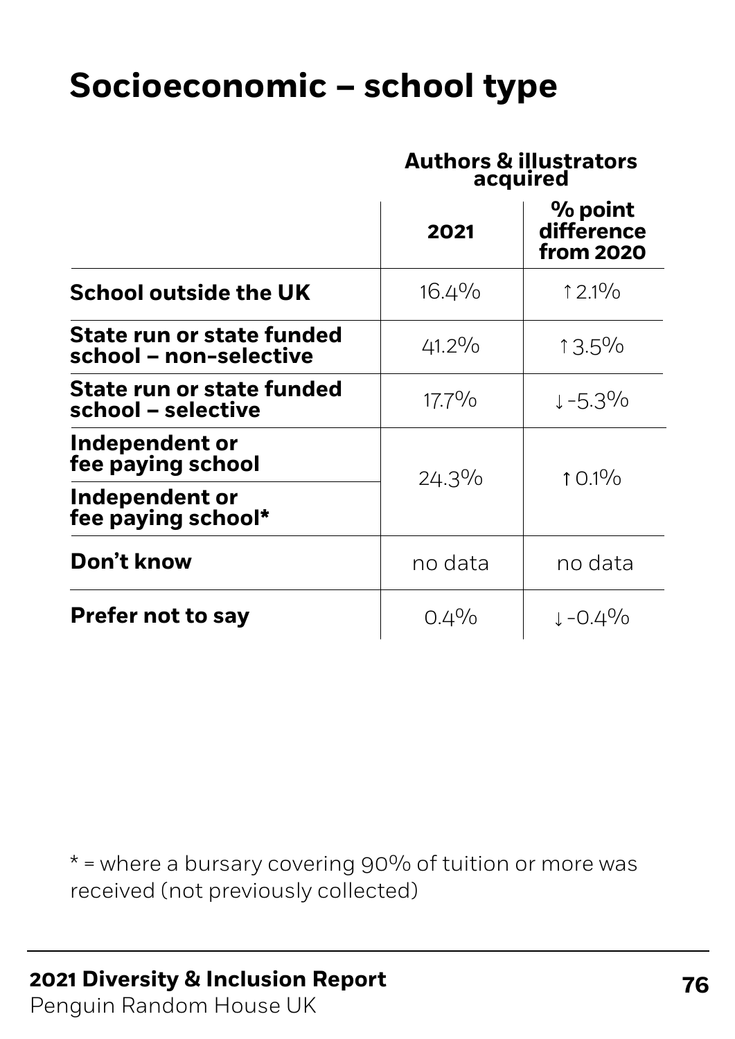# Socioeconomic – school type

| | Authors & illustrators acquired | |
|---|---|---|
| | 2021 | % point difference from 2020 |
| School outside the UK | 16.4% | ↑2.1% |
| State run or state funded school – non-selective | 41.2% | ↑3.5% |
| State run or state funded school – selective | 17.7% | ↓-5.3% |
| Independent or fee paying school | 24.3% | ↑0.1% |
| Independent or fee paying school* | | |
| Don't know | no data | no data |
| Prefer not to say | 0.4% | ↓-0.4% |

* = where a bursary covering 90% of tuition or more was received (not previously collected)

**2021 Diversity & Inclusion Report**
Penguin Random House UK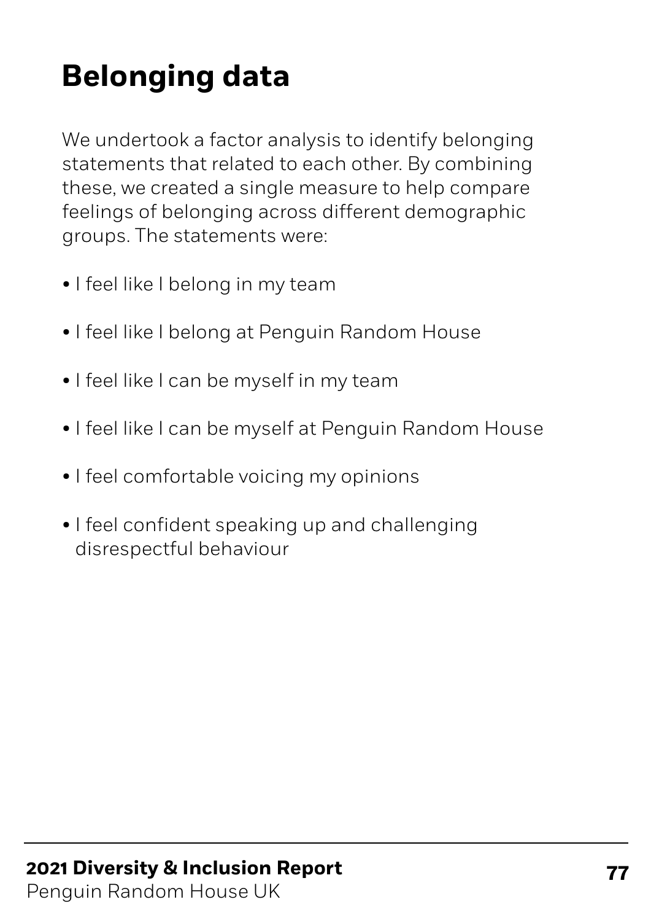# Belonging data

We undertook a factor analysis to identify belonging statements that related to each other. By combining these, we created a single measure to help compare feelings of belonging across different demographic groups. The statements were:

- I feel like I belong in my team
- I feel like I belong at Penguin Random House
- I feel like I can be myself in my team
- I feel like I can be myself at Penguin Random House
- I feel comfortable voicing my opinions
- I feel confident speaking up and challenging disrespectful behaviour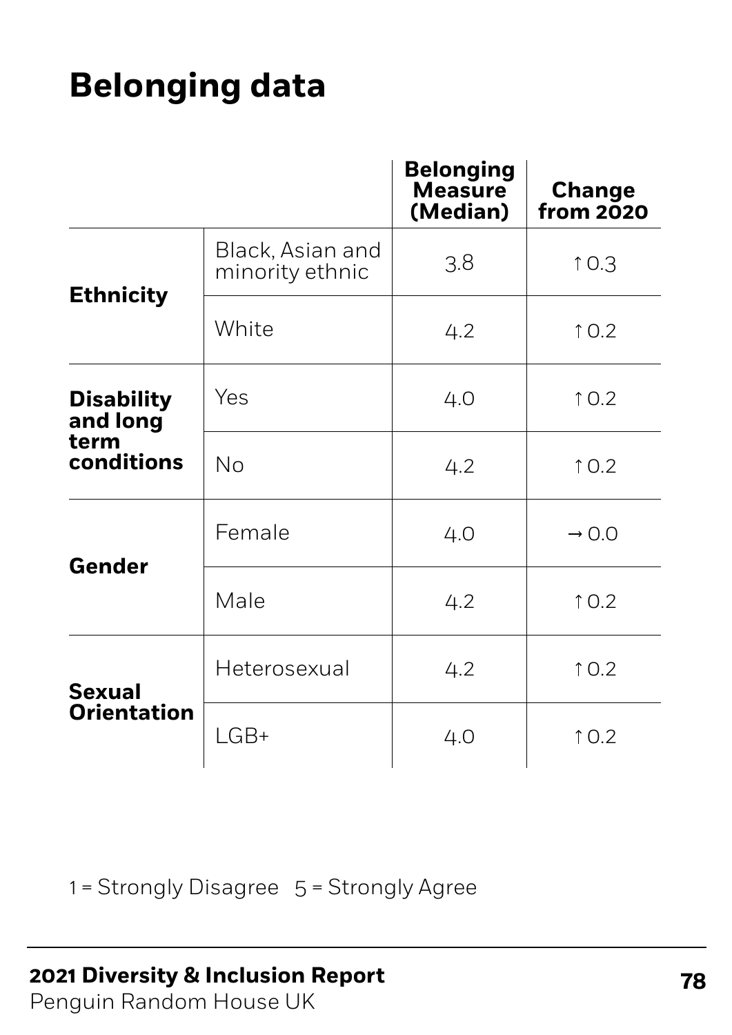# Belonging data

| | | Belonging Measure (Median) | Change from 2020 |
|---|---|---|---|
| **Ethnicity** | Black, Asian and minority ethnic | 3.8 | ↑ 0.3 |
| | White | 4.2 | ↑ 0.2 |
| **Disability and long term conditions** | Yes | 4.0 | ↑ 0.2 |
| | No | 4.2 | ↑ 0.2 |
| **Gender** | Female | 4.0 | → 0.0 |
| | Male | 4.2 | ↑ 0.2 |
| **Sexual Orientation** | Heterosexual | 4.2 | ↑ 0.2 |
| | LGB+ | 4.0 | ↑ 0.2 |

1 = Strongly Disagree 5 = Strongly Agree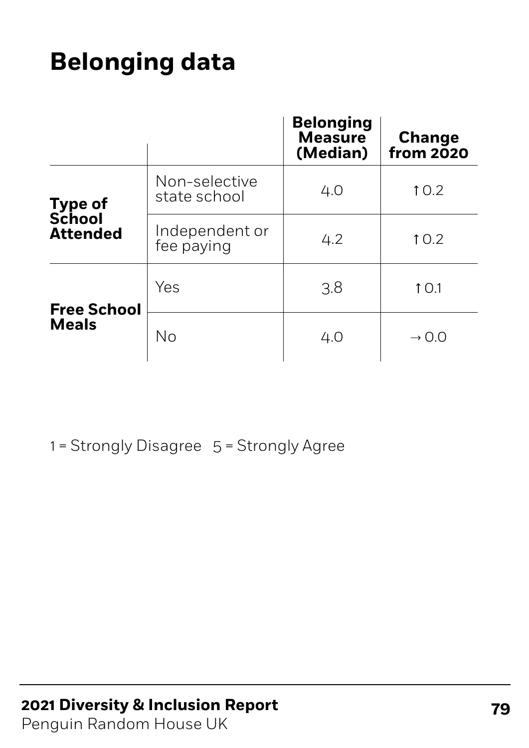# Belonging data

| | | Belonging Measure (Median) | Change from 2020 |
|---|---|---|---|
| **Type of School Attended** | Non-selective state school | 4.0 | ↑ 0.2 |
| | Independent or fee paying | 4.2 | ↑ 0.2 |
| **Free School Meals** | Yes | 3.8 | ↑ 0.1 |
| | No | 4.0 | → 0.0 |

1 = Strongly Disagree   5 = Strongly Agree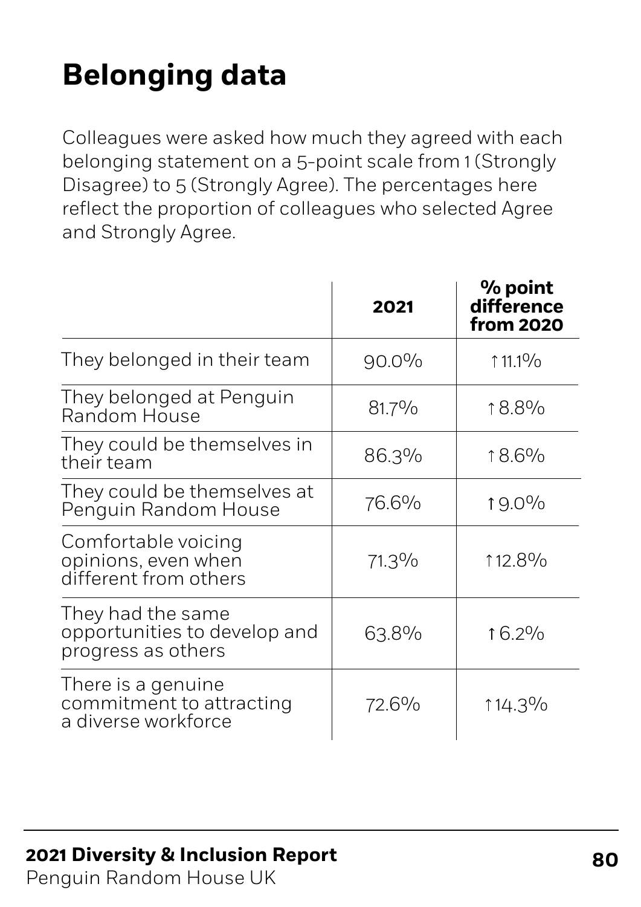# Belonging data

Colleagues were asked how much they agreed with each belonging statement on a 5-point scale from 1 (Strongly Disagree) to 5 (Strongly Agree). The percentages here reflect the proportion of colleagues who selected Agree and Strongly Agree.

| | 2021 | % point difference from 2020 |
|---|---|---|
| They belonged in their team | 90.0% | ↑11.1% |
| They belonged at Penguin Random House | 81.7% | ↑8.8% |
| They could be themselves in their team | 86.3% | ↑8.6% |
| They could be themselves at Penguin Random House | 76.6% | ↑9.0% |
| Comfortable voicing opinions, even when different from others | 71.3% | ↑12.8% |
| They had the same opportunities to develop and progress as others | 63.8% | ↑6.2% |
| There is a genuine commitment to attracting a diverse workforce | 72.6% | ↑14.3% |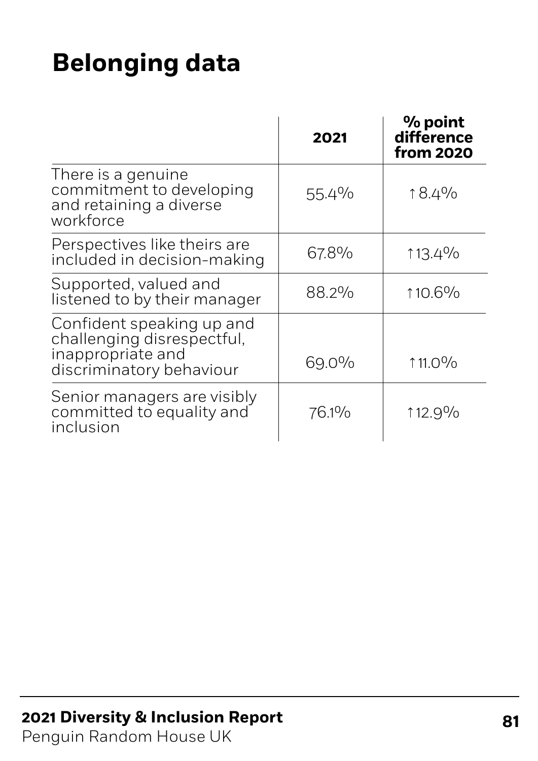# Belonging data

| | 2021 | % point difference from 2020 |
|---|---|---|
| There is a genuine commitment to developing and retaining a diverse workforce | 55.4% | ↑8.4% |
| Perspectives like theirs are included in decision-making | 67.8% | ↑13.4% |
| Supported, valued and listened to by their manager | 88.2% | ↑10.6% |
| Confident speaking up and challenging disrespectful, inappropriate and discriminatory behaviour | 69.0% | ↑11.0% |
| Senior managers are visibly committed to equality and inclusion | 76.1% | ↑12.9% |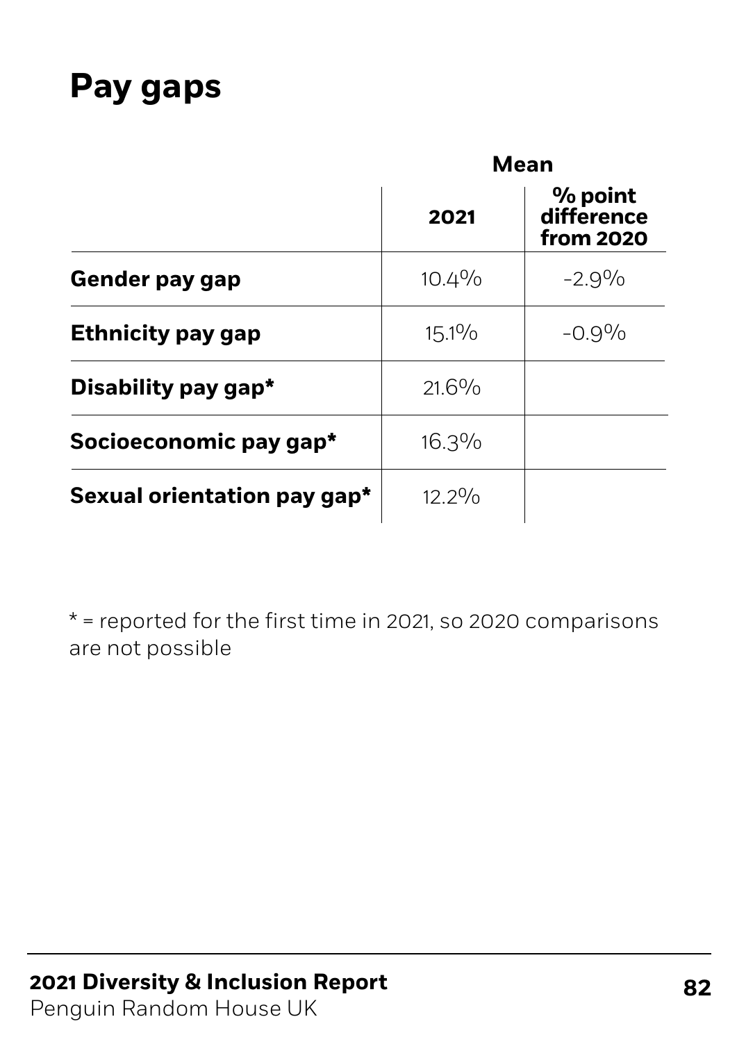# Pay gaps

| | Mean | |
|---|---|---|
| | **2021** | **% point difference from 2020** |
| **Gender pay gap** | 10.4% | -2.9% |
| **Ethnicity pay gap** | 15.1% | -0.9% |
| **Disability pay gap*** | 21.6% | |
| **Socioeconomic pay gap*** | 16.3% | |
| **Sexual orientation pay gap*** | 12.2% | |

* = reported for the first time in 2021, so 2020 comparisons are not possible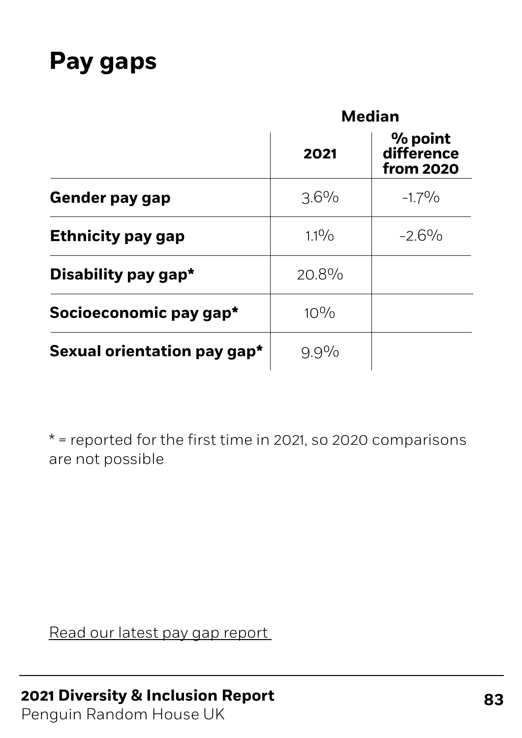# Pay gaps

| | Median | |
|---|---|---|
| | **2021** | **% point difference from 2020** |
| **Gender pay gap** | 3.6% | -1.7% |
| **Ethnicity pay gap** | 1.1% | -2.6% |
| **Disability pay gap*** | 20.8% | |
| **Socioeconomic pay gap*** | 10% | |
| **Sexual orientation pay gap*** | 9.9% | |

* = reported for the first time in 2021, so 2020 comparisons are not possible

Read our latest pay gap report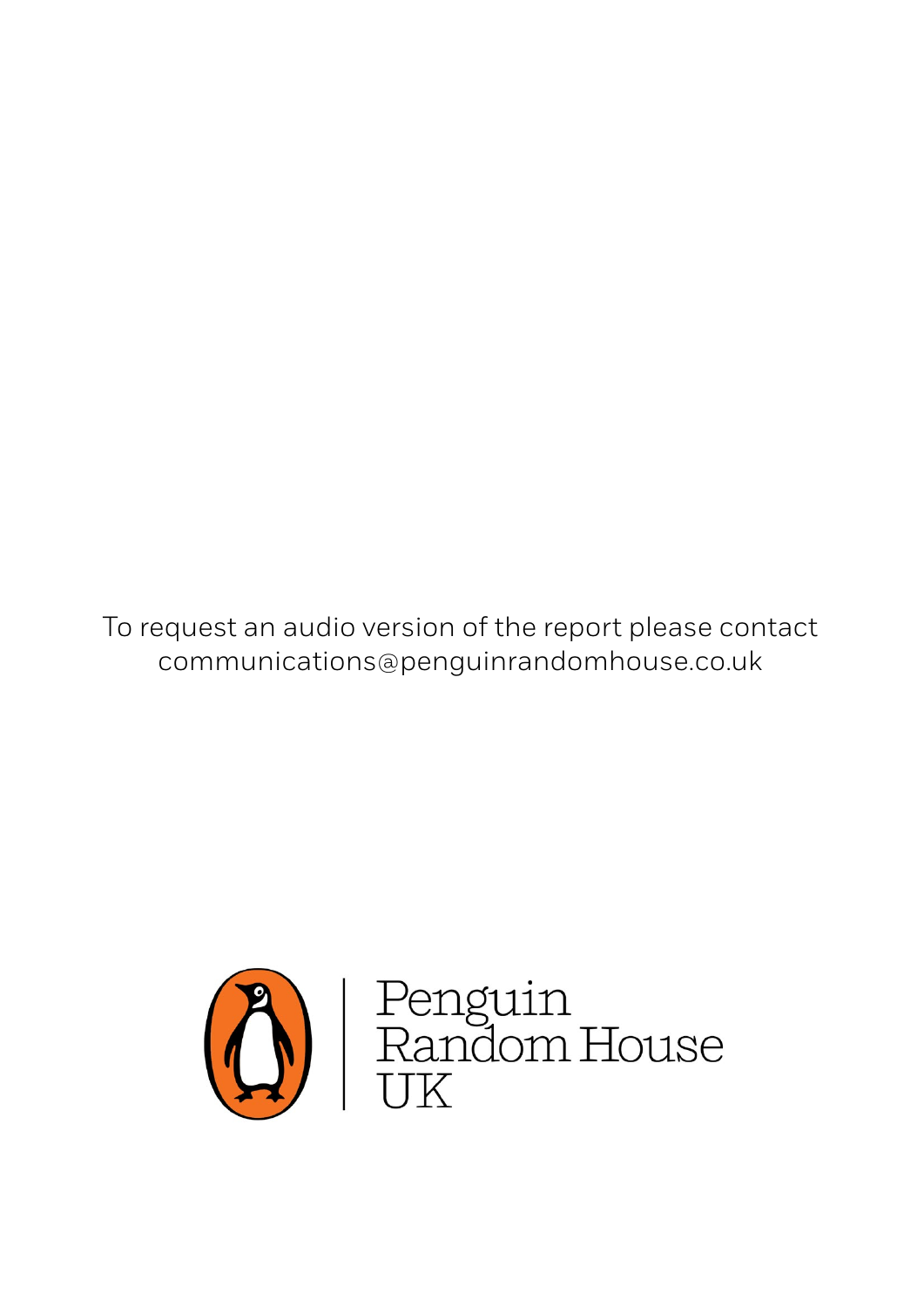To request an audio version of the report please contact
communications@penguinrandomhouse.co.uk

Penguin
Random House
UK